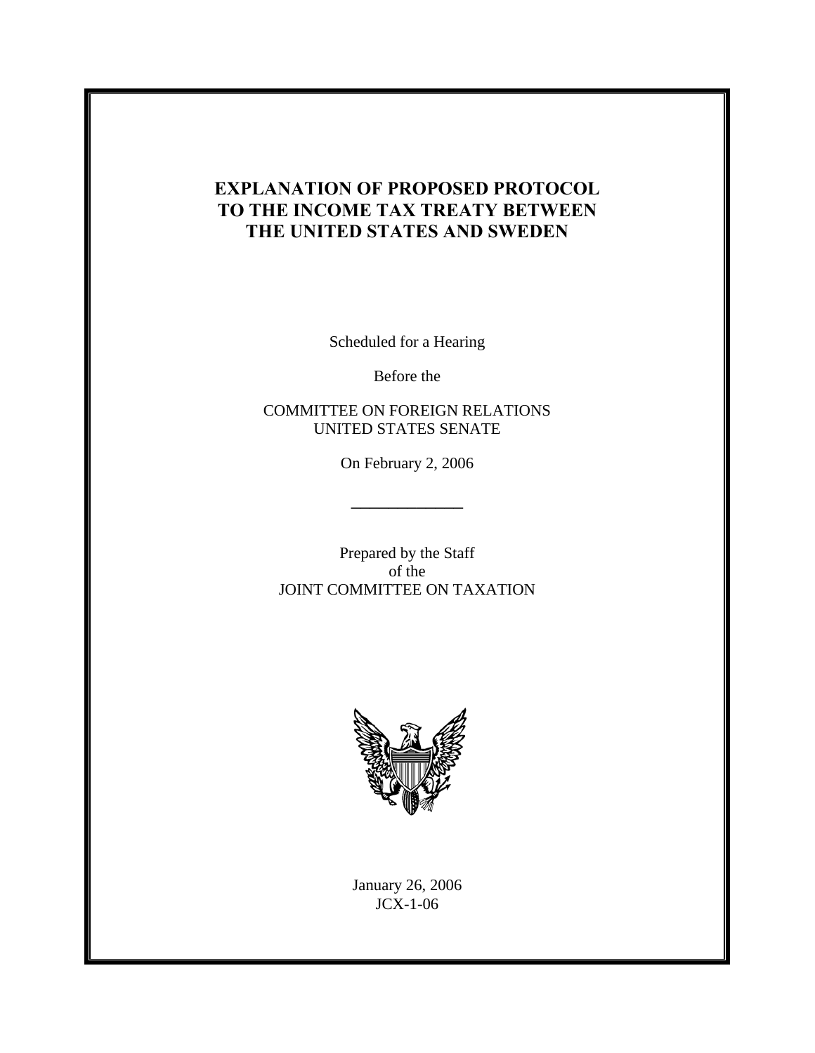# EXPLANATION OF PROPOSED PROTOCOL TO THE INCOME TAX TREATY BETWEEN THE UNITED STATES AND SWEDEN

Scheduled for a Hearing

Before the

COMMITTEE ON FOREIGN RELATIONS
UNITED STATES SENATE

On February 2, 2006

Prepared by the Staff
of the
JOINT COMMITTEE ON TAXATION

January 26, 2006
JCX-1-06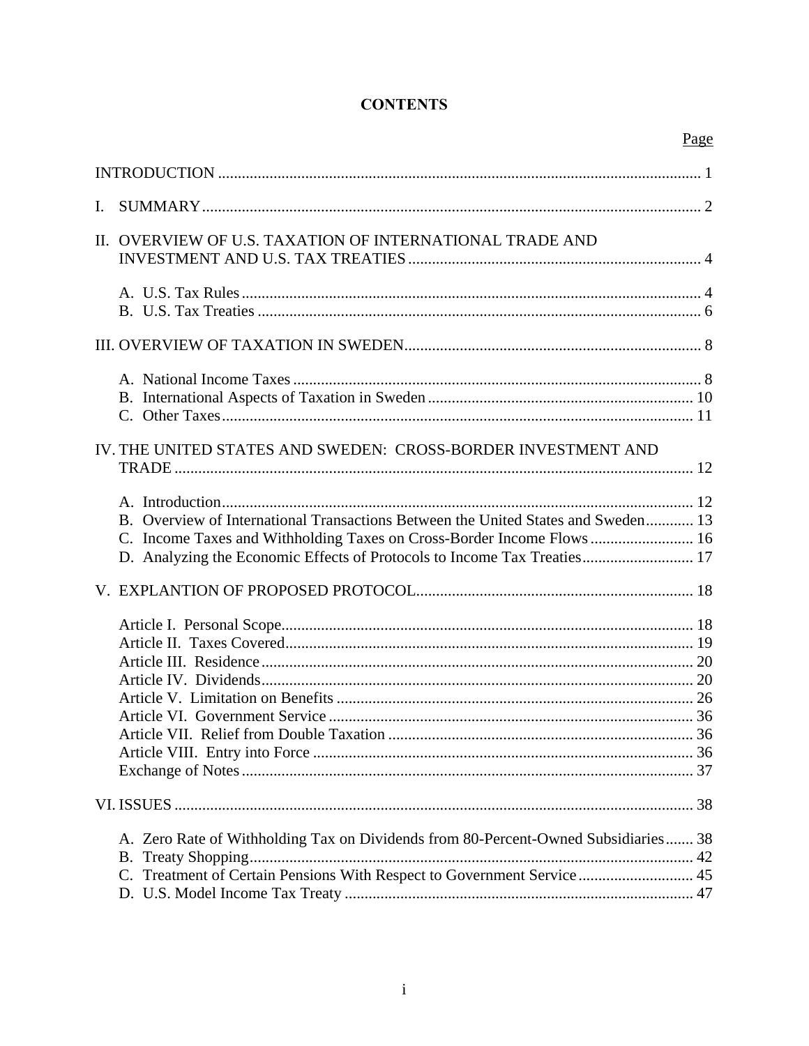# CONTENTS

| | Page |
|---|---|
| INTRODUCTION | 1 |
| I. SUMMARY | 2 |
| II. OVERVIEW OF U.S. TAXATION OF INTERNATIONAL TRADE AND INVESTMENT AND U.S. TAX TREATIES | 4 |
| A. U.S. Tax Rules | 4 |
| B. U.S. Tax Treaties | 6 |
| III. OVERVIEW OF TAXATION IN SWEDEN | 8 |
| A. National Income Taxes | 8 |
| B. International Aspects of Taxation in Sweden | 10 |
| C. Other Taxes | 11 |
| IV. THE UNITED STATES AND SWEDEN: CROSS-BORDER INVESTMENT AND TRADE | 12 |
| A. Introduction | 12 |
| B. Overview of International Transactions Between the United States and Sweden | 13 |
| C. Income Taxes and Withholding Taxes on Cross-Border Income Flows | 16 |
| D. Analyzing the Economic Effects of Protocols to Income Tax Treaties | 17 |
| V. EXPLANTION OF PROPOSED PROTOCOL | 18 |
| Article I. Personal Scope | 18 |
| Article II. Taxes Covered | 19 |
| Article III. Residence | 20 |
| Article IV. Dividends | 20 |
| Article V. Limitation on Benefits | 26 |
| Article VI. Government Service | 36 |
| Article VII. Relief from Double Taxation | 36 |
| Article VIII. Entry into Force | 36 |
| Exchange of Notes | 37 |
| VI. ISSUES | 38 |
| A. Zero Rate of Withholding Tax on Dividends from 80-Percent-Owned Subsidiaries | 38 |
| B. Treaty Shopping | 42 |
| C. Treatment of Certain Pensions With Respect to Government Service | 45 |
| D. U.S. Model Income Tax Treaty | 47 |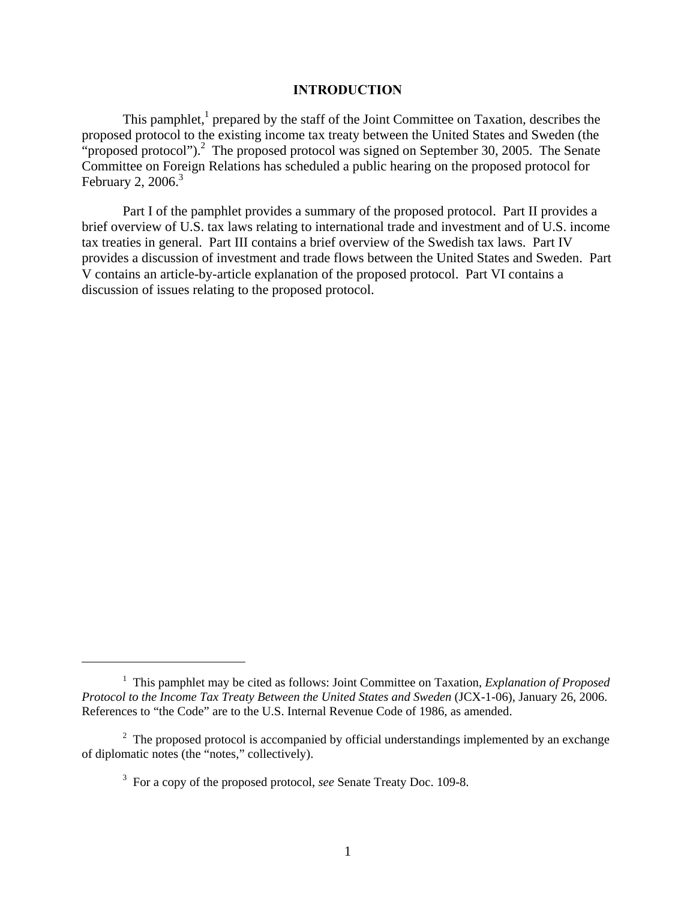# INTRODUCTION

This pamphlet,[1] prepared by the staff of the Joint Committee on Taxation, describes the proposed protocol to the existing income tax treaty between the United States and Sweden (the "proposed protocol").[2] The proposed protocol was signed on September 30, 2005. The Senate Committee on Foreign Relations has scheduled a public hearing on the proposed protocol for February 2, 2006.[3]

Part I of the pamphlet provides a summary of the proposed protocol. Part II provides a brief overview of U.S. tax laws relating to international trade and investment and of U.S. income tax treaties in general. Part III contains a brief overview of the Swedish tax laws. Part IV provides a discussion of investment and trade flows between the United States and Sweden. Part V contains an article-by-article explanation of the proposed protocol. Part VI contains a discussion of issues relating to the proposed protocol.

---

[1] This pamphlet may be cited as follows: Joint Committee on Taxation, *Explanation of Proposed Protocol to the Income Tax Treaty Between the United States and Sweden* (JCX-1-06), January 26, 2006. References to "the Code" are to the U.S. Internal Revenue Code of 1986, as amended.

[2] The proposed protocol is accompanied by official understandings implemented by an exchange of diplomatic notes (the "notes," collectively).

[3] For a copy of the proposed protocol, *see* Senate Treaty Doc. 109-8.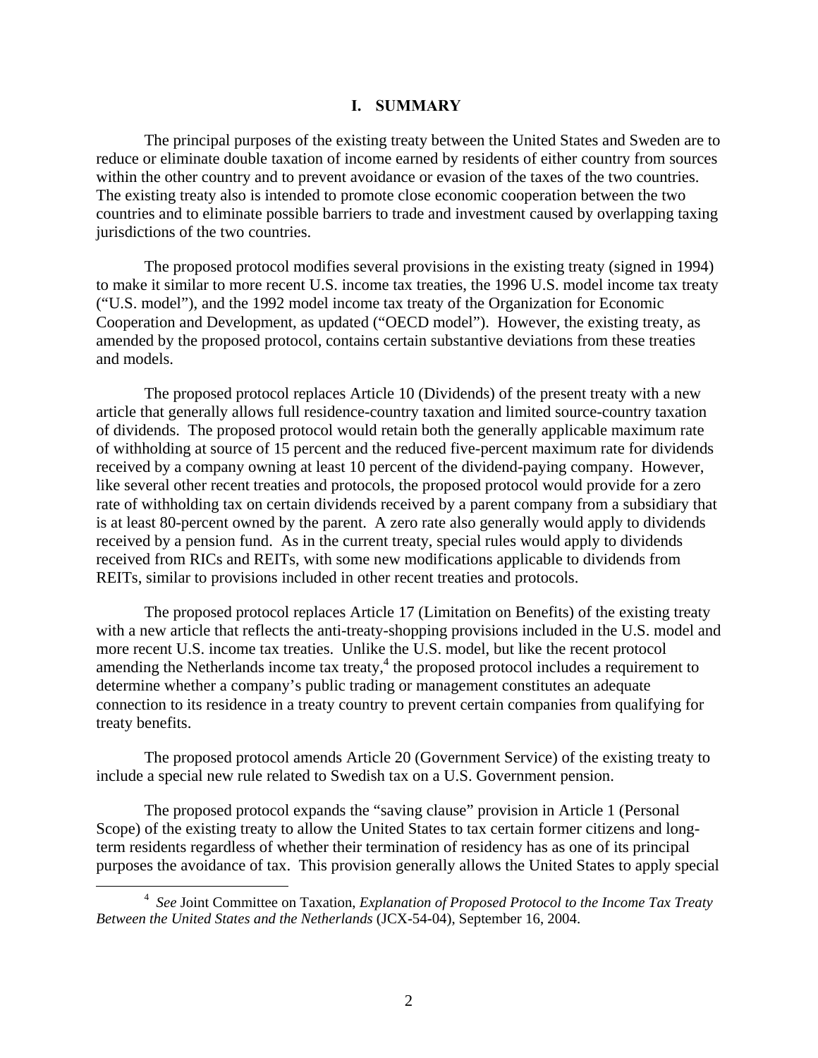# I. SUMMARY

The principal purposes of the existing treaty between the United States and Sweden are to reduce or eliminate double taxation of income earned by residents of either country from sources within the other country and to prevent avoidance or evasion of the taxes of the two countries. The existing treaty also is intended to promote close economic cooperation between the two countries and to eliminate possible barriers to trade and investment caused by overlapping taxing jurisdictions of the two countries.

The proposed protocol modifies several provisions in the existing treaty (signed in 1994) to make it similar to more recent U.S. income tax treaties, the 1996 U.S. model income tax treaty ("U.S. model"), and the 1992 model income tax treaty of the Organization for Economic Cooperation and Development, as updated ("OECD model"). However, the existing treaty, as amended by the proposed protocol, contains certain substantive deviations from these treaties and models.

The proposed protocol replaces Article 10 (Dividends) of the present treaty with a new article that generally allows full residence-country taxation and limited source-country taxation of dividends. The proposed protocol would retain both the generally applicable maximum rate of withholding at source of 15 percent and the reduced five-percent maximum rate for dividends received by a company owning at least 10 percent of the dividend-paying company. However, like several other recent treaties and protocols, the proposed protocol would provide for a zero rate of withholding tax on certain dividends received by a parent company from a subsidiary that is at least 80-percent owned by the parent. A zero rate also generally would apply to dividends received by a pension fund. As in the current treaty, special rules would apply to dividends received from RICs and REITs, with some new modifications applicable to dividends from REITs, similar to provisions included in other recent treaties and protocols.

The proposed protocol replaces Article 17 (Limitation on Benefits) of the existing treaty with a new article that reflects the anti-treaty-shopping provisions included in the U.S. model and more recent U.S. income tax treaties. Unlike the U.S. model, but like the recent protocol amending the Netherlands income tax treaty,[4] the proposed protocol includes a requirement to determine whether a company's public trading or management constitutes an adequate connection to its residence in a treaty country to prevent certain companies from qualifying for treaty benefits.

The proposed protocol amends Article 20 (Government Service) of the existing treaty to include a special new rule related to Swedish tax on a U.S. Government pension.

The proposed protocol expands the "saving clause" provision in Article 1 (Personal Scope) of the existing treaty to allow the United States to tax certain former citizens and long-term residents regardless of whether their termination of residency has as one of its principal purposes the avoidance of tax. This provision generally allows the United States to apply special

[4] *See* Joint Committee on Taxation, *Explanation of Proposed Protocol to the Income Tax Treaty Between the United States and the Netherlands* (JCX-54-04), September 16, 2004.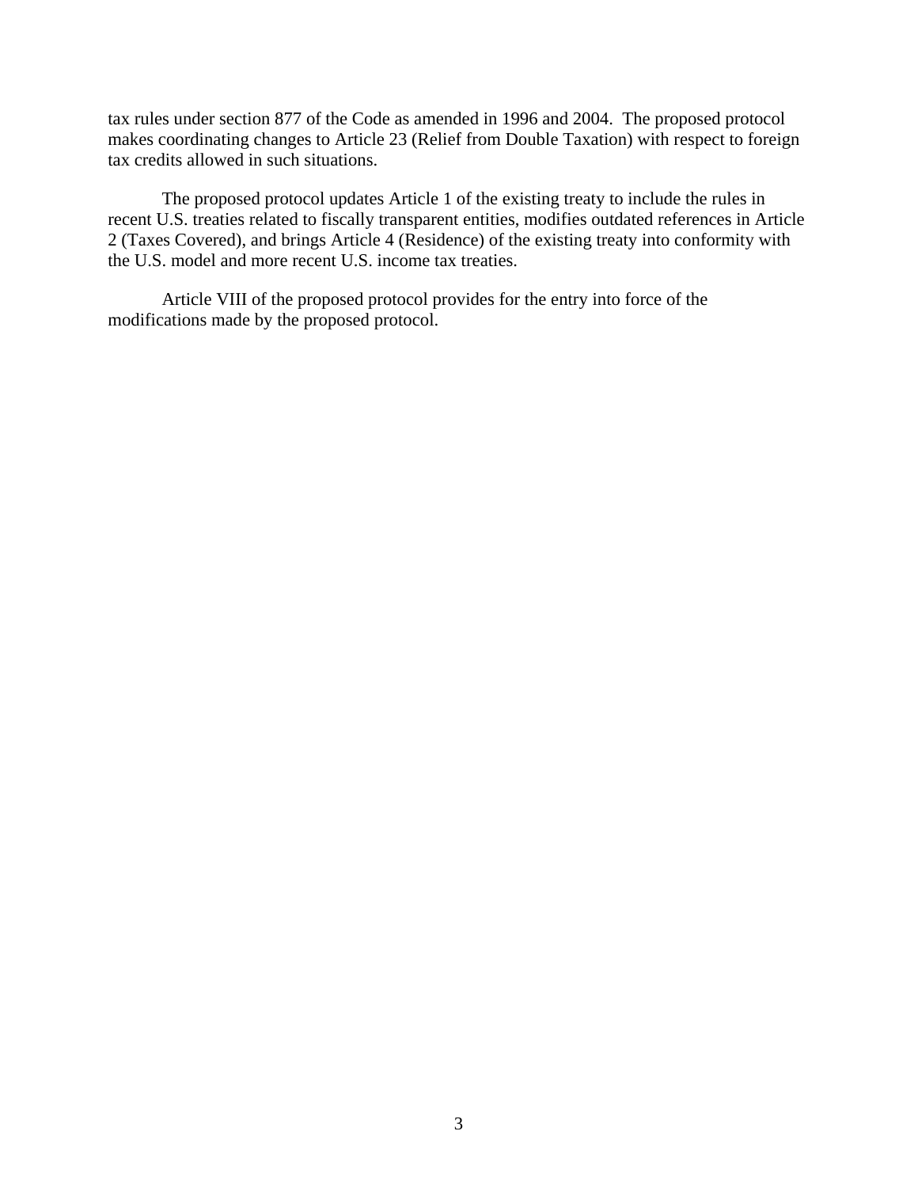tax rules under section 877 of the Code as amended in 1996 and 2004. The proposed protocol makes coordinating changes to Article 23 (Relief from Double Taxation) with respect to foreign tax credits allowed in such situations.

The proposed protocol updates Article 1 of the existing treaty to include the rules in recent U.S. treaties related to fiscally transparent entities, modifies outdated references in Article 2 (Taxes Covered), and brings Article 4 (Residence) of the existing treaty into conformity with the U.S. model and more recent U.S. income tax treaties.

Article VIII of the proposed protocol provides for the entry into force of the modifications made by the proposed protocol.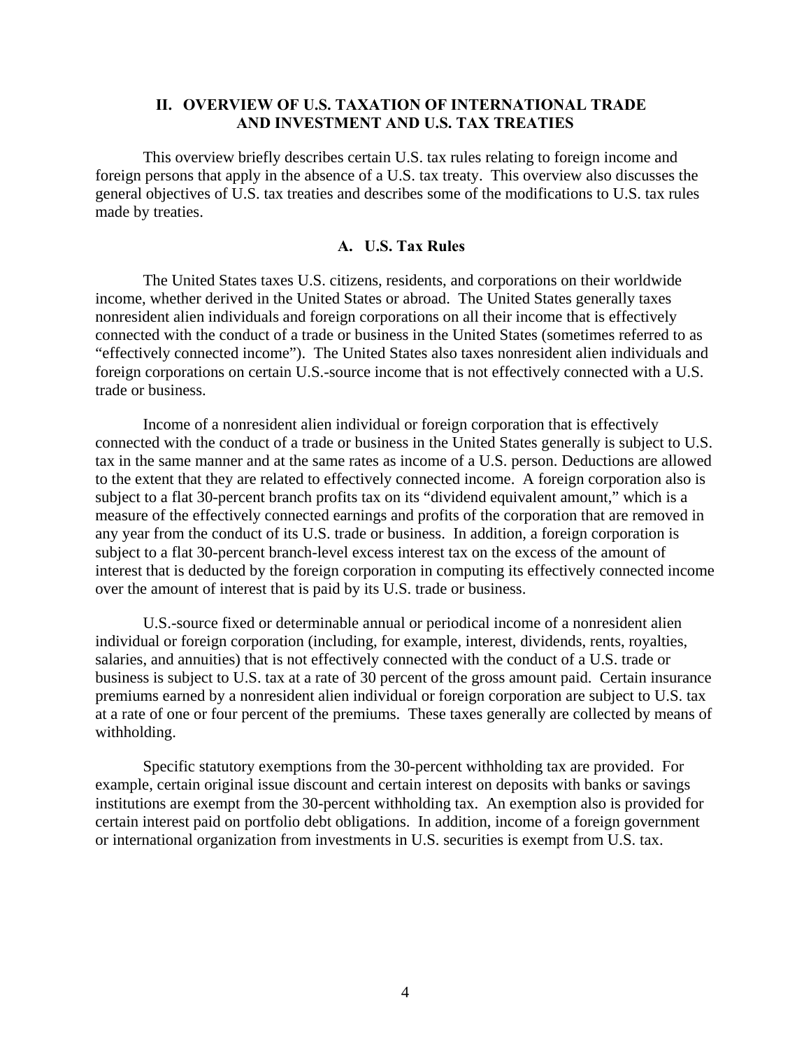## II. OVERVIEW OF U.S. TAXATION OF INTERNATIONAL TRADE AND INVESTMENT AND U.S. TAX TREATIES

This overview briefly describes certain U.S. tax rules relating to foreign income and foreign persons that apply in the absence of a U.S. tax treaty. This overview also discusses the general objectives of U.S. tax treaties and describes some of the modifications to U.S. tax rules made by treaties.

### A. U.S. Tax Rules

The United States taxes U.S. citizens, residents, and corporations on their worldwide income, whether derived in the United States or abroad. The United States generally taxes nonresident alien individuals and foreign corporations on all their income that is effectively connected with the conduct of a trade or business in the United States (sometimes referred to as "effectively connected income"). The United States also taxes nonresident alien individuals and foreign corporations on certain U.S.-source income that is not effectively connected with a U.S. trade or business.

Income of a nonresident alien individual or foreign corporation that is effectively connected with the conduct of a trade or business in the United States generally is subject to U.S. tax in the same manner and at the same rates as income of a U.S. person. Deductions are allowed to the extent that they are related to effectively connected income. A foreign corporation also is subject to a flat 30-percent branch profits tax on its "dividend equivalent amount," which is a measure of the effectively connected earnings and profits of the corporation that are removed in any year from the conduct of its U.S. trade or business. In addition, a foreign corporation is subject to a flat 30-percent branch-level excess interest tax on the excess of the amount of interest that is deducted by the foreign corporation in computing its effectively connected income over the amount of interest that is paid by its U.S. trade or business.

U.S.-source fixed or determinable annual or periodical income of a nonresident alien individual or foreign corporation (including, for example, interest, dividends, rents, royalties, salaries, and annuities) that is not effectively connected with the conduct of a U.S. trade or business is subject to U.S. tax at a rate of 30 percent of the gross amount paid. Certain insurance premiums earned by a nonresident alien individual or foreign corporation are subject to U.S. tax at a rate of one or four percent of the premiums. These taxes generally are collected by means of withholding.

Specific statutory exemptions from the 30-percent withholding tax are provided. For example, certain original issue discount and certain interest on deposits with banks or savings institutions are exempt from the 30-percent withholding tax. An exemption also is provided for certain interest paid on portfolio debt obligations. In addition, income of a foreign government or international organization from investments in U.S. securities is exempt from U.S. tax.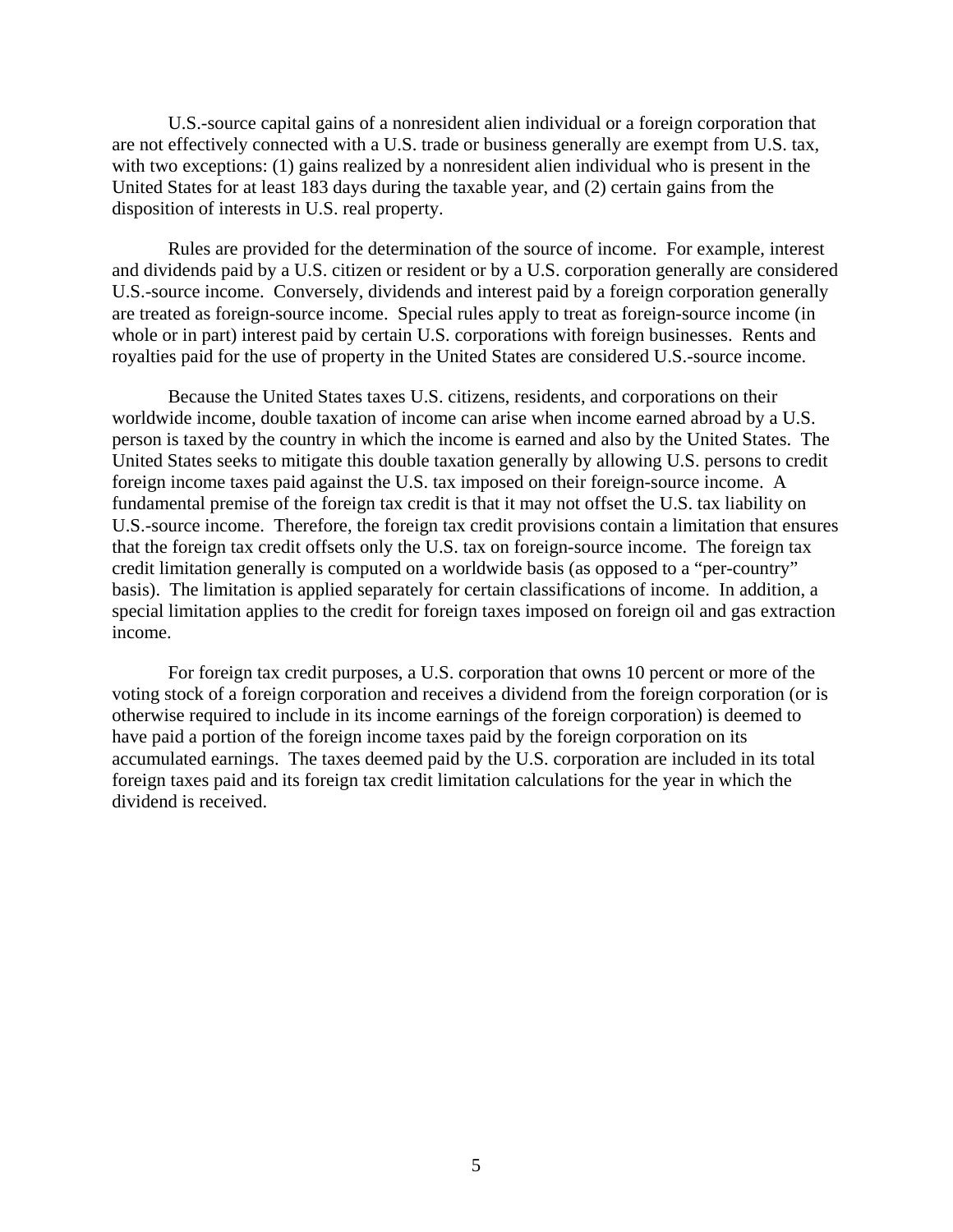U.S.-source capital gains of a nonresident alien individual or a foreign corporation that are not effectively connected with a U.S. trade or business generally are exempt from U.S. tax, with two exceptions: (1) gains realized by a nonresident alien individual who is present in the United States for at least 183 days during the taxable year, and (2) certain gains from the disposition of interests in U.S. real property.

Rules are provided for the determination of the source of income. For example, interest and dividends paid by a U.S. citizen or resident or by a U.S. corporation generally are considered U.S.-source income. Conversely, dividends and interest paid by a foreign corporation generally are treated as foreign-source income. Special rules apply to treat as foreign-source income (in whole or in part) interest paid by certain U.S. corporations with foreign businesses. Rents and royalties paid for the use of property in the United States are considered U.S.-source income.

Because the United States taxes U.S. citizens, residents, and corporations on their worldwide income, double taxation of income can arise when income earned abroad by a U.S. person is taxed by the country in which the income is earned and also by the United States. The United States seeks to mitigate this double taxation generally by allowing U.S. persons to credit foreign income taxes paid against the U.S. tax imposed on their foreign-source income. A fundamental premise of the foreign tax credit is that it may not offset the U.S. tax liability on U.S.-source income. Therefore, the foreign tax credit provisions contain a limitation that ensures that the foreign tax credit offsets only the U.S. tax on foreign-source income. The foreign tax credit limitation generally is computed on a worldwide basis (as opposed to a "per-country" basis). The limitation is applied separately for certain classifications of income. In addition, a special limitation applies to the credit for foreign taxes imposed on foreign oil and gas extraction income.

For foreign tax credit purposes, a U.S. corporation that owns 10 percent or more of the voting stock of a foreign corporation and receives a dividend from the foreign corporation (or is otherwise required to include in its income earnings of the foreign corporation) is deemed to have paid a portion of the foreign income taxes paid by the foreign corporation on its accumulated earnings. The taxes deemed paid by the U.S. corporation are included in its total foreign taxes paid and its foreign tax credit limitation calculations for the year in which the dividend is received.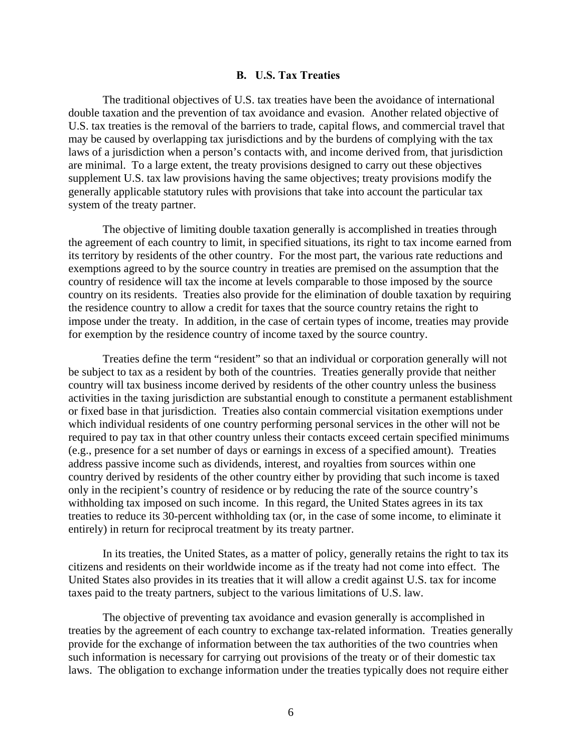### B. U.S. Tax Treaties

The traditional objectives of U.S. tax treaties have been the avoidance of international double taxation and the prevention of tax avoidance and evasion. Another related objective of U.S. tax treaties is the removal of the barriers to trade, capital flows, and commercial travel that may be caused by overlapping tax jurisdictions and by the burdens of complying with the tax laws of a jurisdiction when a person's contacts with, and income derived from, that jurisdiction are minimal. To a large extent, the treaty provisions designed to carry out these objectives supplement U.S. tax law provisions having the same objectives; treaty provisions modify the generally applicable statutory rules with provisions that take into account the particular tax system of the treaty partner.

The objective of limiting double taxation generally is accomplished in treaties through the agreement of each country to limit, in specified situations, its right to tax income earned from its territory by residents of the other country. For the most part, the various rate reductions and exemptions agreed to by the source country in treaties are premised on the assumption that the country of residence will tax the income at levels comparable to those imposed by the source country on its residents. Treaties also provide for the elimination of double taxation by requiring the residence country to allow a credit for taxes that the source country retains the right to impose under the treaty. In addition, in the case of certain types of income, treaties may provide for exemption by the residence country of income taxed by the source country.

Treaties define the term "resident" so that an individual or corporation generally will not be subject to tax as a resident by both of the countries. Treaties generally provide that neither country will tax business income derived by residents of the other country unless the business activities in the taxing jurisdiction are substantial enough to constitute a permanent establishment or fixed base in that jurisdiction. Treaties also contain commercial visitation exemptions under which individual residents of one country performing personal services in the other will not be required to pay tax in that other country unless their contacts exceed certain specified minimums (e.g., presence for a set number of days or earnings in excess of a specified amount). Treaties address passive income such as dividends, interest, and royalties from sources within one country derived by residents of the other country either by providing that such income is taxed only in the recipient's country of residence or by reducing the rate of the source country's withholding tax imposed on such income. In this regard, the United States agrees in its tax treaties to reduce its 30-percent withholding tax (or, in the case of some income, to eliminate it entirely) in return for reciprocal treatment by its treaty partner.

In its treaties, the United States, as a matter of policy, generally retains the right to tax its citizens and residents on their worldwide income as if the treaty had not come into effect. The United States also provides in its treaties that it will allow a credit against U.S. tax for income taxes paid to the treaty partners, subject to the various limitations of U.S. law.

The objective of preventing tax avoidance and evasion generally is accomplished in treaties by the agreement of each country to exchange tax-related information. Treaties generally provide for the exchange of information between the tax authorities of the two countries when such information is necessary for carrying out provisions of the treaty or of their domestic tax laws. The obligation to exchange information under the treaties typically does not require either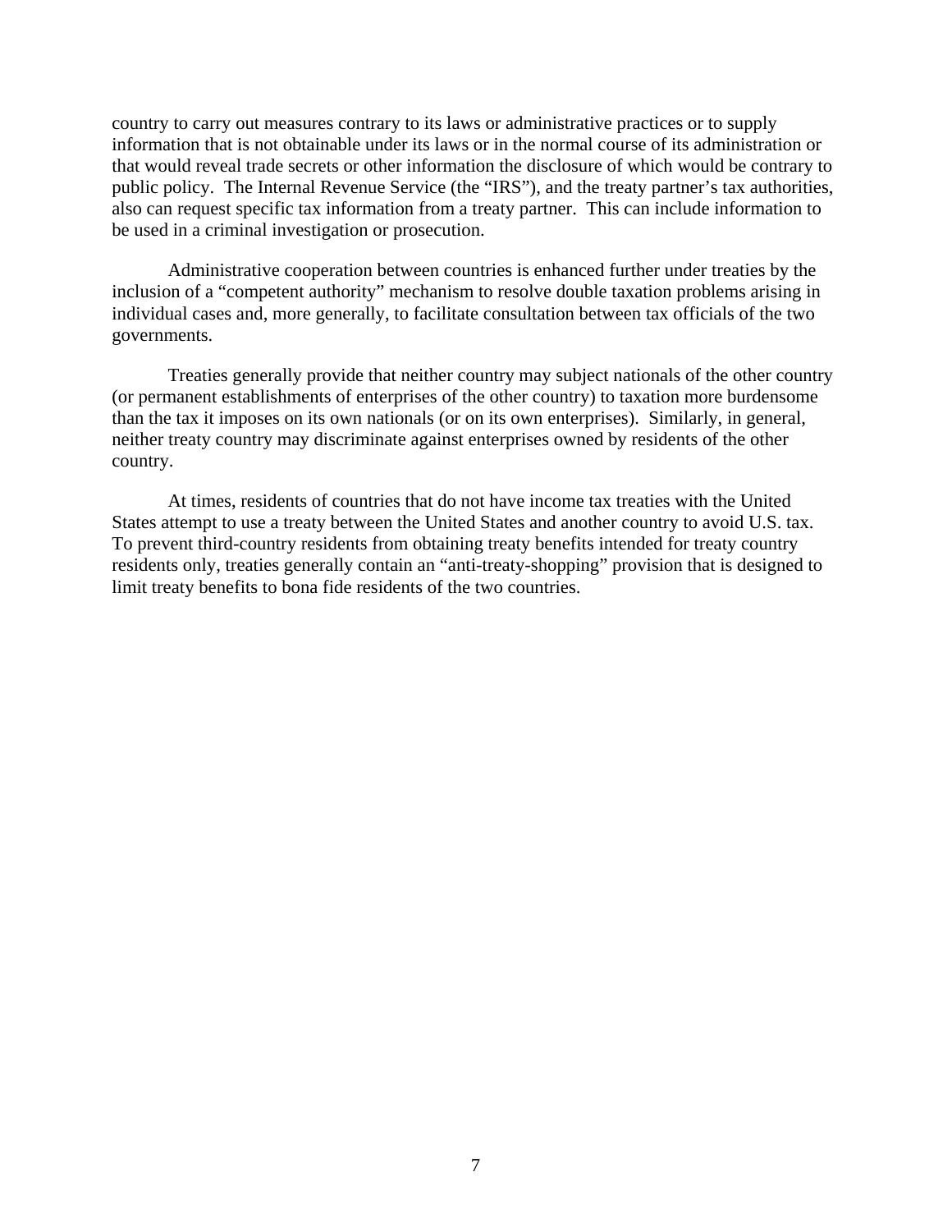country to carry out measures contrary to its laws or administrative practices or to supply information that is not obtainable under its laws or in the normal course of its administration or that would reveal trade secrets or other information the disclosure of which would be contrary to public policy. The Internal Revenue Service (the "IRS"), and the treaty partner's tax authorities, also can request specific tax information from a treaty partner. This can include information to be used in a criminal investigation or prosecution.

Administrative cooperation between countries is enhanced further under treaties by the inclusion of a "competent authority" mechanism to resolve double taxation problems arising in individual cases and, more generally, to facilitate consultation between tax officials of the two governments.

Treaties generally provide that neither country may subject nationals of the other country (or permanent establishments of enterprises of the other country) to taxation more burdensome than the tax it imposes on its own nationals (or on its own enterprises). Similarly, in general, neither treaty country may discriminate against enterprises owned by residents of the other country.

At times, residents of countries that do not have income tax treaties with the United States attempt to use a treaty between the United States and another country to avoid U.S. tax. To prevent third-country residents from obtaining treaty benefits intended for treaty country residents only, treaties generally contain an "anti-treaty-shopping" provision that is designed to limit treaty benefits to bona fide residents of the two countries.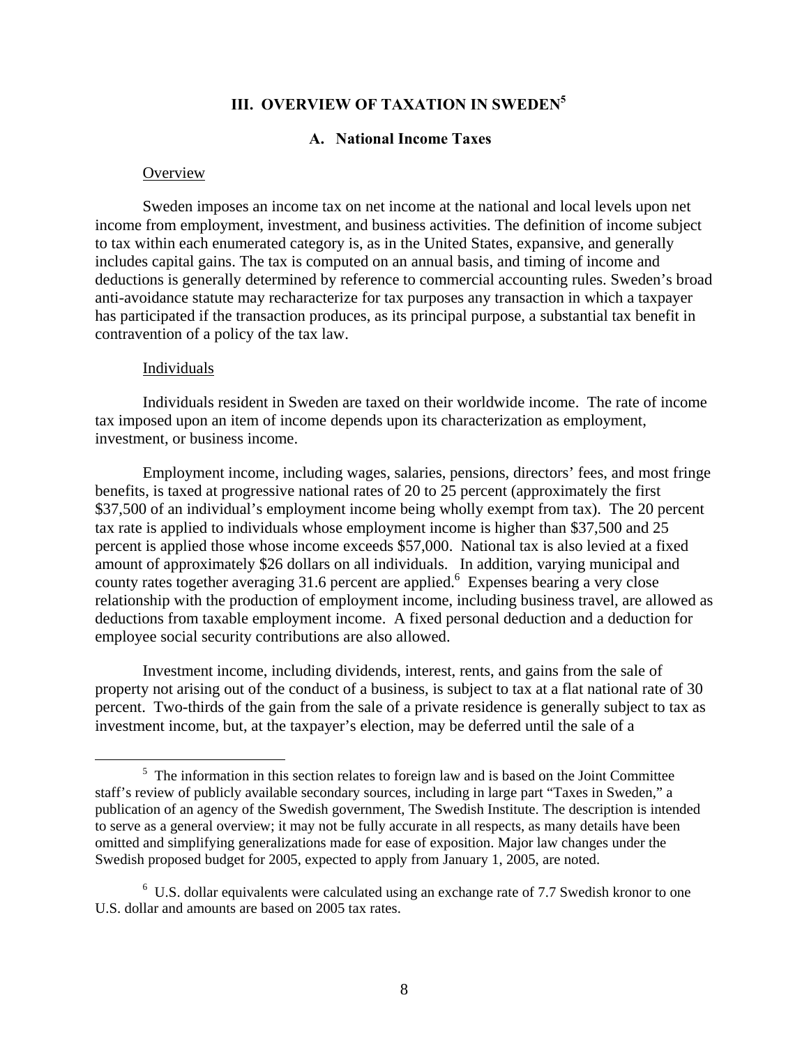## III. OVERVIEW OF TAXATION IN SWEDEN[5]

### A. National Income Taxes

Overview

Sweden imposes an income tax on net income at the national and local levels upon net income from employment, investment, and business activities. The definition of income subject to tax within each enumerated category is, as in the United States, expansive, and generally includes capital gains. The tax is computed on an annual basis, and timing of income and deductions is generally determined by reference to commercial accounting rules. Sweden's broad anti-avoidance statute may recharacterize for tax purposes any transaction in which a taxpayer has participated if the transaction produces, as its principal purpose, a substantial tax benefit in contravention of a policy of the tax law.

Individuals

Individuals resident in Sweden are taxed on their worldwide income. The rate of income tax imposed upon an item of income depends upon its characterization as employment, investment, or business income.

Employment income, including wages, salaries, pensions, directors' fees, and most fringe benefits, is taxed at progressive national rates of 20 to 25 percent (approximately the first $37,500 of an individual's employment income being wholly exempt from tax). The 20 percent tax rate is applied to individuals whose employment income is higher than $37,500 and 25 percent is applied those whose income exceeds $57,000. National tax is also levied at a fixed amount of approximately $26 dollars on all individuals. In addition, varying municipal and county rates together averaging 31.6 percent are applied.[6] Expenses bearing a very close relationship with the production of employment income, including business travel, are allowed as deductions from taxable employment income. A fixed personal deduction and a deduction for employee social security contributions are also allowed.

Investment income, including dividends, interest, rents, and gains from the sale of property not arising out of the conduct of a business, is subject to tax at a flat national rate of 30 percent. Two-thirds of the gain from the sale of a private residence is generally subject to tax as investment income, but, at the taxpayer's election, may be deferred until the sale of a

---

[5] The information in this section relates to foreign law and is based on the Joint Committee staff's review of publicly available secondary sources, including in large part "Taxes in Sweden," a publication of an agency of the Swedish government, The Swedish Institute. The description is intended to serve as a general overview; it may not be fully accurate in all respects, as many details have been omitted and simplifying generalizations made for ease of exposition. Major law changes under the Swedish proposed budget for 2005, expected to apply from January 1, 2005, are noted.

[6] U.S. dollar equivalents were calculated using an exchange rate of 7.7 Swedish kronor to one U.S. dollar and amounts are based on 2005 tax rates.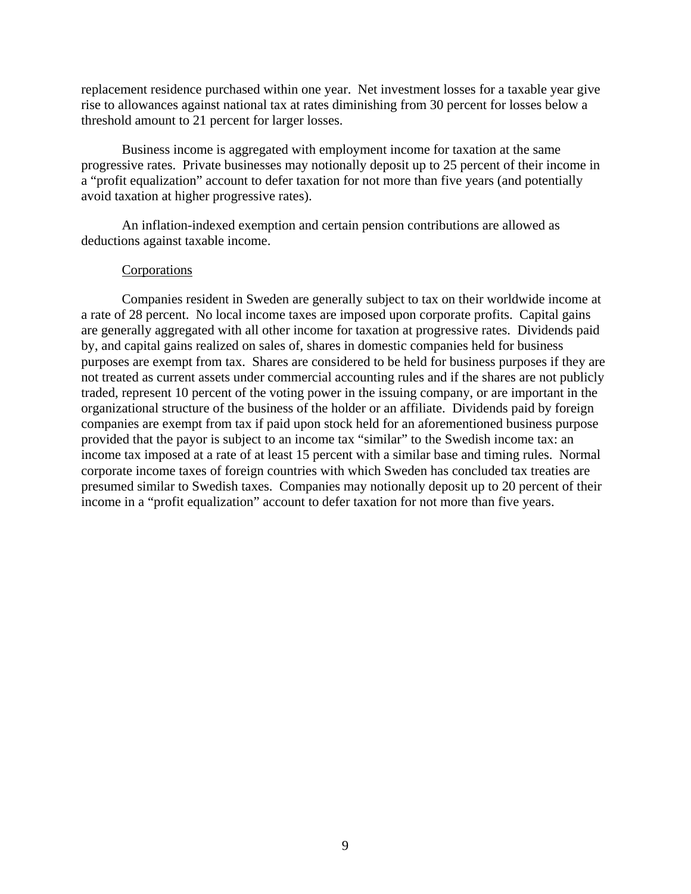replacement residence purchased within one year. Net investment losses for a taxable year give rise to allowances against national tax at rates diminishing from 30 percent for losses below a threshold amount to 21 percent for larger losses.

Business income is aggregated with employment income for taxation at the same progressive rates. Private businesses may notionally deposit up to 25 percent of their income in a "profit equalization" account to defer taxation for not more than five years (and potentially avoid taxation at higher progressive rates).

An inflation-indexed exemption and certain pension contributions are allowed as deductions against taxable income.

### Corporations

Companies resident in Sweden are generally subject to tax on their worldwide income at a rate of 28 percent. No local income taxes are imposed upon corporate profits. Capital gains are generally aggregated with all other income for taxation at progressive rates. Dividends paid by, and capital gains realized on sales of, shares in domestic companies held for business purposes are exempt from tax. Shares are considered to be held for business purposes if they are not treated as current assets under commercial accounting rules and if the shares are not publicly traded, represent 10 percent of the voting power in the issuing company, or are important in the organizational structure of the business of the holder or an affiliate. Dividends paid by foreign companies are exempt from tax if paid upon stock held for an aforementioned business purpose provided that the payor is subject to an income tax "similar" to the Swedish income tax: an income tax imposed at a rate of at least 15 percent with a similar base and timing rules. Normal corporate income taxes of foreign countries with which Sweden has concluded tax treaties are presumed similar to Swedish taxes. Companies may notionally deposit up to 20 percent of their income in a "profit equalization" account to defer taxation for not more than five years.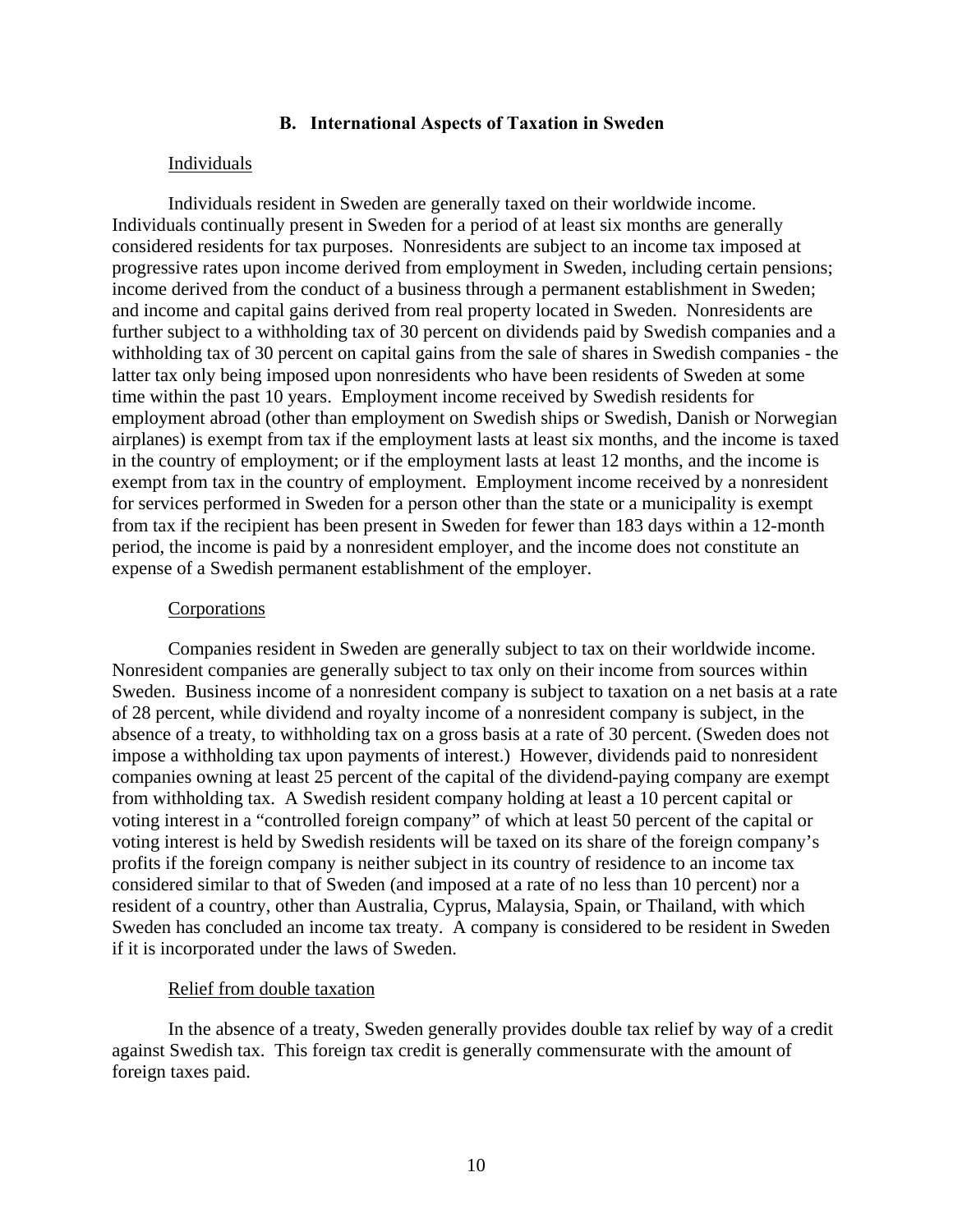## B. International Aspects of Taxation in Sweden

### Individuals

Individuals resident in Sweden are generally taxed on their worldwide income. Individuals continually present in Sweden for a period of at least six months are generally considered residents for tax purposes. Nonresidents are subject to an income tax imposed at progressive rates upon income derived from employment in Sweden, including certain pensions; income derived from the conduct of a business through a permanent establishment in Sweden; and income and capital gains derived from real property located in Sweden. Nonresidents are further subject to a withholding tax of 30 percent on dividends paid by Swedish companies and a withholding tax of 30 percent on capital gains from the sale of shares in Swedish companies - the latter tax only being imposed upon nonresidents who have been residents of Sweden at some time within the past 10 years. Employment income received by Swedish residents for employment abroad (other than employment on Swedish ships or Swedish, Danish or Norwegian airplanes) is exempt from tax if the employment lasts at least six months, and the income is taxed in the country of employment; or if the employment lasts at least 12 months, and the income is exempt from tax in the country of employment. Employment income received by a nonresident for services performed in Sweden for a person other than the state or a municipality is exempt from tax if the recipient has been present in Sweden for fewer than 183 days within a 12-month period, the income is paid by a nonresident employer, and the income does not constitute an expense of a Swedish permanent establishment of the employer.

### Corporations

Companies resident in Sweden are generally subject to tax on their worldwide income. Nonresident companies are generally subject to tax only on their income from sources within Sweden. Business income of a nonresident company is subject to taxation on a net basis at a rate of 28 percent, while dividend and royalty income of a nonresident company is subject, in the absence of a treaty, to withholding tax on a gross basis at a rate of 30 percent. (Sweden does not impose a withholding tax upon payments of interest.) However, dividends paid to nonresident companies owning at least 25 percent of the capital of the dividend-paying company are exempt from withholding tax. A Swedish resident company holding at least a 10 percent capital or voting interest in a "controlled foreign company" of which at least 50 percent of the capital or voting interest is held by Swedish residents will be taxed on its share of the foreign company's profits if the foreign company is neither subject in its country of residence to an income tax considered similar to that of Sweden (and imposed at a rate of no less than 10 percent) nor a resident of a country, other than Australia, Cyprus, Malaysia, Spain, or Thailand, with which Sweden has concluded an income tax treaty. A company is considered to be resident in Sweden if it is incorporated under the laws of Sweden.

### Relief from double taxation

In the absence of a treaty, Sweden generally provides double tax relief by way of a credit against Swedish tax. This foreign tax credit is generally commensurate with the amount of foreign taxes paid.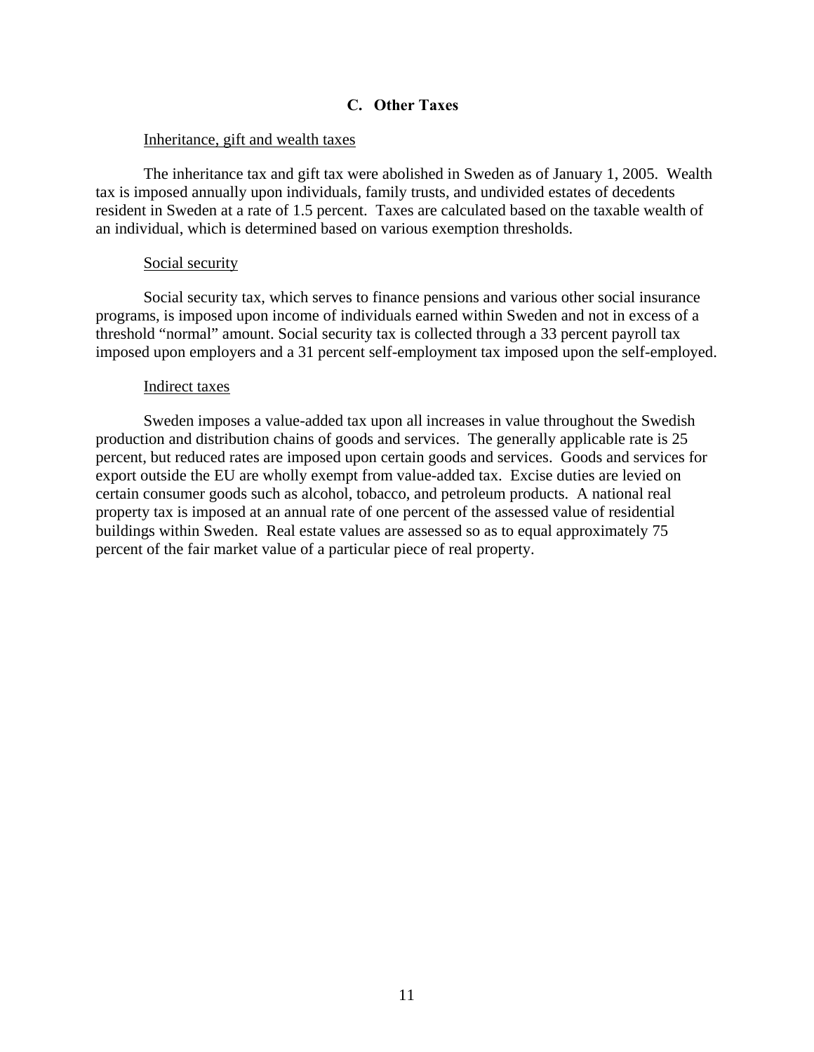### C. Other Taxes

Inheritance, gift and wealth taxes

The inheritance tax and gift tax were abolished in Sweden as of January 1, 2005. Wealth tax is imposed annually upon individuals, family trusts, and undivided estates of decedents resident in Sweden at a rate of 1.5 percent. Taxes are calculated based on the taxable wealth of an individual, which is determined based on various exemption thresholds.

Social security

Social security tax, which serves to finance pensions and various other social insurance programs, is imposed upon income of individuals earned within Sweden and not in excess of a threshold "normal" amount. Social security tax is collected through a 33 percent payroll tax imposed upon employers and a 31 percent self-employment tax imposed upon the self-employed.

Indirect taxes

Sweden imposes a value-added tax upon all increases in value throughout the Swedish production and distribution chains of goods and services. The generally applicable rate is 25 percent, but reduced rates are imposed upon certain goods and services. Goods and services for export outside the EU are wholly exempt from value-added tax. Excise duties are levied on certain consumer goods such as alcohol, tobacco, and petroleum products. A national real property tax is imposed at an annual rate of one percent of the assessed value of residential buildings within Sweden. Real estate values are assessed so as to equal approximately 75 percent of the fair market value of a particular piece of real property.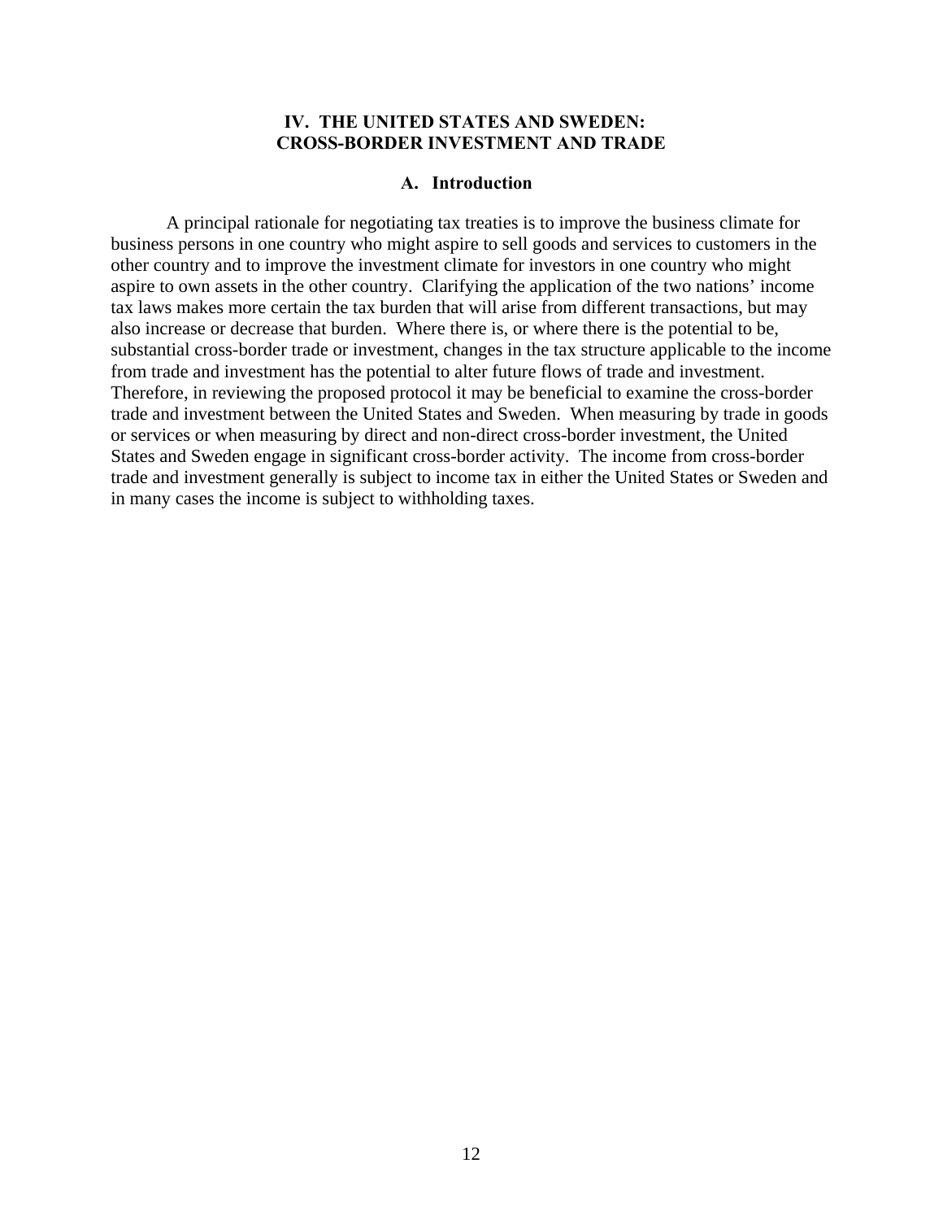## IV. THE UNITED STATES AND SWEDEN: CROSS-BORDER INVESTMENT AND TRADE

### A. Introduction

A principal rationale for negotiating tax treaties is to improve the business climate for business persons in one country who might aspire to sell goods and services to customers in the other country and to improve the investment climate for investors in one country who might aspire to own assets in the other country. Clarifying the application of the two nations' income tax laws makes more certain the tax burden that will arise from different transactions, but may also increase or decrease that burden. Where there is, or where there is the potential to be, substantial cross-border trade or investment, changes in the tax structure applicable to the income from trade and investment has the potential to alter future flows of trade and investment. Therefore, in reviewing the proposed protocol it may be beneficial to examine the cross-border trade and investment between the United States and Sweden. When measuring by trade in goods or services or when measuring by direct and non-direct cross-border investment, the United States and Sweden engage in significant cross-border activity. The income from cross-border trade and investment generally is subject to income tax in either the United States or Sweden and in many cases the income is subject to withholding taxes.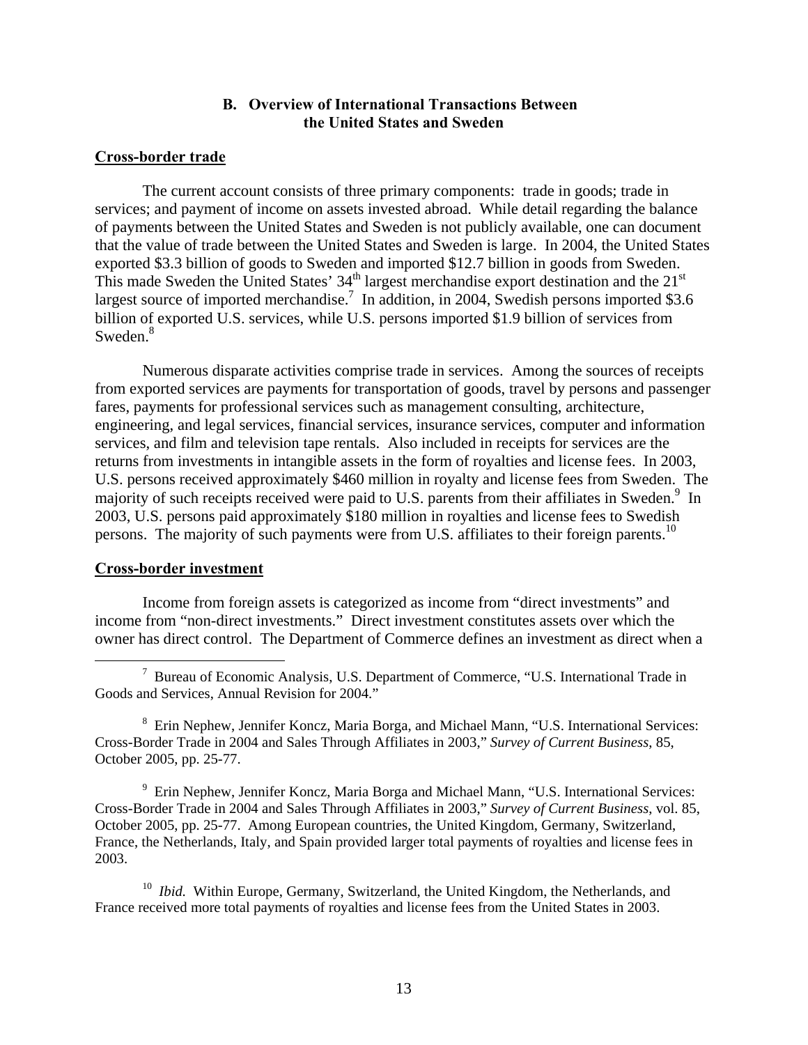## B. Overview of International Transactions Between the United States and Sweden

**Cross-border trade**

The current account consists of three primary components: trade in goods; trade in services; and payment of income on assets invested abroad. While detail regarding the balance of payments between the United States and Sweden is not publicly available, one can document that the value of trade between the United States and Sweden is large. In 2004, the United States exported $3.3 billion of goods to Sweden and imported $12.7 billion in goods from Sweden. This made Sweden the United States' 34th largest merchandise export destination and the 21st largest source of imported merchandise.[7] In addition, in 2004, Swedish persons imported $3.6 billion of exported U.S. services, while U.S. persons imported $1.9 billion of services from Sweden.[8]

Numerous disparate activities comprise trade in services. Among the sources of receipts from exported services are payments for transportation of goods, travel by persons and passenger fares, payments for professional services such as management consulting, architecture, engineering, and legal services, financial services, insurance services, computer and information services, and film and television tape rentals. Also included in receipts for services are the returns from investments in intangible assets in the form of royalties and license fees. In 2003, U.S. persons received approximately $460 million in royalty and license fees from Sweden. The majority of such receipts received were paid to U.S. parents from their affiliates in Sweden.[9] In 2003, U.S. persons paid approximately $180 million in royalties and license fees to Swedish persons. The majority of such payments were from U.S. affiliates to their foreign parents.[10]

**Cross-border investment**

Income from foreign assets is categorized as income from "direct investments" and income from "non-direct investments." Direct investment constitutes assets over which the owner has direct control. The Department of Commerce defines an investment as direct when a

---

[7] Bureau of Economic Analysis, U.S. Department of Commerce, "U.S. International Trade in Goods and Services, Annual Revision for 2004."

[8] Erin Nephew, Jennifer Koncz, Maria Borga, and Michael Mann, "U.S. International Services: Cross-Border Trade in 2004 and Sales Through Affiliates in 2003," *Survey of Current Business*, 85, October 2005, pp. 25-77.

[9] Erin Nephew, Jennifer Koncz, Maria Borga and Michael Mann, "U.S. International Services: Cross-Border Trade in 2004 and Sales Through Affiliates in 2003," *Survey of Current Business*, vol. 85, October 2005, pp. 25-77. Among European countries, the United Kingdom, Germany, Switzerland, France, the Netherlands, Italy, and Spain provided larger total payments of royalties and license fees in 2003.

[10] *Ibid.* Within Europe, Germany, Switzerland, the United Kingdom, the Netherlands, and France received more total payments of royalties and license fees from the United States in 2003.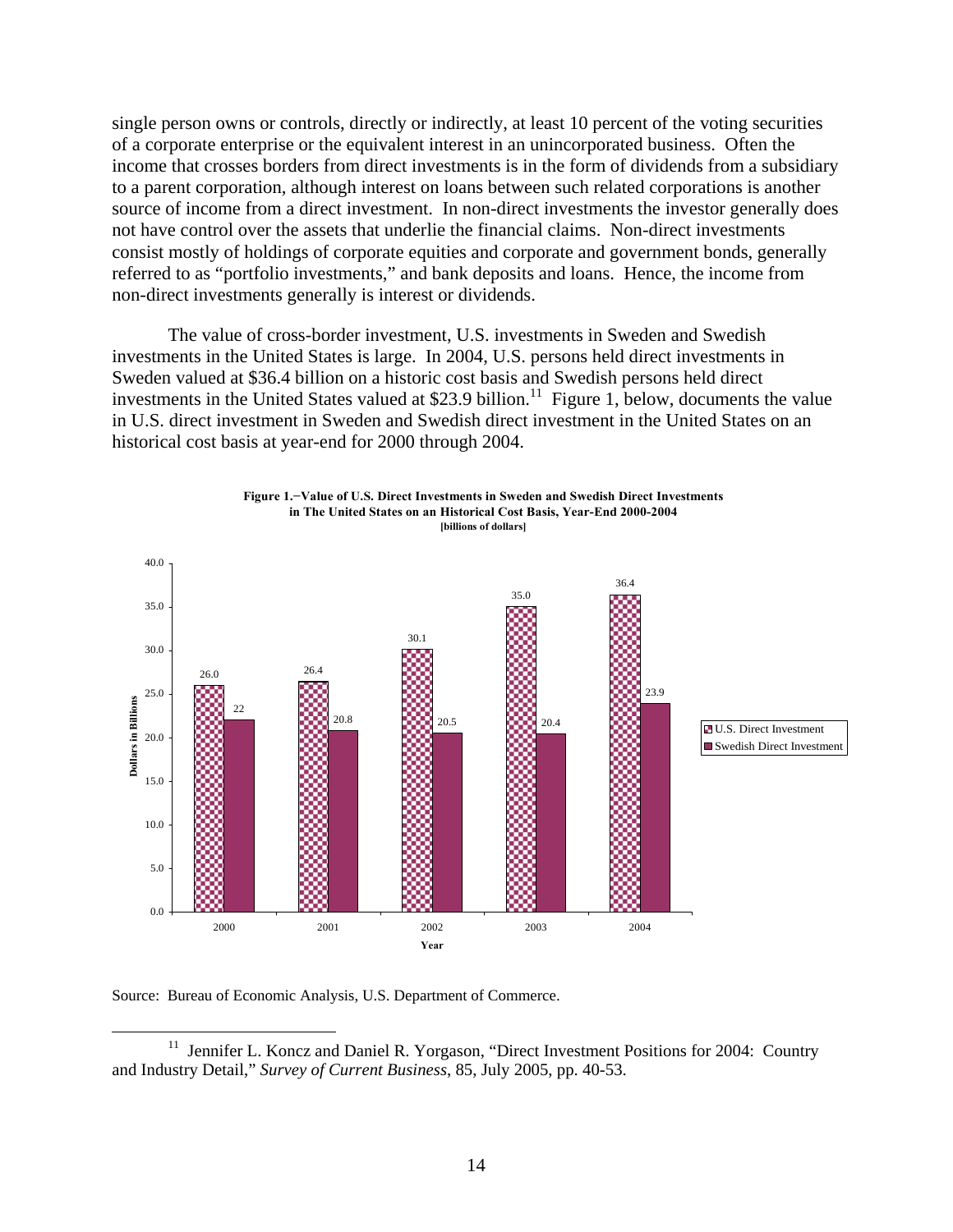single person owns or controls, directly or indirectly, at least 10 percent of the voting securities of a corporate enterprise or the equivalent interest in an unincorporated business. Often the income that crosses borders from direct investments is in the form of dividends from a subsidiary to a parent corporation, although interest on loans between such related corporations is another source of income from a direct investment. In non-direct investments the investor generally does not have control over the assets that underlie the financial claims. Non-direct investments consist mostly of holdings of corporate equities and corporate and government bonds, generally referred to as "portfolio investments," and bank deposits and loans. Hence, the income from non-direct investments generally is interest or dividends.

The value of cross-border investment, U.S. investments in Sweden and Swedish investments in the United States is large. In 2004, U.S. persons held direct investments in Sweden valued at $36.4 billion on a historic cost basis and Swedish persons held direct investments in the United States valued at $23.9 billion.[11] Figure 1, below, documents the value in U.S. direct investment in Sweden and Swedish direct investment in the United States on an historical cost basis at year-end for 2000 through 2004.

**Figure 1.−Value of U.S. Direct Investments in Sweden and Swedish Direct Investments in The United States on an Historical Cost Basis, Year-End 2000-2004**
**[billions of dollars]**

| Year | U.S. Direct Investment | Swedish Direct Investment |
|---|---|---|
| 2000 | 26.0 | 22 |
| 2001 | 26.4 | 20.8 |
| 2002 | 30.1 | 20.5 |
| 2003 | 35.0 | 20.4 |
| 2004 | 36.4 | 23.9 |

Source: Bureau of Economic Analysis, U.S. Department of Commerce.

[11] Jennifer L. Koncz and Daniel R. Yorgason, "Direct Investment Positions for 2004: Country and Industry Detail," *Survey of Current Business*, 85, July 2005, pp. 40-53.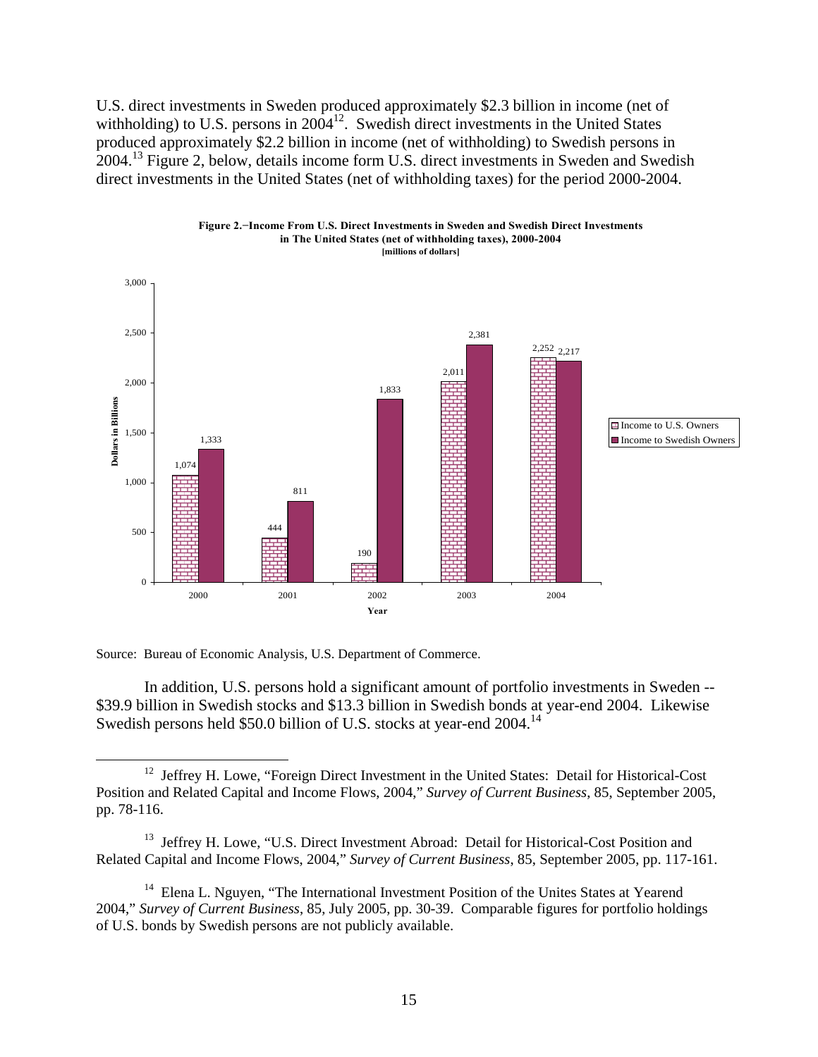U.S. direct investments in Sweden produced approximately $2.3 billion in income (net of withholding) to U.S. persons in 2004[12]. Swedish direct investments in the United States produced approximately $2.2 billion in income (net of withholding) to Swedish persons in 2004.[13] Figure 2, below, details income form U.S. direct investments in Sweden and Swedish direct investments in the United States (net of withholding taxes) for the period 2000-2004.

**Figure 2.−Income From U.S. Direct Investments in Sweden and Swedish Direct Investments in The United States (net of withholding taxes), 2000-2004**
**[millions of dollars]**

| Year | Income to U.S. Owners | Income to Swedish Owners |
|---|---|---|
| 2000 | 1,074 | 1,333 |
| 2001 | 444 | 811 |
| 2002 | 190 | 1,833 |
| 2003 | 2,011 | 2,381 |
| 2004 | 2,252 | 2,217 |

Source: Bureau of Economic Analysis, U.S. Department of Commerce.

In addition, U.S. persons hold a significant amount of portfolio investments in Sweden -- $39.9 billion in Swedish stocks and $13.3 billion in Swedish bonds at year-end 2004. Likewise Swedish persons held $50.0 billion of U.S. stocks at year-end 2004.[14]

---

[12] Jeffrey H. Lowe, "Foreign Direct Investment in the United States: Detail for Historical-Cost Position and Related Capital and Income Flows, 2004," *Survey of Current Business*, 85, September 2005, pp. 78-116.

[13] Jeffrey H. Lowe, "U.S. Direct Investment Abroad: Detail for Historical-Cost Position and Related Capital and Income Flows, 2004," *Survey of Current Business*, 85, September 2005, pp. 117-161.

[14] Elena L. Nguyen, "The International Investment Position of the Unites States at Yearend 2004," *Survey of Current Business*, 85, July 2005, pp. 30-39. Comparable figures for portfolio holdings of U.S. bonds by Swedish persons are not publicly available.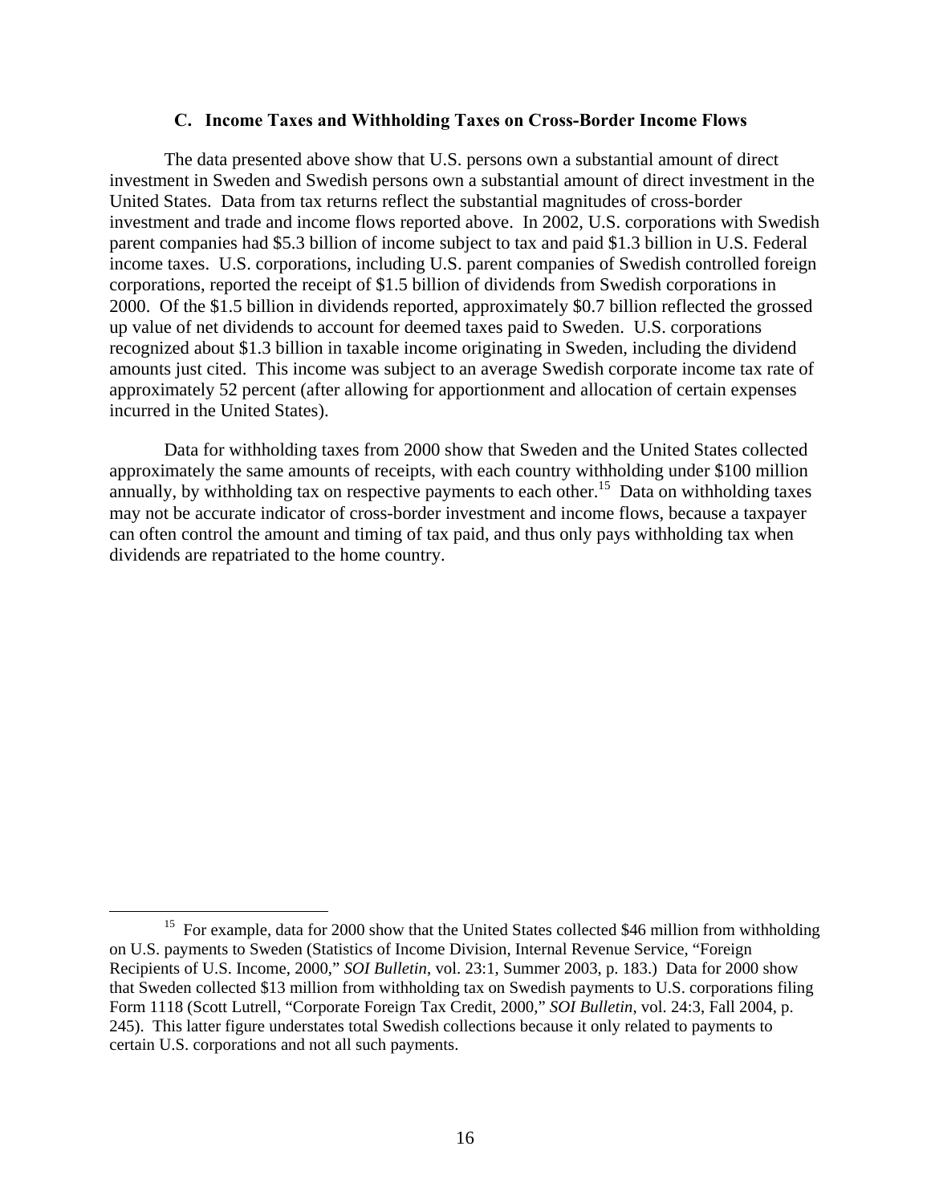### C. Income Taxes and Withholding Taxes on Cross-Border Income Flows

The data presented above show that U.S. persons own a substantial amount of direct investment in Sweden and Swedish persons own a substantial amount of direct investment in the United States. Data from tax returns reflect the substantial magnitudes of cross-border investment and trade and income flows reported above. In 2002, U.S. corporations with Swedish parent companies had \$5.3 billion of income subject to tax and paid \$1.3 billion in U.S. Federal income taxes. U.S. corporations, including U.S. parent companies of Swedish controlled foreign corporations, reported the receipt of \$1.5 billion of dividends from Swedish corporations in 2000. Of the \$1.5 billion in dividends reported, approximately \$0.7 billion reflected the grossed up value of net dividends to account for deemed taxes paid to Sweden. U.S. corporations recognized about \$1.3 billion in taxable income originating in Sweden, including the dividend amounts just cited. This income was subject to an average Swedish corporate income tax rate of approximately 52 percent (after allowing for apportionment and allocation of certain expenses incurred in the United States).

Data for withholding taxes from 2000 show that Sweden and the United States collected approximately the same amounts of receipts, with each country withholding under \$100 million annually, by withholding tax on respective payments to each other.[15] Data on withholding taxes may not be accurate indicator of cross-border investment and income flows, because a taxpayer can often control the amount and timing of tax paid, and thus only pays withholding tax when dividends are repatriated to the home country.

---

[15] For example, data for 2000 show that the United States collected \$46 million from withholding on U.S. payments to Sweden (Statistics of Income Division, Internal Revenue Service, "Foreign Recipients of U.S. Income, 2000," *SOI Bulletin*, vol. 23:1, Summer 2003, p. 183.) Data for 2000 show that Sweden collected \$13 million from withholding tax on Swedish payments to U.S. corporations filing Form 1118 (Scott Lutrell, "Corporate Foreign Tax Credit, 2000," *SOI Bulletin*, vol. 24:3, Fall 2004, p. 245). This latter figure understates total Swedish collections because it only related to payments to certain U.S. corporations and not all such payments.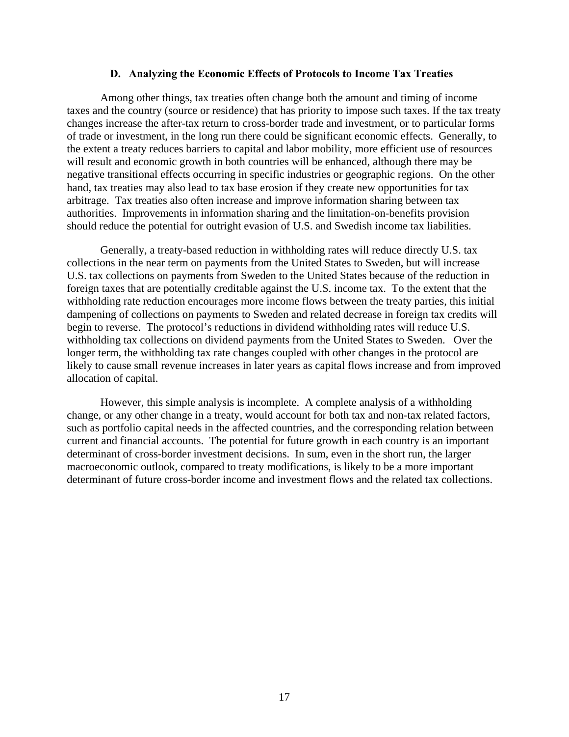### D. Analyzing the Economic Effects of Protocols to Income Tax Treaties

Among other things, tax treaties often change both the amount and timing of income taxes and the country (source or residence) that has priority to impose such taxes. If the tax treaty changes increase the after-tax return to cross-border trade and investment, or to particular forms of trade or investment, in the long run there could be significant economic effects. Generally, to the extent a treaty reduces barriers to capital and labor mobility, more efficient use of resources will result and economic growth in both countries will be enhanced, although there may be negative transitional effects occurring in specific industries or geographic regions. On the other hand, tax treaties may also lead to tax base erosion if they create new opportunities for tax arbitrage. Tax treaties also often increase and improve information sharing between tax authorities. Improvements in information sharing and the limitation-on-benefits provision should reduce the potential for outright evasion of U.S. and Swedish income tax liabilities.

Generally, a treaty-based reduction in withholding rates will reduce directly U.S. tax collections in the near term on payments from the United States to Sweden, but will increase U.S. tax collections on payments from Sweden to the United States because of the reduction in foreign taxes that are potentially creditable against the U.S. income tax. To the extent that the withholding rate reduction encourages more income flows between the treaty parties, this initial dampening of collections on payments to Sweden and related decrease in foreign tax credits will begin to reverse. The protocol's reductions in dividend withholding rates will reduce U.S. withholding tax collections on dividend payments from the United States to Sweden. Over the longer term, the withholding tax rate changes coupled with other changes in the protocol are likely to cause small revenue increases in later years as capital flows increase and from improved allocation of capital.

However, this simple analysis is incomplete. A complete analysis of a withholding change, or any other change in a treaty, would account for both tax and non-tax related factors, such as portfolio capital needs in the affected countries, and the corresponding relation between current and financial accounts. The potential for future growth in each country is an important determinant of cross-border investment decisions. In sum, even in the short run, the larger macroeconomic outlook, compared to treaty modifications, is likely to be a more important determinant of future cross-border income and investment flows and the related tax collections.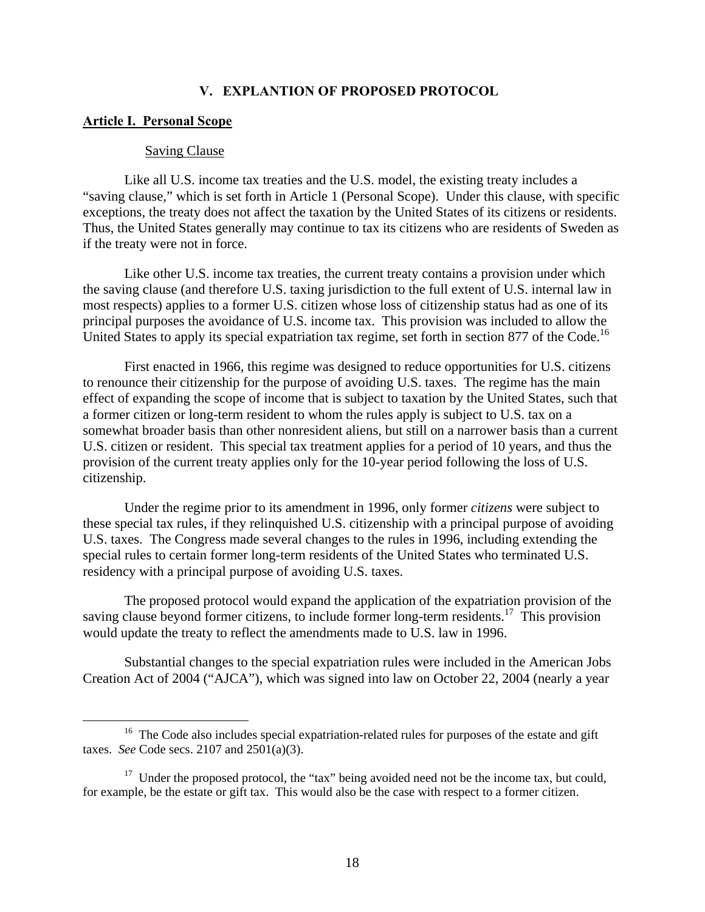# V. EXPLANTION OF PROPOSED PROTOCOL

## Article I. Personal Scope

### Saving Clause

Like all U.S. income tax treaties and the U.S. model, the existing treaty includes a "saving clause," which is set forth in Article 1 (Personal Scope). Under this clause, with specific exceptions, the treaty does not affect the taxation by the United States of its citizens or residents. Thus, the United States generally may continue to tax its citizens who are residents of Sweden as if the treaty were not in force.

Like other U.S. income tax treaties, the current treaty contains a provision under which the saving clause (and therefore U.S. taxing jurisdiction to the full extent of U.S. internal law in most respects) applies to a former U.S. citizen whose loss of citizenship status had as one of its principal purposes the avoidance of U.S. income tax. This provision was included to allow the United States to apply its special expatriation tax regime, set forth in section 877 of the Code.[16]

First enacted in 1966, this regime was designed to reduce opportunities for U.S. citizens to renounce their citizenship for the purpose of avoiding U.S. taxes. The regime has the main effect of expanding the scope of income that is subject to taxation by the United States, such that a former citizen or long-term resident to whom the rules apply is subject to U.S. tax on a somewhat broader basis than other nonresident aliens, but still on a narrower basis than a current U.S. citizen or resident. This special tax treatment applies for a period of 10 years, and thus the provision of the current treaty applies only for the 10-year period following the loss of U.S. citizenship.

Under the regime prior to its amendment in 1996, only former *citizens* were subject to these special tax rules, if they relinquished U.S. citizenship with a principal purpose of avoiding U.S. taxes. The Congress made several changes to the rules in 1996, including extending the special rules to certain former long-term residents of the United States who terminated U.S. residency with a principal purpose of avoiding U.S. taxes.

The proposed protocol would expand the application of the expatriation provision of the saving clause beyond former citizens, to include former long-term residents.[17] This provision would update the treaty to reflect the amendments made to U.S. law in 1996.

Substantial changes to the special expatriation rules were included in the American Jobs Creation Act of 2004 ("AJCA"), which was signed into law on October 22, 2004 (nearly a year

---

[16] The Code also includes special expatriation-related rules for purposes of the estate and gift taxes. *See* Code secs. 2107 and 2501(a)(3).

[17] Under the proposed protocol, the "tax" being avoided need not be the income tax, but could, for example, be the estate or gift tax. This would also be the case with respect to a former citizen.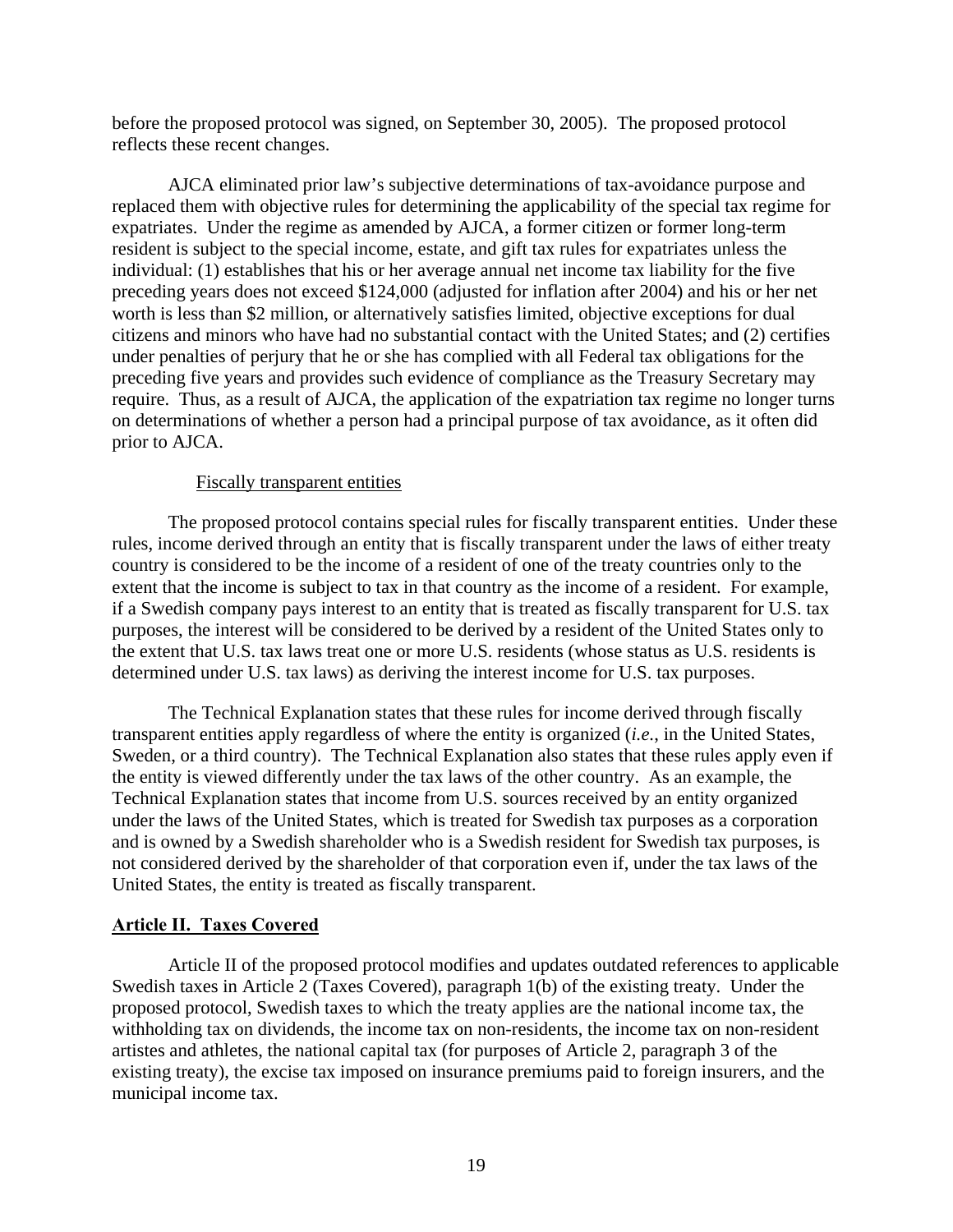before the proposed protocol was signed, on September 30, 2005). The proposed protocol reflects these recent changes.

AJCA eliminated prior law's subjective determinations of tax-avoidance purpose and replaced them with objective rules for determining the applicability of the special tax regime for expatriates. Under the regime as amended by AJCA, a former citizen or former long-term resident is subject to the special income, estate, and gift tax rules for expatriates unless the individual: (1) establishes that his or her average annual net income tax liability for the five preceding years does not exceed $124,000 (adjusted for inflation after 2004) and his or her net worth is less than $2 million, or alternatively satisfies limited, objective exceptions for dual citizens and minors who have had no substantial contact with the United States; and (2) certifies under penalties of perjury that he or she has complied with all Federal tax obligations for the preceding five years and provides such evidence of compliance as the Treasury Secretary may require. Thus, as a result of AJCA, the application of the expatriation tax regime no longer turns on determinations of whether a person had a principal purpose of tax avoidance, as it often did prior to AJCA.

Fiscally transparent entities

The proposed protocol contains special rules for fiscally transparent entities. Under these rules, income derived through an entity that is fiscally transparent under the laws of either treaty country is considered to be the income of a resident of one of the treaty countries only to the extent that the income is subject to tax in that country as the income of a resident. For example, if a Swedish company pays interest to an entity that is treated as fiscally transparent for U.S. tax purposes, the interest will be considered to be derived by a resident of the United States only to the extent that U.S. tax laws treat one or more U.S. residents (whose status as U.S. residents is determined under U.S. tax laws) as deriving the interest income for U.S. tax purposes.

The Technical Explanation states that these rules for income derived through fiscally transparent entities apply regardless of where the entity is organized (*i.e.*, in the United States, Sweden, or a third country). The Technical Explanation also states that these rules apply even if the entity is viewed differently under the tax laws of the other country. As an example, the Technical Explanation states that income from U.S. sources received by an entity organized under the laws of the United States, which is treated for Swedish tax purposes as a corporation and is owned by a Swedish shareholder who is a Swedish resident for Swedish tax purposes, is not considered derived by the shareholder of that corporation even if, under the tax laws of the United States, the entity is treated as fiscally transparent.

**Article II. Taxes Covered**

Article II of the proposed protocol modifies and updates outdated references to applicable Swedish taxes in Article 2 (Taxes Covered), paragraph 1(b) of the existing treaty. Under the proposed protocol, Swedish taxes to which the treaty applies are the national income tax, the withholding tax on dividends, the income tax on non-residents, the income tax on non-resident artistes and athletes, the national capital tax (for purposes of Article 2, paragraph 3 of the existing treaty), the excise tax imposed on insurance premiums paid to foreign insurers, and the municipal income tax.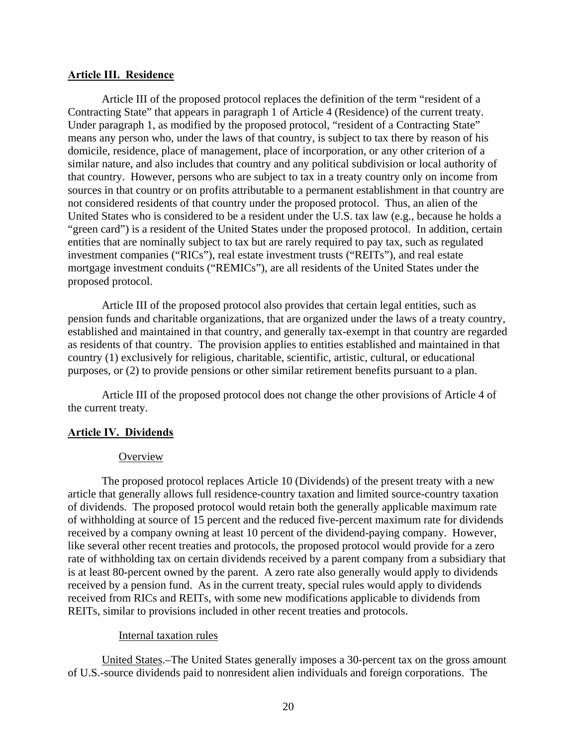## **Article III. Residence**

Article III of the proposed protocol replaces the definition of the term "resident of a Contracting State" that appears in paragraph 1 of Article 4 (Residence) of the current treaty. Under paragraph 1, as modified by the proposed protocol, "resident of a Contracting State" means any person who, under the laws of that country, is subject to tax there by reason of his domicile, residence, place of management, place of incorporation, or any other criterion of a similar nature, and also includes that country and any political subdivision or local authority of that country. However, persons who are subject to tax in a treaty country only on income from sources in that country or on profits attributable to a permanent establishment in that country are not considered residents of that country under the proposed protocol. Thus, an alien of the United States who is considered to be a resident under the U.S. tax law (e.g., because he holds a "green card") is a resident of the United States under the proposed protocol. In addition, certain entities that are nominally subject to tax but are rarely required to pay tax, such as regulated investment companies ("RICs"), real estate investment trusts ("REITs"), and real estate mortgage investment conduits ("REMICs"), are all residents of the United States under the proposed protocol.

Article III of the proposed protocol also provides that certain legal entities, such as pension funds and charitable organizations, that are organized under the laws of a treaty country, established and maintained in that country, and generally tax-exempt in that country are regarded as residents of that country. The provision applies to entities established and maintained in that country (1) exclusively for religious, charitable, scientific, artistic, cultural, or educational purposes, or (2) to provide pensions or other similar retirement benefits pursuant to a plan.

Article III of the proposed protocol does not change the other provisions of Article 4 of the current treaty.

## **Article IV. Dividends**

### Overview

The proposed protocol replaces Article 10 (Dividends) of the present treaty with a new article that generally allows full residence-country taxation and limited source-country taxation of dividends. The proposed protocol would retain both the generally applicable maximum rate of withholding at source of 15 percent and the reduced five-percent maximum rate for dividends received by a company owning at least 10 percent of the dividend-paying company. However, like several other recent treaties and protocols, the proposed protocol would provide for a zero rate of withholding tax on certain dividends received by a parent company from a subsidiary that is at least 80-percent owned by the parent. A zero rate also generally would apply to dividends received by a pension fund. As in the current treaty, special rules would apply to dividends received from RICs and REITs, with some new modifications applicable to dividends from REITs, similar to provisions included in other recent treaties and protocols.

### Internal taxation rules

United States.–The United States generally imposes a 30-percent tax on the gross amount of U.S.-source dividends paid to nonresident alien individuals and foreign corporations. The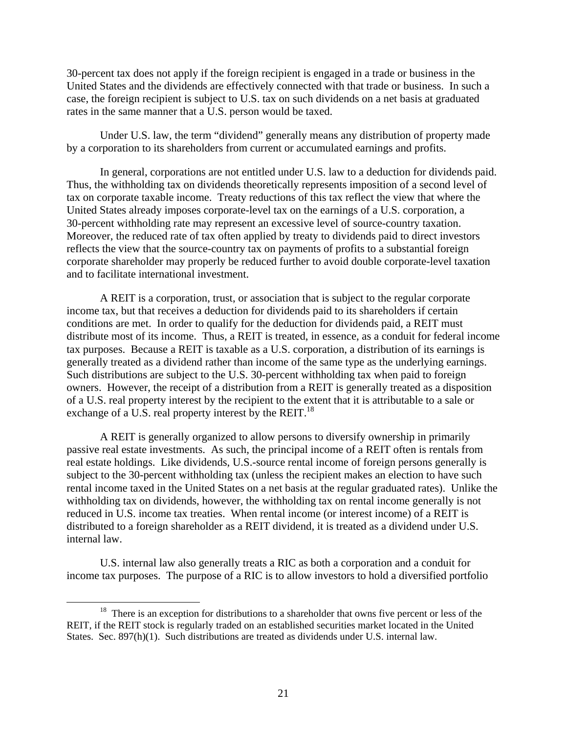30-percent tax does not apply if the foreign recipient is engaged in a trade or business in the United States and the dividends are effectively connected with that trade or business. In such a case, the foreign recipient is subject to U.S. tax on such dividends on a net basis at graduated rates in the same manner that a U.S. person would be taxed.

Under U.S. law, the term "dividend" generally means any distribution of property made by a corporation to its shareholders from current or accumulated earnings and profits.

In general, corporations are not entitled under U.S. law to a deduction for dividends paid. Thus, the withholding tax on dividends theoretically represents imposition of a second level of tax on corporate taxable income. Treaty reductions of this tax reflect the view that where the United States already imposes corporate-level tax on the earnings of a U.S. corporation, a 30-percent withholding rate may represent an excessive level of source-country taxation. Moreover, the reduced rate of tax often applied by treaty to dividends paid to direct investors reflects the view that the source-country tax on payments of profits to a substantial foreign corporate shareholder may properly be reduced further to avoid double corporate-level taxation and to facilitate international investment.

A REIT is a corporation, trust, or association that is subject to the regular corporate income tax, but that receives a deduction for dividends paid to its shareholders if certain conditions are met. In order to qualify for the deduction for dividends paid, a REIT must distribute most of its income. Thus, a REIT is treated, in essence, as a conduit for federal income tax purposes. Because a REIT is taxable as a U.S. corporation, a distribution of its earnings is generally treated as a dividend rather than income of the same type as the underlying earnings. Such distributions are subject to the U.S. 30-percent withholding tax when paid to foreign owners. However, the receipt of a distribution from a REIT is generally treated as a disposition of a U.S. real property interest by the recipient to the extent that it is attributable to a sale or exchange of a U.S. real property interest by the REIT.[18]

A REIT is generally organized to allow persons to diversify ownership in primarily passive real estate investments. As such, the principal income of a REIT often is rentals from real estate holdings. Like dividends, U.S.-source rental income of foreign persons generally is subject to the 30-percent withholding tax (unless the recipient makes an election to have such rental income taxed in the United States on a net basis at the regular graduated rates). Unlike the withholding tax on dividends, however, the withholding tax on rental income generally is not reduced in U.S. income tax treaties. When rental income (or interest income) of a REIT is distributed to a foreign shareholder as a REIT dividend, it is treated as a dividend under U.S. internal law.

U.S. internal law also generally treats a RIC as both a corporation and a conduit for income tax purposes. The purpose of a RIC is to allow investors to hold a diversified portfolio

[18] There is an exception for distributions to a shareholder that owns five percent or less of the REIT, if the REIT stock is regularly traded on an established securities market located in the United States. Sec. 897(h)(1). Such distributions are treated as dividends under U.S. internal law.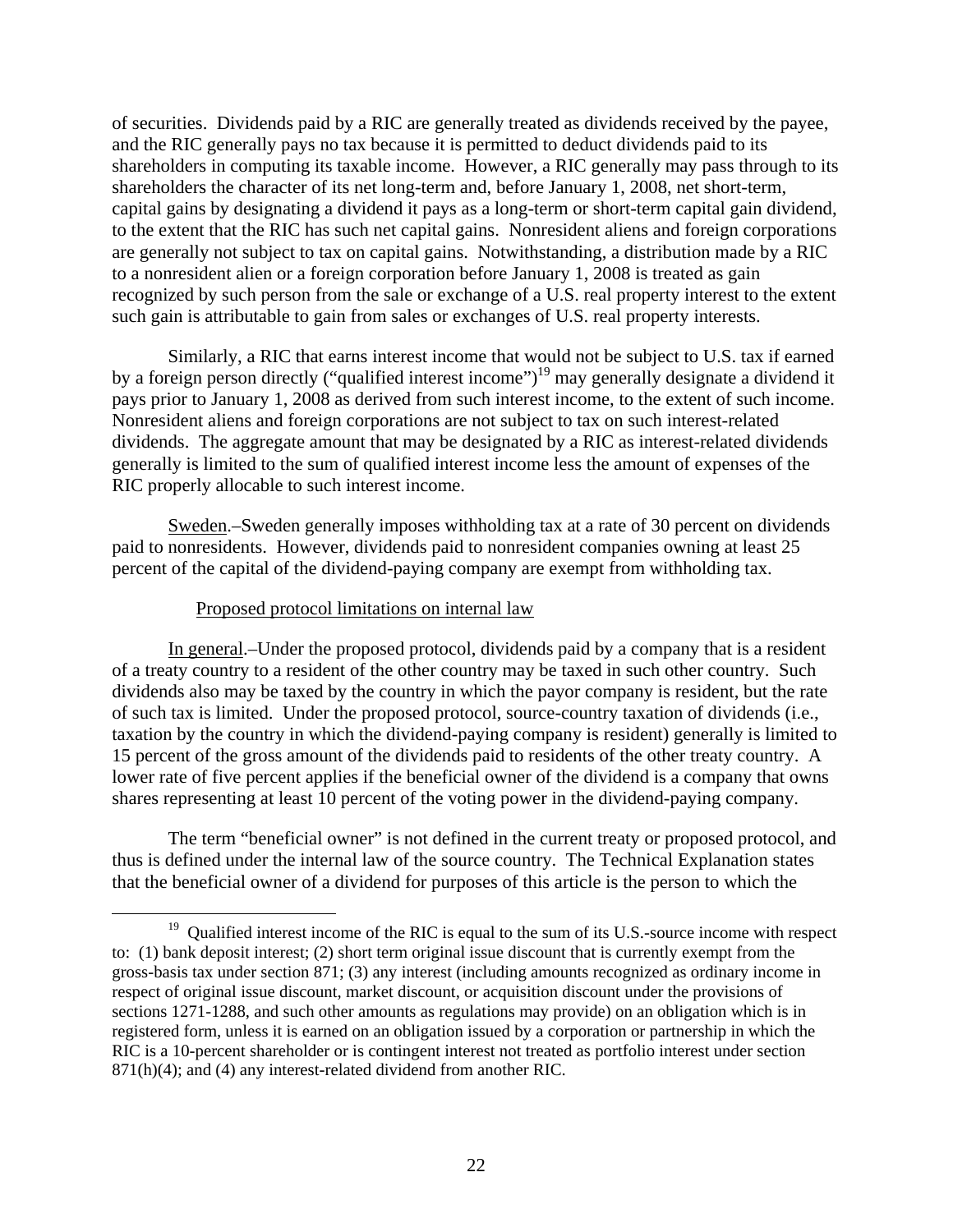of securities. Dividends paid by a RIC are generally treated as dividends received by the payee, and the RIC generally pays no tax because it is permitted to deduct dividends paid to its shareholders in computing its taxable income. However, a RIC generally may pass through to its shareholders the character of its net long-term and, before January 1, 2008, net short-term, capital gains by designating a dividend it pays as a long-term or short-term capital gain dividend, to the extent that the RIC has such net capital gains. Nonresident aliens and foreign corporations are generally not subject to tax on capital gains. Notwithstanding, a distribution made by a RIC to a nonresident alien or a foreign corporation before January 1, 2008 is treated as gain recognized by such person from the sale or exchange of a U.S. real property interest to the extent such gain is attributable to gain from sales or exchanges of U.S. real property interests.

Similarly, a RIC that earns interest income that would not be subject to U.S. tax if earned by a foreign person directly ("qualified interest income")[19] may generally designate a dividend it pays prior to January 1, 2008 as derived from such interest income, to the extent of such income. Nonresident aliens and foreign corporations are not subject to tax on such interest-related dividends. The aggregate amount that may be designated by a RIC as interest-related dividends generally is limited to the sum of qualified interest income less the amount of expenses of the RIC properly allocable to such interest income.

Sweden.–Sweden generally imposes withholding tax at a rate of 30 percent on dividends paid to nonresidents. However, dividends paid to nonresident companies owning at least 25 percent of the capital of the dividend-paying company are exempt from withholding tax.

Proposed protocol limitations on internal law

In general.–Under the proposed protocol, dividends paid by a company that is a resident of a treaty country to a resident of the other country may be taxed in such other country. Such dividends also may be taxed by the country in which the payor company is resident, but the rate of such tax is limited. Under the proposed protocol, source-country taxation of dividends (i.e., taxation by the country in which the dividend-paying company is resident) generally is limited to 15 percent of the gross amount of the dividends paid to residents of the other treaty country. A lower rate of five percent applies if the beneficial owner of the dividend is a company that owns shares representing at least 10 percent of the voting power in the dividend-paying company.

The term "beneficial owner" is not defined in the current treaty or proposed protocol, and thus is defined under the internal law of the source country. The Technical Explanation states that the beneficial owner of a dividend for purposes of this article is the person to which the

[19] Qualified interest income of the RIC is equal to the sum of its U.S.-source income with respect to: (1) bank deposit interest; (2) short term original issue discount that is currently exempt from the gross-basis tax under section 871; (3) any interest (including amounts recognized as ordinary income in respect of original issue discount, market discount, or acquisition discount under the provisions of sections 1271-1288, and such other amounts as regulations may provide) on an obligation which is in registered form, unless it is earned on an obligation issued by a corporation or partnership in which the RIC is a 10-percent shareholder or is contingent interest not treated as portfolio interest under section 871(h)(4); and (4) any interest-related dividend from another RIC.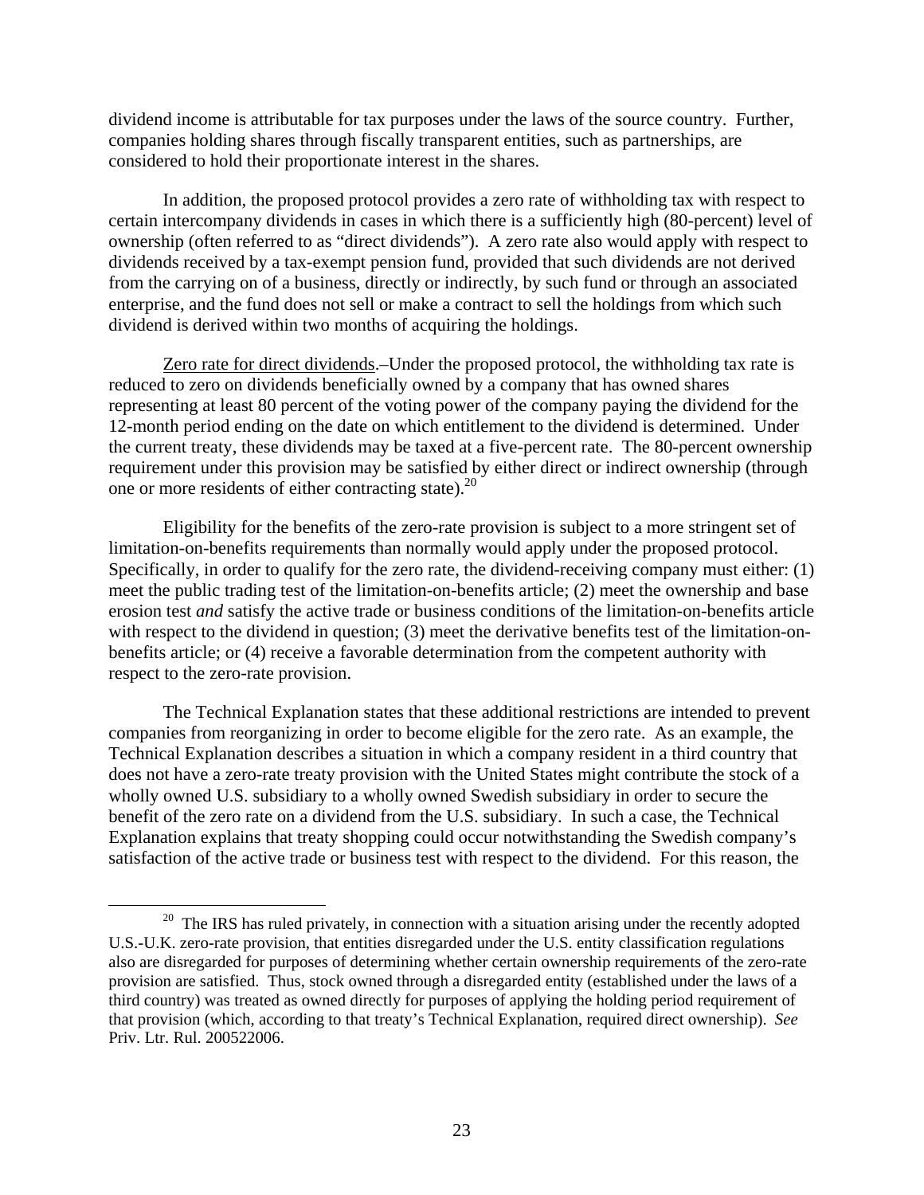dividend income is attributable for tax purposes under the laws of the source country. Further, companies holding shares through fiscally transparent entities, such as partnerships, are considered to hold their proportionate interest in the shares.

In addition, the proposed protocol provides a zero rate of withholding tax with respect to certain intercompany dividends in cases in which there is a sufficiently high (80-percent) level of ownership (often referred to as "direct dividends"). A zero rate also would apply with respect to dividends received by a tax-exempt pension fund, provided that such dividends are not derived from the carrying on of a business, directly or indirectly, by such fund or through an associated enterprise, and the fund does not sell or make a contract to sell the holdings from which such dividend is derived within two months of acquiring the holdings.

Zero rate for direct dividends.–Under the proposed protocol, the withholding tax rate is reduced to zero on dividends beneficially owned by a company that has owned shares representing at least 80 percent of the voting power of the company paying the dividend for the 12-month period ending on the date on which entitlement to the dividend is determined. Under the current treaty, these dividends may be taxed at a five-percent rate. The 80-percent ownership requirement under this provision may be satisfied by either direct or indirect ownership (through one or more residents of either contracting state).[20]

Eligibility for the benefits of the zero-rate provision is subject to a more stringent set of limitation-on-benefits requirements than normally would apply under the proposed protocol. Specifically, in order to qualify for the zero rate, the dividend-receiving company must either: (1) meet the public trading test of the limitation-on-benefits article; (2) meet the ownership and base erosion test *and* satisfy the active trade or business conditions of the limitation-on-benefits article with respect to the dividend in question; (3) meet the derivative benefits test of the limitation-on-benefits article; or (4) receive a favorable determination from the competent authority with respect to the zero-rate provision.

The Technical Explanation states that these additional restrictions are intended to prevent companies from reorganizing in order to become eligible for the zero rate. As an example, the Technical Explanation describes a situation in which a company resident in a third country that does not have a zero-rate treaty provision with the United States might contribute the stock of a wholly owned U.S. subsidiary to a wholly owned Swedish subsidiary in order to secure the benefit of the zero rate on a dividend from the U.S. subsidiary. In such a case, the Technical Explanation explains that treaty shopping could occur notwithstanding the Swedish company's satisfaction of the active trade or business test with respect to the dividend. For this reason, the

[20] The IRS has ruled privately, in connection with a situation arising under the recently adopted U.S.-U.K. zero-rate provision, that entities disregarded under the U.S. entity classification regulations also are disregarded for purposes of determining whether certain ownership requirements of the zero-rate provision are satisfied. Thus, stock owned through a disregarded entity (established under the laws of a third country) was treated as owned directly for purposes of applying the holding period requirement of that provision (which, according to that treaty's Technical Explanation, required direct ownership). *See* Priv. Ltr. Rul. 200522006.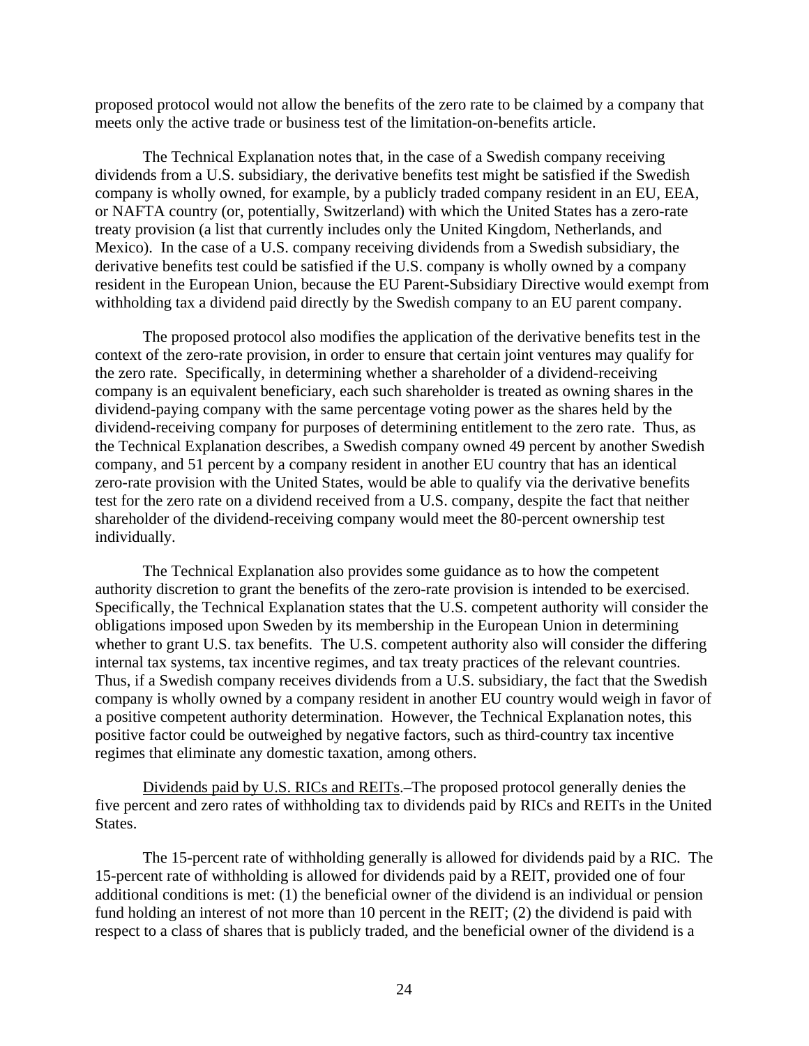proposed protocol would not allow the benefits of the zero rate to be claimed by a company that meets only the active trade or business test of the limitation-on-benefits article.

The Technical Explanation notes that, in the case of a Swedish company receiving dividends from a U.S. subsidiary, the derivative benefits test might be satisfied if the Swedish company is wholly owned, for example, by a publicly traded company resident in an EU, EEA, or NAFTA country (or, potentially, Switzerland) with which the United States has a zero-rate treaty provision (a list that currently includes only the United Kingdom, Netherlands, and Mexico). In the case of a U.S. company receiving dividends from a Swedish subsidiary, the derivative benefits test could be satisfied if the U.S. company is wholly owned by a company resident in the European Union, because the EU Parent-Subsidiary Directive would exempt from withholding tax a dividend paid directly by the Swedish company to an EU parent company.

The proposed protocol also modifies the application of the derivative benefits test in the context of the zero-rate provision, in order to ensure that certain joint ventures may qualify for the zero rate. Specifically, in determining whether a shareholder of a dividend-receiving company is an equivalent beneficiary, each such shareholder is treated as owning shares in the dividend-paying company with the same percentage voting power as the shares held by the dividend-receiving company for purposes of determining entitlement to the zero rate. Thus, as the Technical Explanation describes, a Swedish company owned 49 percent by another Swedish company, and 51 percent by a company resident in another EU country that has an identical zero-rate provision with the United States, would be able to qualify via the derivative benefits test for the zero rate on a dividend received from a U.S. company, despite the fact that neither shareholder of the dividend-receiving company would meet the 80-percent ownership test individually.

The Technical Explanation also provides some guidance as to how the competent authority discretion to grant the benefits of the zero-rate provision is intended to be exercised. Specifically, the Technical Explanation states that the U.S. competent authority will consider the obligations imposed upon Sweden by its membership in the European Union in determining whether to grant U.S. tax benefits. The U.S. competent authority also will consider the differing internal tax systems, tax incentive regimes, and tax treaty practices of the relevant countries. Thus, if a Swedish company receives dividends from a U.S. subsidiary, the fact that the Swedish company is wholly owned by a company resident in another EU country would weigh in favor of a positive competent authority determination. However, the Technical Explanation notes, this positive factor could be outweighed by negative factors, such as third-country tax incentive regimes that eliminate any domestic taxation, among others.

Dividends paid by U.S. RICs and REITs.–The proposed protocol generally denies the five percent and zero rates of withholding tax to dividends paid by RICs and REITs in the United States.

The 15-percent rate of withholding generally is allowed for dividends paid by a RIC. The 15-percent rate of withholding is allowed for dividends paid by a REIT, provided one of four additional conditions is met: (1) the beneficial owner of the dividend is an individual or pension fund holding an interest of not more than 10 percent in the REIT; (2) the dividend is paid with respect to a class of shares that is publicly traded, and the beneficial owner of the dividend is a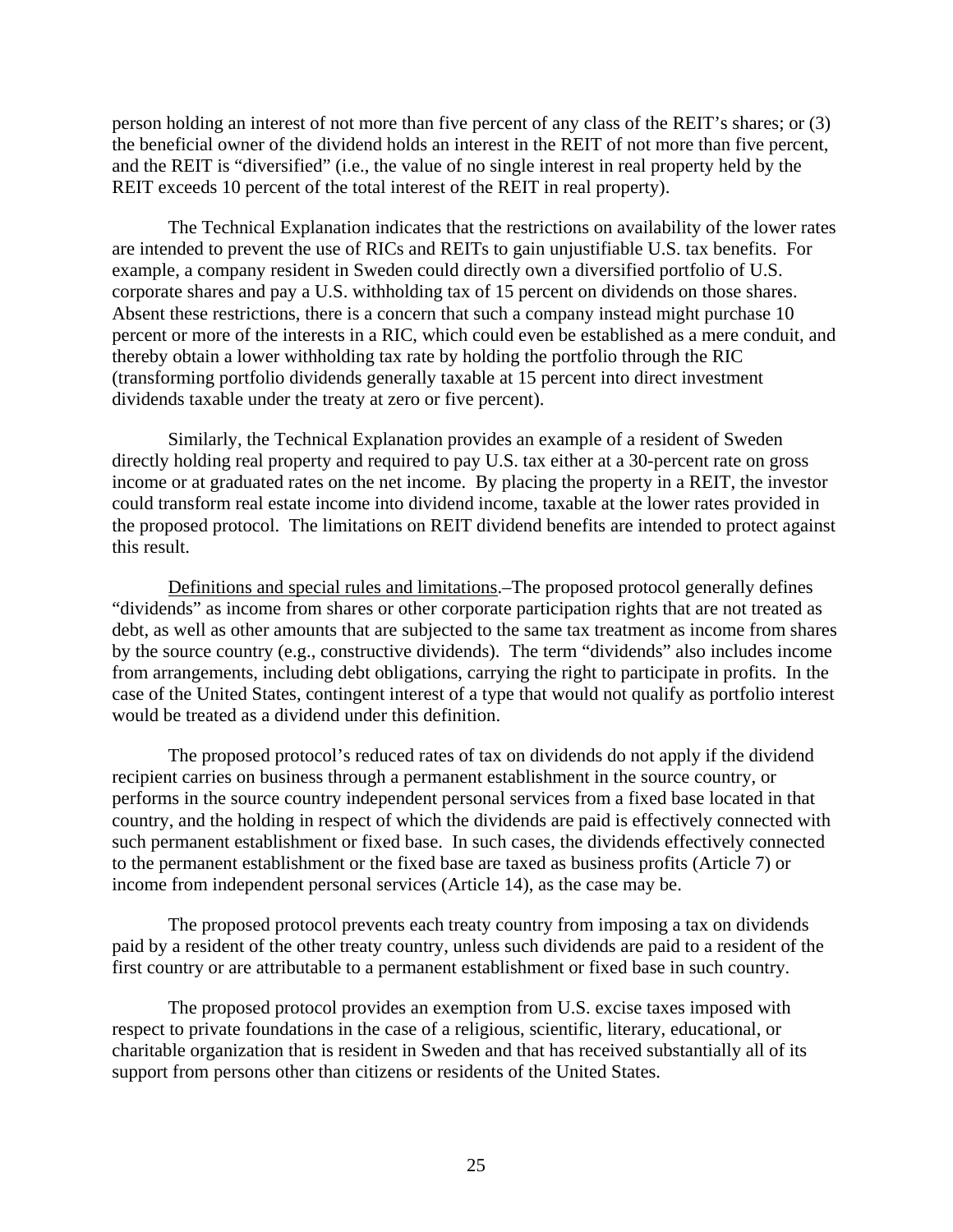person holding an interest of not more than five percent of any class of the REIT's shares; or (3) the beneficial owner of the dividend holds an interest in the REIT of not more than five percent, and the REIT is "diversified" (i.e., the value of no single interest in real property held by the REIT exceeds 10 percent of the total interest of the REIT in real property).

The Technical Explanation indicates that the restrictions on availability of the lower rates are intended to prevent the use of RICs and REITs to gain unjustifiable U.S. tax benefits. For example, a company resident in Sweden could directly own a diversified portfolio of U.S. corporate shares and pay a U.S. withholding tax of 15 percent on dividends on those shares. Absent these restrictions, there is a concern that such a company instead might purchase 10 percent or more of the interests in a RIC, which could even be established as a mere conduit, and thereby obtain a lower withholding tax rate by holding the portfolio through the RIC (transforming portfolio dividends generally taxable at 15 percent into direct investment dividends taxable under the treaty at zero or five percent).

Similarly, the Technical Explanation provides an example of a resident of Sweden directly holding real property and required to pay U.S. tax either at a 30-percent rate on gross income or at graduated rates on the net income. By placing the property in a REIT, the investor could transform real estate income into dividend income, taxable at the lower rates provided in the proposed protocol. The limitations on REIT dividend benefits are intended to protect against this result.

Definitions and special rules and limitations.–The proposed protocol generally defines "dividends" as income from shares or other corporate participation rights that are not treated as debt, as well as other amounts that are subjected to the same tax treatment as income from shares by the source country (e.g., constructive dividends). The term "dividends" also includes income from arrangements, including debt obligations, carrying the right to participate in profits. In the case of the United States, contingent interest of a type that would not qualify as portfolio interest would be treated as a dividend under this definition.

The proposed protocol's reduced rates of tax on dividends do not apply if the dividend recipient carries on business through a permanent establishment in the source country, or performs in the source country independent personal services from a fixed base located in that country, and the holding in respect of which the dividends are paid is effectively connected with such permanent establishment or fixed base. In such cases, the dividends effectively connected to the permanent establishment or the fixed base are taxed as business profits (Article 7) or income from independent personal services (Article 14), as the case may be.

The proposed protocol prevents each treaty country from imposing a tax on dividends paid by a resident of the other treaty country, unless such dividends are paid to a resident of the first country or are attributable to a permanent establishment or fixed base in such country.

The proposed protocol provides an exemption from U.S. excise taxes imposed with respect to private foundations in the case of a religious, scientific, literary, educational, or charitable organization that is resident in Sweden and that has received substantially all of its support from persons other than citizens or residents of the United States.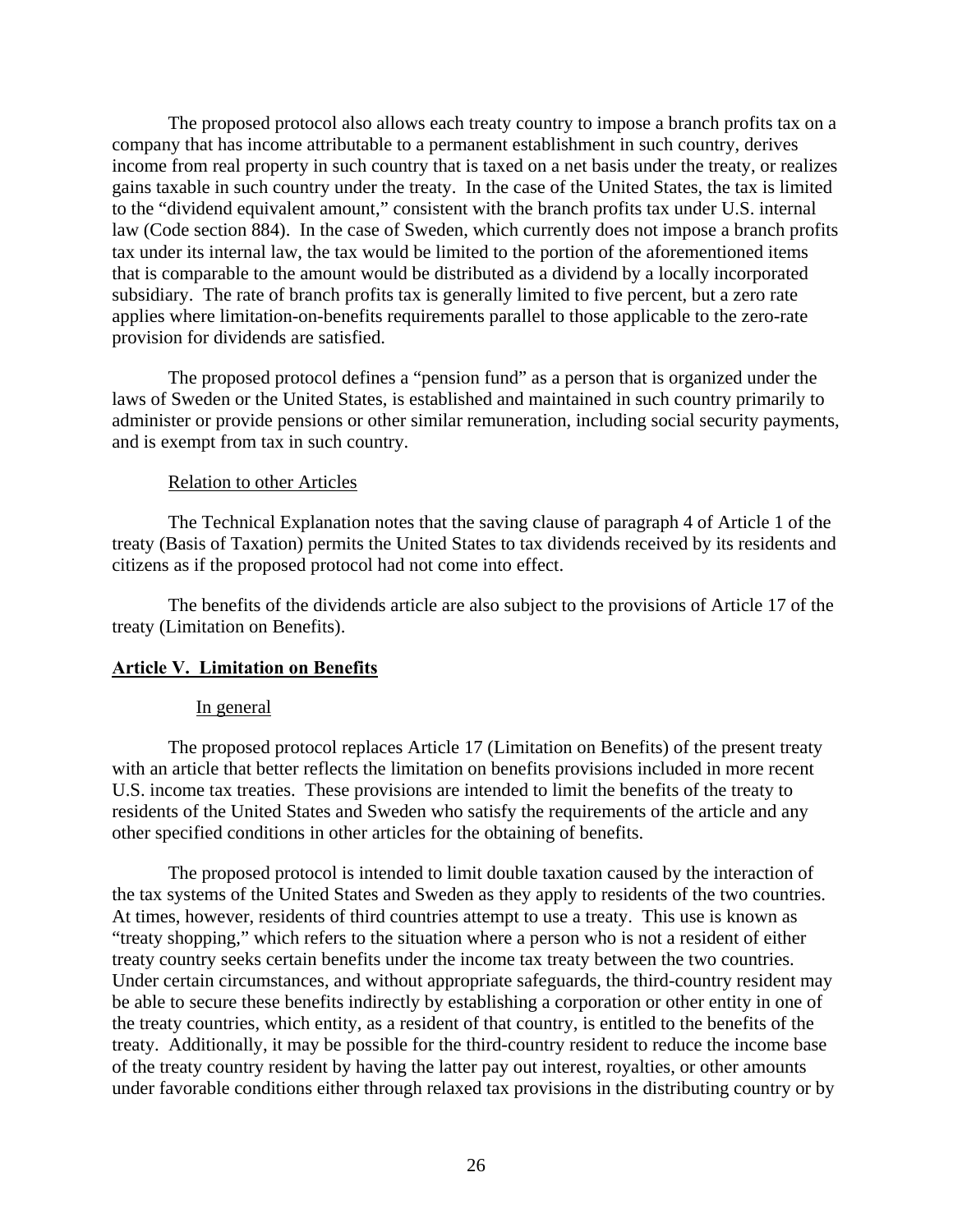The proposed protocol also allows each treaty country to impose a branch profits tax on a company that has income attributable to a permanent establishment in such country, derives income from real property in such country that is taxed on a net basis under the treaty, or realizes gains taxable in such country under the treaty. In the case of the United States, the tax is limited to the "dividend equivalent amount," consistent with the branch profits tax under U.S. internal law (Code section 884). In the case of Sweden, which currently does not impose a branch profits tax under its internal law, the tax would be limited to the portion of the aforementioned items that is comparable to the amount would be distributed as a dividend by a locally incorporated subsidiary. The rate of branch profits tax is generally limited to five percent, but a zero rate applies where limitation-on-benefits requirements parallel to those applicable to the zero-rate provision for dividends are satisfied.

The proposed protocol defines a "pension fund" as a person that is organized under the laws of Sweden or the United States, is established and maintained in such country primarily to administer or provide pensions or other similar remuneration, including social security payments, and is exempt from tax in such country.

Relation to other Articles

The Technical Explanation notes that the saving clause of paragraph 4 of Article 1 of the treaty (Basis of Taxation) permits the United States to tax dividends received by its residents and citizens as if the proposed protocol had not come into effect.

The benefits of the dividends article are also subject to the provisions of Article 17 of the treaty (Limitation on Benefits).

## Article V. Limitation on Benefits

In general

The proposed protocol replaces Article 17 (Limitation on Benefits) of the present treaty with an article that better reflects the limitation on benefits provisions included in more recent U.S. income tax treaties. These provisions are intended to limit the benefits of the treaty to residents of the United States and Sweden who satisfy the requirements of the article and any other specified conditions in other articles for the obtaining of benefits.

The proposed protocol is intended to limit double taxation caused by the interaction of the tax systems of the United States and Sweden as they apply to residents of the two countries. At times, however, residents of third countries attempt to use a treaty. This use is known as "treaty shopping," which refers to the situation where a person who is not a resident of either treaty country seeks certain benefits under the income tax treaty between the two countries. Under certain circumstances, and without appropriate safeguards, the third-country resident may be able to secure these benefits indirectly by establishing a corporation or other entity in one of the treaty countries, which entity, as a resident of that country, is entitled to the benefits of the treaty. Additionally, it may be possible for the third-country resident to reduce the income base of the treaty country resident by having the latter pay out interest, royalties, or other amounts under favorable conditions either through relaxed tax provisions in the distributing country or by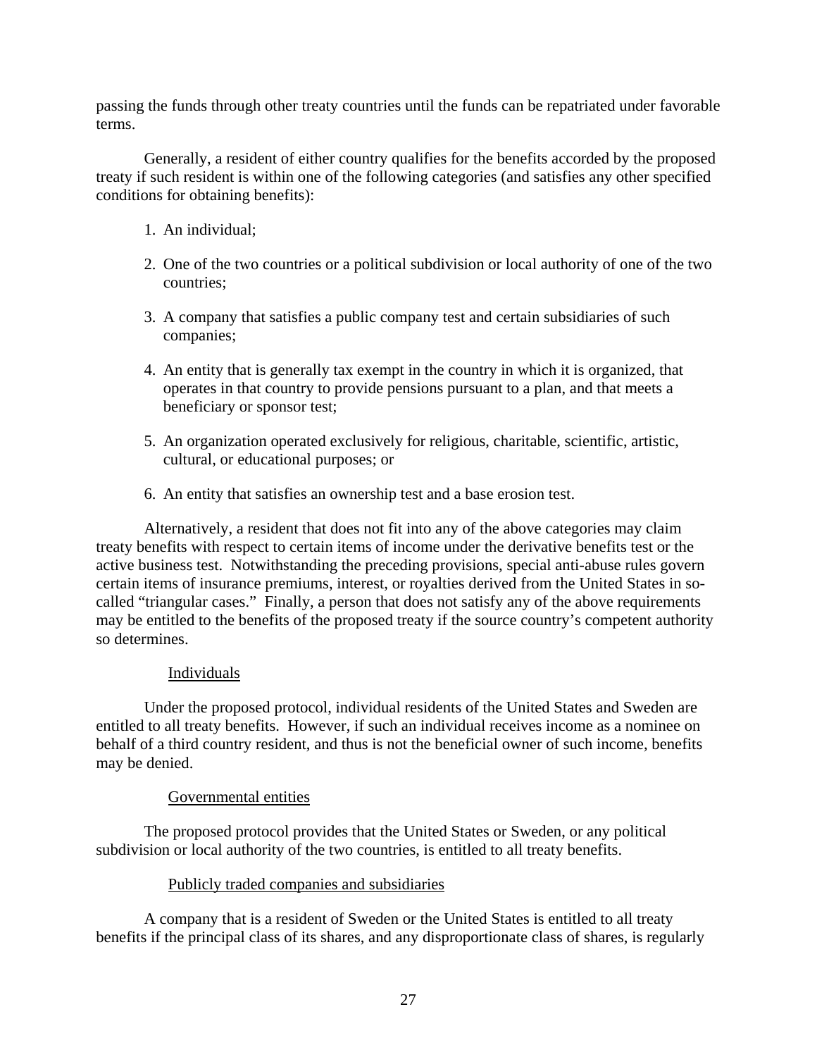passing the funds through other treaty countries until the funds can be repatriated under favorable terms.

Generally, a resident of either country qualifies for the benefits accorded by the proposed treaty if such resident is within one of the following categories (and satisfies any other specified conditions for obtaining benefits):

1. An individual;
2. One of the two countries or a political subdivision or local authority of one of the two countries;
3. A company that satisfies a public company test and certain subsidiaries of such companies;
4. An entity that is generally tax exempt in the country in which it is organized, that operates in that country to provide pensions pursuant to a plan, and that meets a beneficiary or sponsor test;
5. An organization operated exclusively for religious, charitable, scientific, artistic, cultural, or educational purposes; or
6. An entity that satisfies an ownership test and a base erosion test.

Alternatively, a resident that does not fit into any of the above categories may claim treaty benefits with respect to certain items of income under the derivative benefits test or the active business test. Notwithstanding the preceding provisions, special anti-abuse rules govern certain items of insurance premiums, interest, or royalties derived from the United States in so-called "triangular cases." Finally, a person that does not satisfy any of the above requirements may be entitled to the benefits of the proposed treaty if the source country's competent authority so determines.

<u>Individuals</u>

Under the proposed protocol, individual residents of the United States and Sweden are entitled to all treaty benefits. However, if such an individual receives income as a nominee on behalf of a third country resident, and thus is not the beneficial owner of such income, benefits may be denied.

<u>Governmental entities</u>

The proposed protocol provides that the United States or Sweden, or any political subdivision or local authority of the two countries, is entitled to all treaty benefits.

<u>Publicly traded companies and subsidiaries</u>

A company that is a resident of Sweden or the United States is entitled to all treaty benefits if the principal class of its shares, and any disproportionate class of shares, is regularly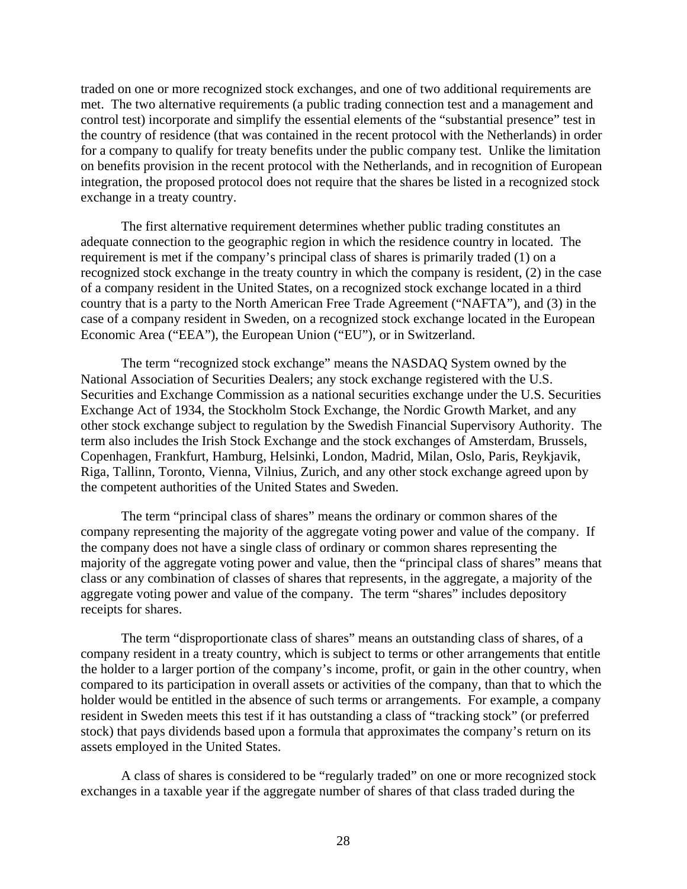traded on one or more recognized stock exchanges, and one of two additional requirements are met. The two alternative requirements (a public trading connection test and a management and control test) incorporate and simplify the essential elements of the "substantial presence" test in the country of residence (that was contained in the recent protocol with the Netherlands) in order for a company to qualify for treaty benefits under the public company test. Unlike the limitation on benefits provision in the recent protocol with the Netherlands, and in recognition of European integration, the proposed protocol does not require that the shares be listed in a recognized stock exchange in a treaty country.

The first alternative requirement determines whether public trading constitutes an adequate connection to the geographic region in which the residence country in located. The requirement is met if the company's principal class of shares is primarily traded (1) on a recognized stock exchange in the treaty country in which the company is resident, (2) in the case of a company resident in the United States, on a recognized stock exchange located in a third country that is a party to the North American Free Trade Agreement ("NAFTA"), and (3) in the case of a company resident in Sweden, on a recognized stock exchange located in the European Economic Area ("EEA"), the European Union ("EU"), or in Switzerland.

The term "recognized stock exchange" means the NASDAQ System owned by the National Association of Securities Dealers; any stock exchange registered with the U.S. Securities and Exchange Commission as a national securities exchange under the U.S. Securities Exchange Act of 1934, the Stockholm Stock Exchange, the Nordic Growth Market, and any other stock exchange subject to regulation by the Swedish Financial Supervisory Authority. The term also includes the Irish Stock Exchange and the stock exchanges of Amsterdam, Brussels, Copenhagen, Frankfurt, Hamburg, Helsinki, London, Madrid, Milan, Oslo, Paris, Reykjavik, Riga, Tallinn, Toronto, Vienna, Vilnius, Zurich, and any other stock exchange agreed upon by the competent authorities of the United States and Sweden.

The term "principal class of shares" means the ordinary or common shares of the company representing the majority of the aggregate voting power and value of the company. If the company does not have a single class of ordinary or common shares representing the majority of the aggregate voting power and value, then the "principal class of shares" means that class or any combination of classes of shares that represents, in the aggregate, a majority of the aggregate voting power and value of the company. The term "shares" includes depository receipts for shares.

The term "disproportionate class of shares" means an outstanding class of shares, of a company resident in a treaty country, which is subject to terms or other arrangements that entitle the holder to a larger portion of the company's income, profit, or gain in the other country, when compared to its participation in overall assets or activities of the company, than that to which the holder would be entitled in the absence of such terms or arrangements. For example, a company resident in Sweden meets this test if it has outstanding a class of "tracking stock" (or preferred stock) that pays dividends based upon a formula that approximates the company's return on its assets employed in the United States.

A class of shares is considered to be "regularly traded" on one or more recognized stock exchanges in a taxable year if the aggregate number of shares of that class traded during the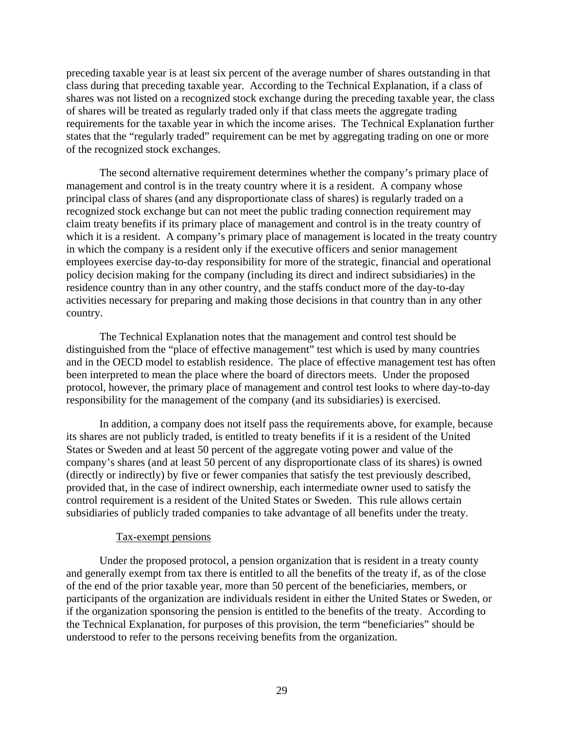preceding taxable year is at least six percent of the average number of shares outstanding in that class during that preceding taxable year. According to the Technical Explanation, if a class of shares was not listed on a recognized stock exchange during the preceding taxable year, the class of shares will be treated as regularly traded only if that class meets the aggregate trading requirements for the taxable year in which the income arises. The Technical Explanation further states that the "regularly traded" requirement can be met by aggregating trading on one or more of the recognized stock exchanges.

The second alternative requirement determines whether the company's primary place of management and control is in the treaty country where it is a resident. A company whose principal class of shares (and any disproportionate class of shares) is regularly traded on a recognized stock exchange but can not meet the public trading connection requirement may claim treaty benefits if its primary place of management and control is in the treaty country of which it is a resident. A company's primary place of management is located in the treaty country in which the company is a resident only if the executive officers and senior management employees exercise day-to-day responsibility for more of the strategic, financial and operational policy decision making for the company (including its direct and indirect subsidiaries) in the residence country than in any other country, and the staffs conduct more of the day-to-day activities necessary for preparing and making those decisions in that country than in any other country.

The Technical Explanation notes that the management and control test should be distinguished from the "place of effective management" test which is used by many countries and in the OECD model to establish residence. The place of effective management test has often been interpreted to mean the place where the board of directors meets. Under the proposed protocol, however, the primary place of management and control test looks to where day-to-day responsibility for the management of the company (and its subsidiaries) is exercised.

In addition, a company does not itself pass the requirements above, for example, because its shares are not publicly traded, is entitled to treaty benefits if it is a resident of the United States or Sweden and at least 50 percent of the aggregate voting power and value of the company's shares (and at least 50 percent of any disproportionate class of its shares) is owned (directly or indirectly) by five or fewer companies that satisfy the test previously described, provided that, in the case of indirect ownership, each intermediate owner used to satisfy the control requirement is a resident of the United States or Sweden. This rule allows certain subsidiaries of publicly traded companies to take advantage of all benefits under the treaty.

Tax-exempt pensions

Under the proposed protocol, a pension organization that is resident in a treaty county and generally exempt from tax there is entitled to all the benefits of the treaty if, as of the close of the end of the prior taxable year, more than 50 percent of the beneficiaries, members, or participants of the organization are individuals resident in either the United States or Sweden, or if the organization sponsoring the pension is entitled to the benefits of the treaty. According to the Technical Explanation, for purposes of this provision, the term "beneficiaries" should be understood to refer to the persons receiving benefits from the organization.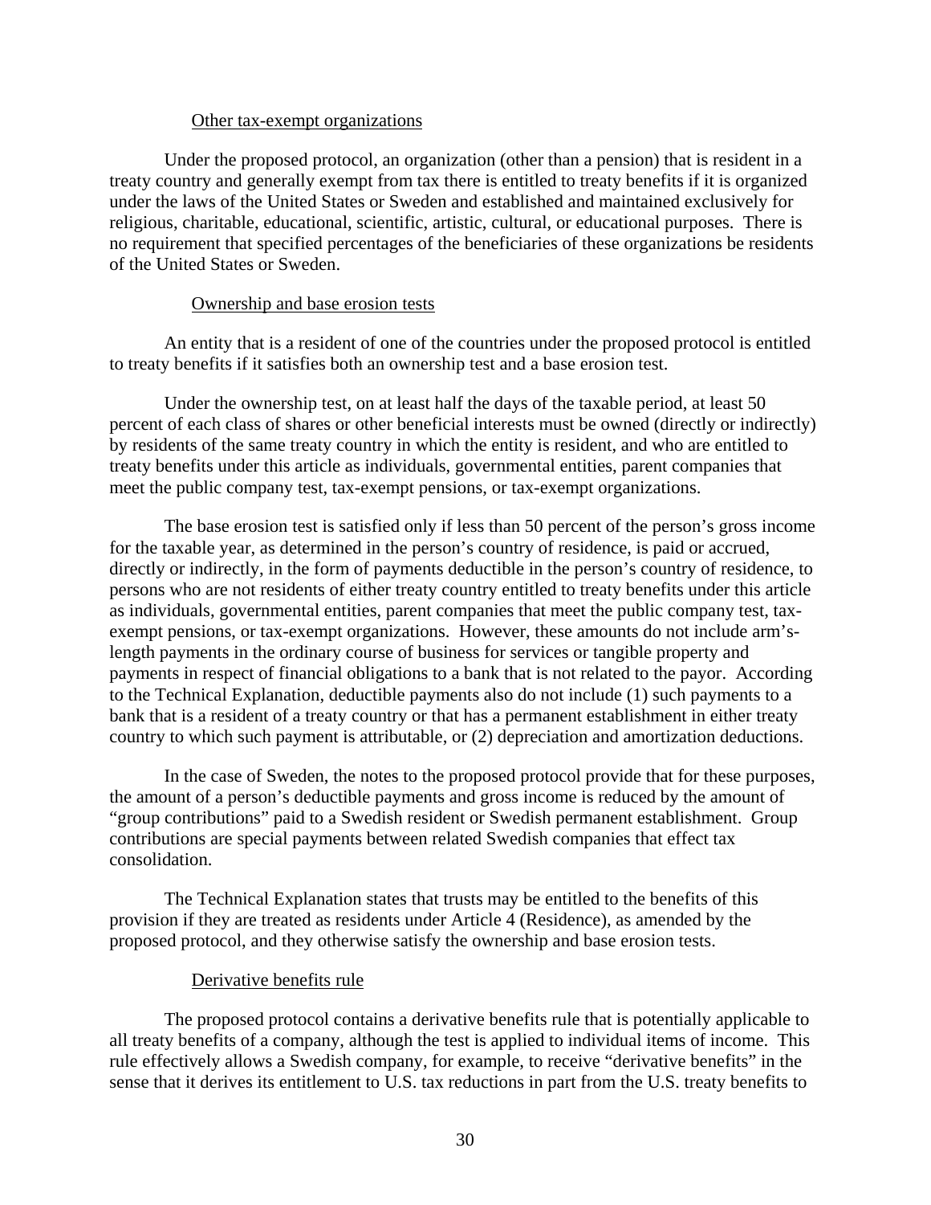### Other tax-exempt organizations

Under the proposed protocol, an organization (other than a pension) that is resident in a treaty country and generally exempt from tax there is entitled to treaty benefits if it is organized under the laws of the United States or Sweden and established and maintained exclusively for religious, charitable, educational, scientific, artistic, cultural, or educational purposes. There is no requirement that specified percentages of the beneficiaries of these organizations be residents of the United States or Sweden.

### Ownership and base erosion tests

An entity that is a resident of one of the countries under the proposed protocol is entitled to treaty benefits if it satisfies both an ownership test and a base erosion test.

Under the ownership test, on at least half the days of the taxable period, at least 50 percent of each class of shares or other beneficial interests must be owned (directly or indirectly) by residents of the same treaty country in which the entity is resident, and who are entitled to treaty benefits under this article as individuals, governmental entities, parent companies that meet the public company test, tax-exempt pensions, or tax-exempt organizations.

The base erosion test is satisfied only if less than 50 percent of the person's gross income for the taxable year, as determined in the person's country of residence, is paid or accrued, directly or indirectly, in the form of payments deductible in the person's country of residence, to persons who are not residents of either treaty country entitled to treaty benefits under this article as individuals, governmental entities, parent companies that meet the public company test, tax-exempt pensions, or tax-exempt organizations. However, these amounts do not include arm's-length payments in the ordinary course of business for services or tangible property and payments in respect of financial obligations to a bank that is not related to the payor. According to the Technical Explanation, deductible payments also do not include (1) such payments to a bank that is a resident of a treaty country or that has a permanent establishment in either treaty country to which such payment is attributable, or (2) depreciation and amortization deductions.

In the case of Sweden, the notes to the proposed protocol provide that for these purposes, the amount of a person's deductible payments and gross income is reduced by the amount of "group contributions" paid to a Swedish resident or Swedish permanent establishment. Group contributions are special payments between related Swedish companies that effect tax consolidation.

The Technical Explanation states that trusts may be entitled to the benefits of this provision if they are treated as residents under Article 4 (Residence), as amended by the proposed protocol, and they otherwise satisfy the ownership and base erosion tests.

### Derivative benefits rule

The proposed protocol contains a derivative benefits rule that is potentially applicable to all treaty benefits of a company, although the test is applied to individual items of income. This rule effectively allows a Swedish company, for example, to receive "derivative benefits" in the sense that it derives its entitlement to U.S. tax reductions in part from the U.S. treaty benefits to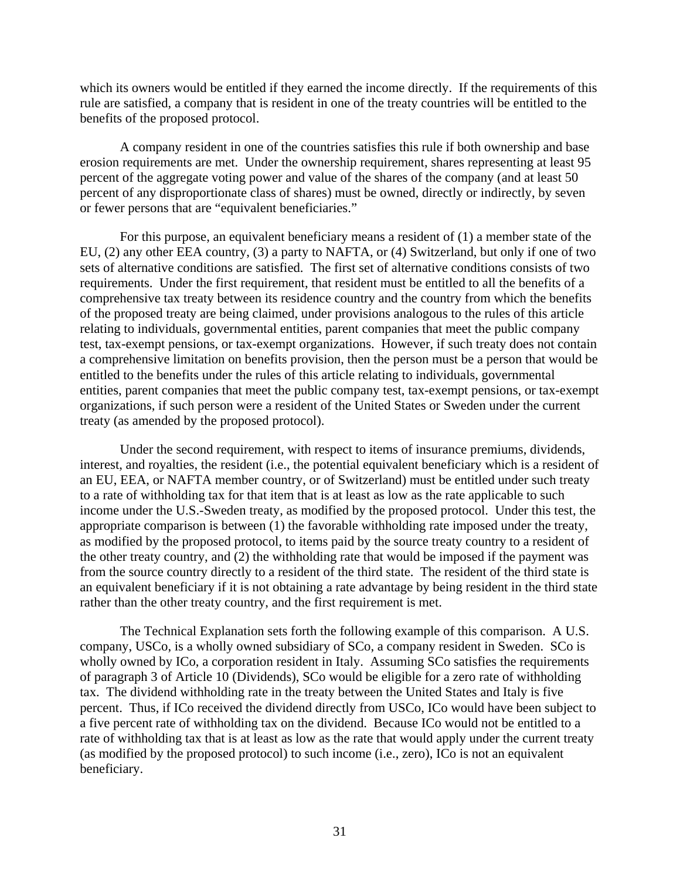which its owners would be entitled if they earned the income directly. If the requirements of this rule are satisfied, a company that is resident in one of the treaty countries will be entitled to the benefits of the proposed protocol.

A company resident in one of the countries satisfies this rule if both ownership and base erosion requirements are met. Under the ownership requirement, shares representing at least 95 percent of the aggregate voting power and value of the shares of the company (and at least 50 percent of any disproportionate class of shares) must be owned, directly or indirectly, by seven or fewer persons that are "equivalent beneficiaries."

For this purpose, an equivalent beneficiary means a resident of (1) a member state of the EU, (2) any other EEA country, (3) a party to NAFTA, or (4) Switzerland, but only if one of two sets of alternative conditions are satisfied. The first set of alternative conditions consists of two requirements. Under the first requirement, that resident must be entitled to all the benefits of a comprehensive tax treaty between its residence country and the country from which the benefits of the proposed treaty are being claimed, under provisions analogous to the rules of this article relating to individuals, governmental entities, parent companies that meet the public company test, tax-exempt pensions, or tax-exempt organizations. However, if such treaty does not contain a comprehensive limitation on benefits provision, then the person must be a person that would be entitled to the benefits under the rules of this article relating to individuals, governmental entities, parent companies that meet the public company test, tax-exempt pensions, or tax-exempt organizations, if such person were a resident of the United States or Sweden under the current treaty (as amended by the proposed protocol).

Under the second requirement, with respect to items of insurance premiums, dividends, interest, and royalties, the resident (i.e., the potential equivalent beneficiary which is a resident of an EU, EEA, or NAFTA member country, or of Switzerland) must be entitled under such treaty to a rate of withholding tax for that item that is at least as low as the rate applicable to such income under the U.S.-Sweden treaty, as modified by the proposed protocol. Under this test, the appropriate comparison is between (1) the favorable withholding rate imposed under the treaty, as modified by the proposed protocol, to items paid by the source treaty country to a resident of the other treaty country, and (2) the withholding rate that would be imposed if the payment was from the source country directly to a resident of the third state. The resident of the third state is an equivalent beneficiary if it is not obtaining a rate advantage by being resident in the third state rather than the other treaty country, and the first requirement is met.

The Technical Explanation sets forth the following example of this comparison. A U.S. company, USCo, is a wholly owned subsidiary of SCo, a company resident in Sweden. SCo is wholly owned by ICo, a corporation resident in Italy. Assuming SCo satisfies the requirements of paragraph 3 of Article 10 (Dividends), SCo would be eligible for a zero rate of withholding tax. The dividend withholding rate in the treaty between the United States and Italy is five percent. Thus, if ICo received the dividend directly from USCo, ICo would have been subject to a five percent rate of withholding tax on the dividend. Because ICo would not be entitled to a rate of withholding tax that is at least as low as the rate that would apply under the current treaty (as modified by the proposed protocol) to such income (i.e., zero), ICo is not an equivalent beneficiary.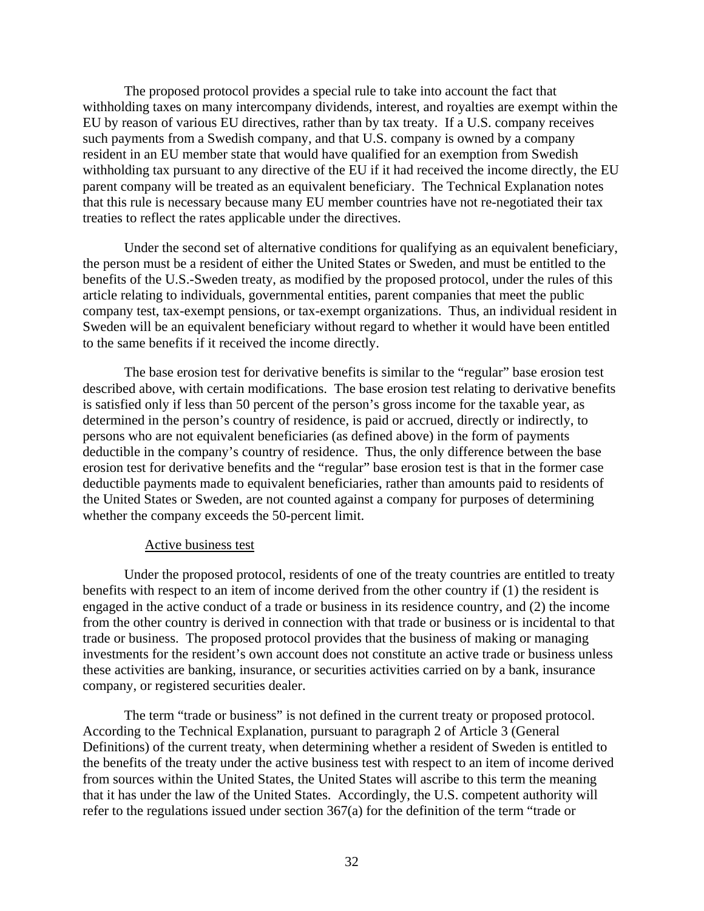The proposed protocol provides a special rule to take into account the fact that withholding taxes on many intercompany dividends, interest, and royalties are exempt within the EU by reason of various EU directives, rather than by tax treaty. If a U.S. company receives such payments from a Swedish company, and that U.S. company is owned by a company resident in an EU member state that would have qualified for an exemption from Swedish withholding tax pursuant to any directive of the EU if it had received the income directly, the EU parent company will be treated as an equivalent beneficiary. The Technical Explanation notes that this rule is necessary because many EU member countries have not re-negotiated their tax treaties to reflect the rates applicable under the directives.

Under the second set of alternative conditions for qualifying as an equivalent beneficiary, the person must be a resident of either the United States or Sweden, and must be entitled to the benefits of the U.S.-Sweden treaty, as modified by the proposed protocol, under the rules of this article relating to individuals, governmental entities, parent companies that meet the public company test, tax-exempt pensions, or tax-exempt organizations. Thus, an individual resident in Sweden will be an equivalent beneficiary without regard to whether it would have been entitled to the same benefits if it received the income directly.

The base erosion test for derivative benefits is similar to the "regular" base erosion test described above, with certain modifications. The base erosion test relating to derivative benefits is satisfied only if less than 50 percent of the person's gross income for the taxable year, as determined in the person's country of residence, is paid or accrued, directly or indirectly, to persons who are not equivalent beneficiaries (as defined above) in the form of payments deductible in the company's country of residence. Thus, the only difference between the base erosion test for derivative benefits and the "regular" base erosion test is that in the former case deductible payments made to equivalent beneficiaries, rather than amounts paid to residents of the United States or Sweden, are not counted against a company for purposes of determining whether the company exceeds the 50-percent limit.

Active business test

Under the proposed protocol, residents of one of the treaty countries are entitled to treaty benefits with respect to an item of income derived from the other country if (1) the resident is engaged in the active conduct of a trade or business in its residence country, and (2) the income from the other country is derived in connection with that trade or business or is incidental to that trade or business. The proposed protocol provides that the business of making or managing investments for the resident's own account does not constitute an active trade or business unless these activities are banking, insurance, or securities activities carried on by a bank, insurance company, or registered securities dealer.

The term "trade or business" is not defined in the current treaty or proposed protocol. According to the Technical Explanation, pursuant to paragraph 2 of Article 3 (General Definitions) of the current treaty, when determining whether a resident of Sweden is entitled to the benefits of the treaty under the active business test with respect to an item of income derived from sources within the United States, the United States will ascribe to this term the meaning that it has under the law of the United States. Accordingly, the U.S. competent authority will refer to the regulations issued under section 367(a) for the definition of the term "trade or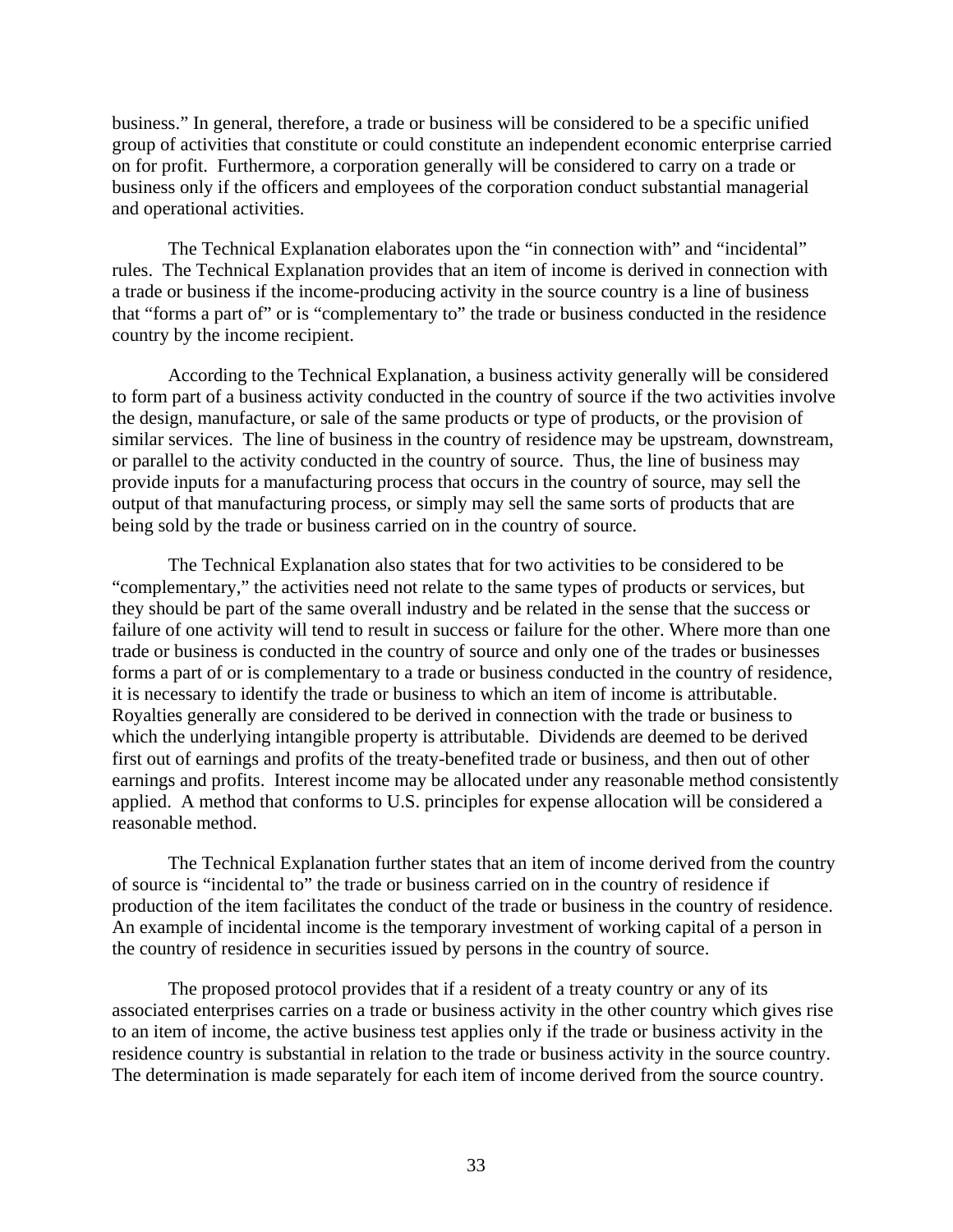business." In general, therefore, a trade or business will be considered to be a specific unified group of activities that constitute or could constitute an independent economic enterprise carried on for profit. Furthermore, a corporation generally will be considered to carry on a trade or business only if the officers and employees of the corporation conduct substantial managerial and operational activities.

The Technical Explanation elaborates upon the "in connection with" and "incidental" rules. The Technical Explanation provides that an item of income is derived in connection with a trade or business if the income-producing activity in the source country is a line of business that "forms a part of" or is "complementary to" the trade or business conducted in the residence country by the income recipient.

According to the Technical Explanation, a business activity generally will be considered to form part of a business activity conducted in the country of source if the two activities involve the design, manufacture, or sale of the same products or type of products, or the provision of similar services. The line of business in the country of residence may be upstream, downstream, or parallel to the activity conducted in the country of source. Thus, the line of business may provide inputs for a manufacturing process that occurs in the country of source, may sell the output of that manufacturing process, or simply may sell the same sorts of products that are being sold by the trade or business carried on in the country of source.

The Technical Explanation also states that for two activities to be considered to be "complementary," the activities need not relate to the same types of products or services, but they should be part of the same overall industry and be related in the sense that the success or failure of one activity will tend to result in success or failure for the other. Where more than one trade or business is conducted in the country of source and only one of the trades or businesses forms a part of or is complementary to a trade or business conducted in the country of residence, it is necessary to identify the trade or business to which an item of income is attributable. Royalties generally are considered to be derived in connection with the trade or business to which the underlying intangible property is attributable. Dividends are deemed to be derived first out of earnings and profits of the treaty-benefited trade or business, and then out of other earnings and profits. Interest income may be allocated under any reasonable method consistently applied. A method that conforms to U.S. principles for expense allocation will be considered a reasonable method.

The Technical Explanation further states that an item of income derived from the country of source is "incidental to" the trade or business carried on in the country of residence if production of the item facilitates the conduct of the trade or business in the country of residence. An example of incidental income is the temporary investment of working capital of a person in the country of residence in securities issued by persons in the country of source.

The proposed protocol provides that if a resident of a treaty country or any of its associated enterprises carries on a trade or business activity in the other country which gives rise to an item of income, the active business test applies only if the trade or business activity in the residence country is substantial in relation to the trade or business activity in the source country. The determination is made separately for each item of income derived from the source country.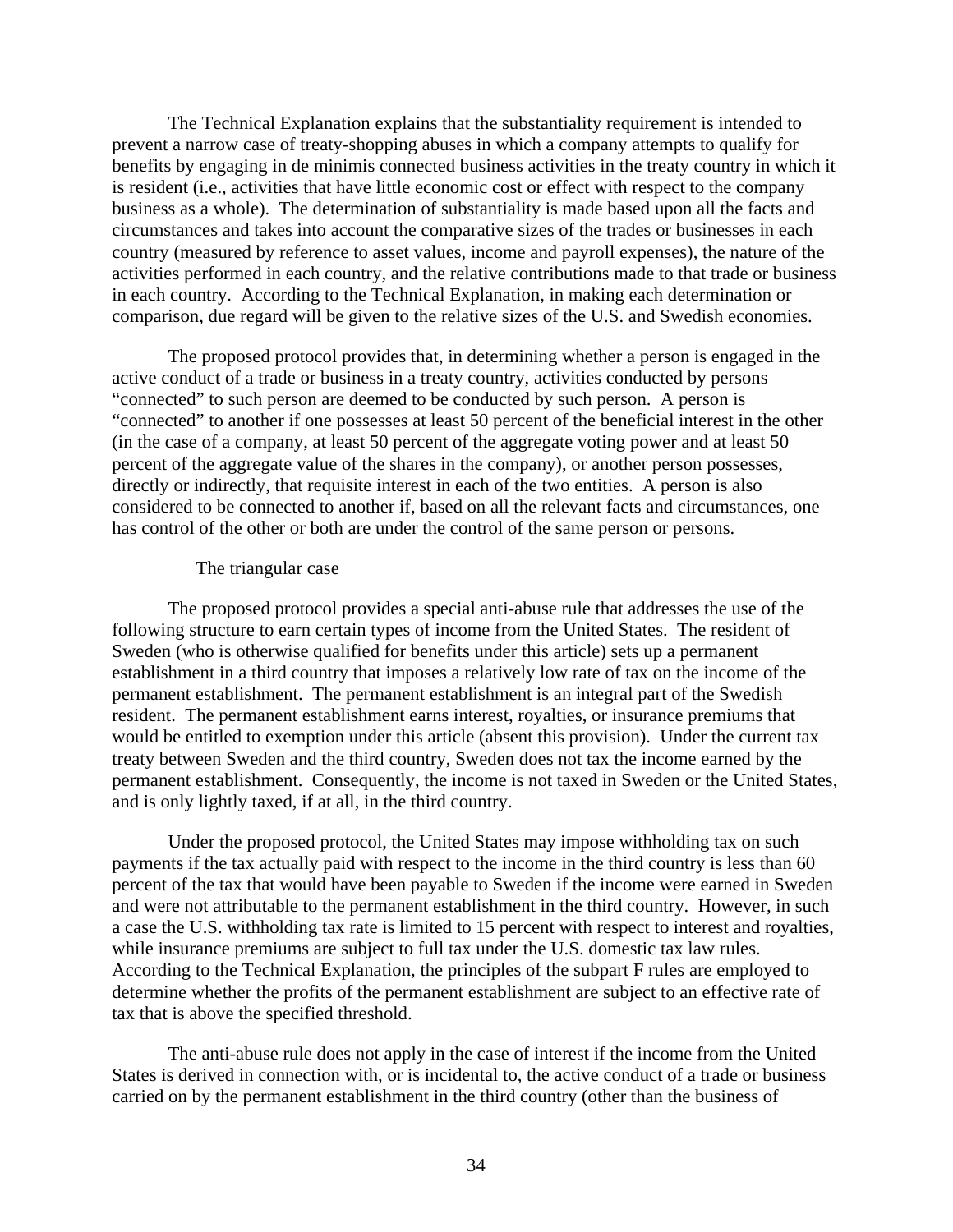The Technical Explanation explains that the substantiality requirement is intended to prevent a narrow case of treaty-shopping abuses in which a company attempts to qualify for benefits by engaging in de minimis connected business activities in the treaty country in which it is resident (i.e., activities that have little economic cost or effect with respect to the company business as a whole). The determination of substantiality is made based upon all the facts and circumstances and takes into account the comparative sizes of the trades or businesses in each country (measured by reference to asset values, income and payroll expenses), the nature of the activities performed in each country, and the relative contributions made to that trade or business in each country. According to the Technical Explanation, in making each determination or comparison, due regard will be given to the relative sizes of the U.S. and Swedish economies.

The proposed protocol provides that, in determining whether a person is engaged in the active conduct of a trade or business in a treaty country, activities conducted by persons "connected" to such person are deemed to be conducted by such person. A person is "connected" to another if one possesses at least 50 percent of the beneficial interest in the other (in the case of a company, at least 50 percent of the aggregate voting power and at least 50 percent of the aggregate value of the shares in the company), or another person possesses, directly or indirectly, that requisite interest in each of the two entities. A person is also considered to be connected to another if, based on all the relevant facts and circumstances, one has control of the other or both are under the control of the same person or persons.

#### The triangular case

The proposed protocol provides a special anti-abuse rule that addresses the use of the following structure to earn certain types of income from the United States. The resident of Sweden (who is otherwise qualified for benefits under this article) sets up a permanent establishment in a third country that imposes a relatively low rate of tax on the income of the permanent establishment. The permanent establishment is an integral part of the Swedish resident. The permanent establishment earns interest, royalties, or insurance premiums that would be entitled to exemption under this article (absent this provision). Under the current tax treaty between Sweden and the third country, Sweden does not tax the income earned by the permanent establishment. Consequently, the income is not taxed in Sweden or the United States, and is only lightly taxed, if at all, in the third country.

Under the proposed protocol, the United States may impose withholding tax on such payments if the tax actually paid with respect to the income in the third country is less than 60 percent of the tax that would have been payable to Sweden if the income were earned in Sweden and were not attributable to the permanent establishment in the third country. However, in such a case the U.S. withholding tax rate is limited to 15 percent with respect to interest and royalties, while insurance premiums are subject to full tax under the U.S. domestic tax law rules. According to the Technical Explanation, the principles of the subpart F rules are employed to determine whether the profits of the permanent establishment are subject to an effective rate of tax that is above the specified threshold.

The anti-abuse rule does not apply in the case of interest if the income from the United States is derived in connection with, or is incidental to, the active conduct of a trade or business carried on by the permanent establishment in the third country (other than the business of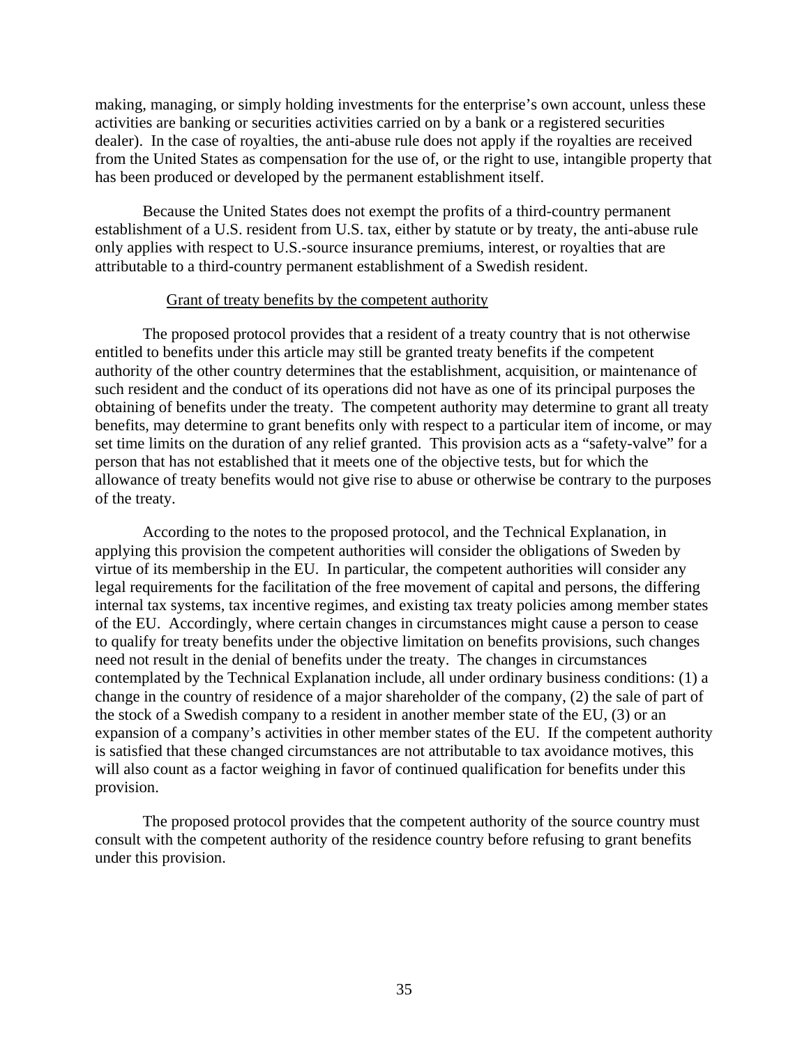making, managing, or simply holding investments for the enterprise's own account, unless these activities are banking or securities activities carried on by a bank or a registered securities dealer). In the case of royalties, the anti-abuse rule does not apply if the royalties are received from the United States as compensation for the use of, or the right to use, intangible property that has been produced or developed by the permanent establishment itself.

Because the United States does not exempt the profits of a third-country permanent establishment of a U.S. resident from U.S. tax, either by statute or by treaty, the anti-abuse rule only applies with respect to U.S.-source insurance premiums, interest, or royalties that are attributable to a third-country permanent establishment of a Swedish resident.

#### Grant of treaty benefits by the competent authority

The proposed protocol provides that a resident of a treaty country that is not otherwise entitled to benefits under this article may still be granted treaty benefits if the competent authority of the other country determines that the establishment, acquisition, or maintenance of such resident and the conduct of its operations did not have as one of its principal purposes the obtaining of benefits under the treaty. The competent authority may determine to grant all treaty benefits, may determine to grant benefits only with respect to a particular item of income, or may set time limits on the duration of any relief granted. This provision acts as a "safety-valve" for a person that has not established that it meets one of the objective tests, but for which the allowance of treaty benefits would not give rise to abuse or otherwise be contrary to the purposes of the treaty.

According to the notes to the proposed protocol, and the Technical Explanation, in applying this provision the competent authorities will consider the obligations of Sweden by virtue of its membership in the EU. In particular, the competent authorities will consider any legal requirements for the facilitation of the free movement of capital and persons, the differing internal tax systems, tax incentive regimes, and existing tax treaty policies among member states of the EU. Accordingly, where certain changes in circumstances might cause a person to cease to qualify for treaty benefits under the objective limitation on benefits provisions, such changes need not result in the denial of benefits under the treaty. The changes in circumstances contemplated by the Technical Explanation include, all under ordinary business conditions: (1) a change in the country of residence of a major shareholder of the company, (2) the sale of part of the stock of a Swedish company to a resident in another member state of the EU, (3) or an expansion of a company's activities in other member states of the EU. If the competent authority is satisfied that these changed circumstances are not attributable to tax avoidance motives, this will also count as a factor weighing in favor of continued qualification for benefits under this provision.

The proposed protocol provides that the competent authority of the source country must consult with the competent authority of the residence country before refusing to grant benefits under this provision.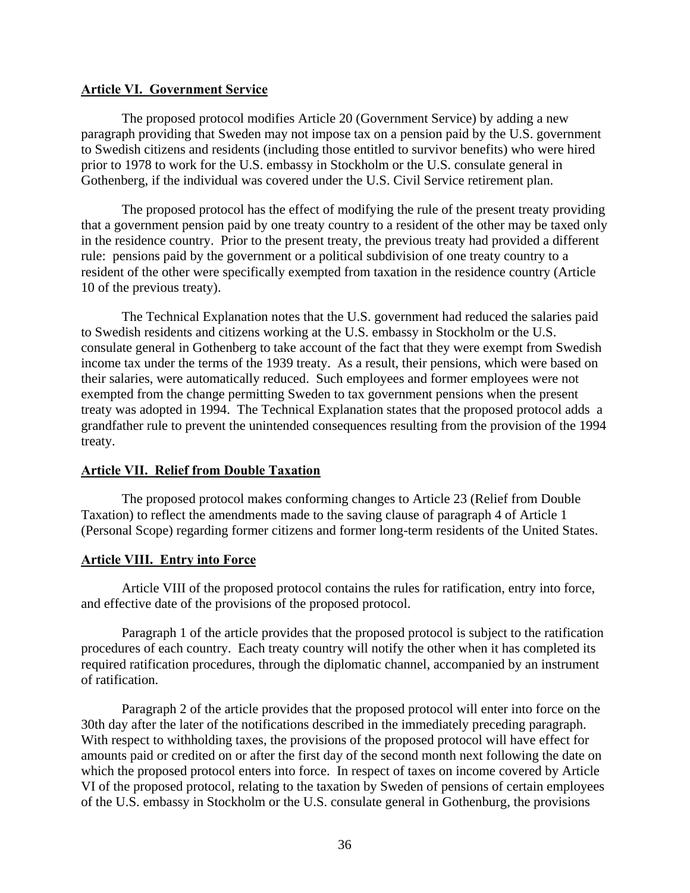**Article VI. Government Service**

The proposed protocol modifies Article 20 (Government Service) by adding a new paragraph providing that Sweden may not impose tax on a pension paid by the U.S. government to Swedish citizens and residents (including those entitled to survivor benefits) who were hired prior to 1978 to work for the U.S. embassy in Stockholm or the U.S. consulate general in Gothenberg, if the individual was covered under the U.S. Civil Service retirement plan.

The proposed protocol has the effect of modifying the rule of the present treaty providing that a government pension paid by one treaty country to a resident of the other may be taxed only in the residence country. Prior to the present treaty, the previous treaty had provided a different rule: pensions paid by the government or a political subdivision of one treaty country to a resident of the other were specifically exempted from taxation in the residence country (Article 10 of the previous treaty).

The Technical Explanation notes that the U.S. government had reduced the salaries paid to Swedish residents and citizens working at the U.S. embassy in Stockholm or the U.S. consulate general in Gothenberg to take account of the fact that they were exempt from Swedish income tax under the terms of the 1939 treaty. As a result, their pensions, which were based on their salaries, were automatically reduced. Such employees and former employees were not exempted from the change permitting Sweden to tax government pensions when the present treaty was adopted in 1994. The Technical Explanation states that the proposed protocol adds a grandfather rule to prevent the unintended consequences resulting from the provision of the 1994 treaty.

**Article VII. Relief from Double Taxation**

The proposed protocol makes conforming changes to Article 23 (Relief from Double Taxation) to reflect the amendments made to the saving clause of paragraph 4 of Article 1 (Personal Scope) regarding former citizens and former long-term residents of the United States.

**Article VIII. Entry into Force**

Article VIII of the proposed protocol contains the rules for ratification, entry into force, and effective date of the provisions of the proposed protocol.

Paragraph 1 of the article provides that the proposed protocol is subject to the ratification procedures of each country. Each treaty country will notify the other when it has completed its required ratification procedures, through the diplomatic channel, accompanied by an instrument of ratification.

Paragraph 2 of the article provides that the proposed protocol will enter into force on the 30th day after the later of the notifications described in the immediately preceding paragraph. With respect to withholding taxes, the provisions of the proposed protocol will have effect for amounts paid or credited on or after the first day of the second month next following the date on which the proposed protocol enters into force. In respect of taxes on income covered by Article VI of the proposed protocol, relating to the taxation by Sweden of pensions of certain employees of the U.S. embassy in Stockholm or the U.S. consulate general in Gothenburg, the provisions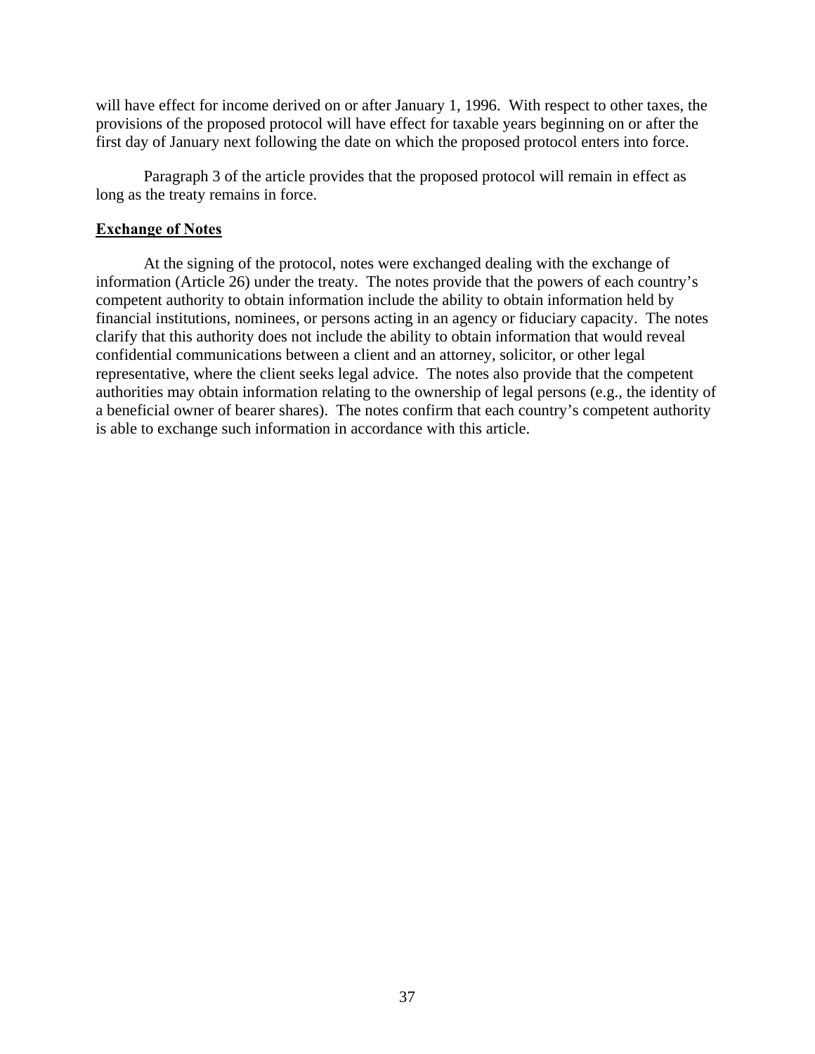will have effect for income derived on or after January 1, 1996. With respect to other taxes, the provisions of the proposed protocol will have effect for taxable years beginning on or after the first day of January next following the date on which the proposed protocol enters into force.

Paragraph 3 of the article provides that the proposed protocol will remain in effect as long as the treaty remains in force.

**Exchange of Notes**

At the signing of the protocol, notes were exchanged dealing with the exchange of information (Article 26) under the treaty. The notes provide that the powers of each country's competent authority to obtain information include the ability to obtain information held by financial institutions, nominees, or persons acting in an agency or fiduciary capacity. The notes clarify that this authority does not include the ability to obtain information that would reveal confidential communications between a client and an attorney, solicitor, or other legal representative, where the client seeks legal advice. The notes also provide that the competent authorities may obtain information relating to the ownership of legal persons (e.g., the identity of a beneficial owner of bearer shares). The notes confirm that each country's competent authority is able to exchange such information in accordance with this article.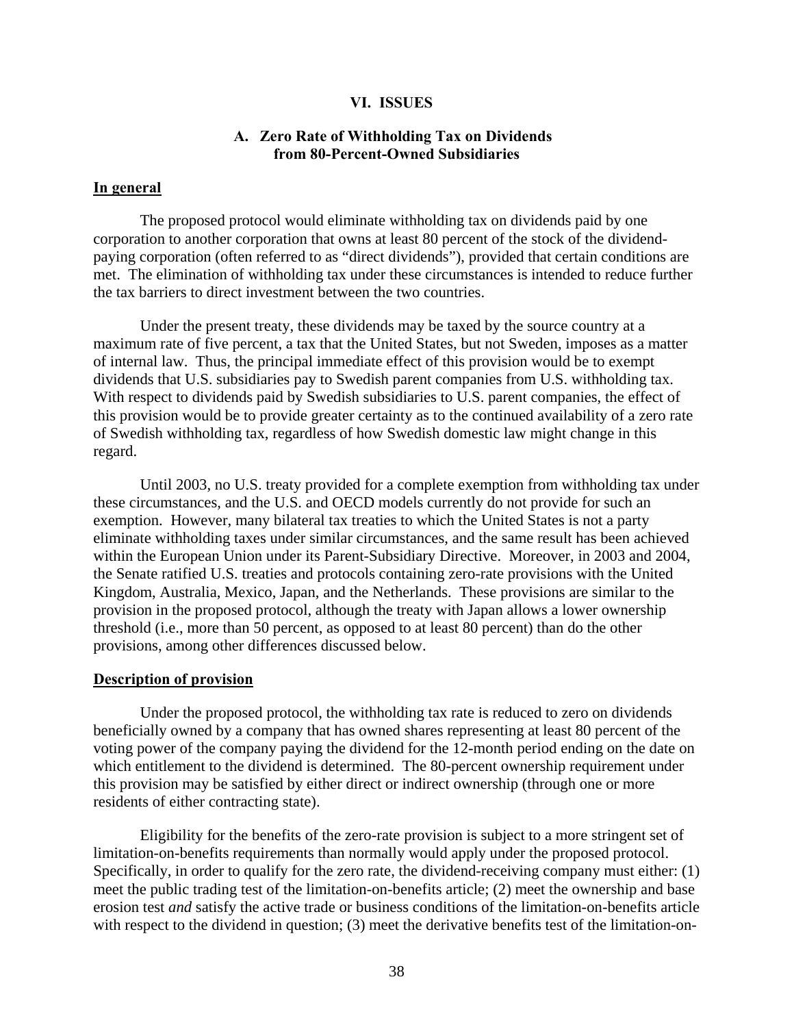## VI. ISSUES

### A. Zero Rate of Withholding Tax on Dividends from 80-Percent-Owned Subsidiaries

**In general**

The proposed protocol would eliminate withholding tax on dividends paid by one corporation to another corporation that owns at least 80 percent of the stock of the dividend-paying corporation (often referred to as "direct dividends"), provided that certain conditions are met. The elimination of withholding tax under these circumstances is intended to reduce further the tax barriers to direct investment between the two countries.

Under the present treaty, these dividends may be taxed by the source country at a maximum rate of five percent, a tax that the United States, but not Sweden, imposes as a matter of internal law. Thus, the principal immediate effect of this provision would be to exempt dividends that U.S. subsidiaries pay to Swedish parent companies from U.S. withholding tax. With respect to dividends paid by Swedish subsidiaries to U.S. parent companies, the effect of this provision would be to provide greater certainty as to the continued availability of a zero rate of Swedish withholding tax, regardless of how Swedish domestic law might change in this regard.

Until 2003, no U.S. treaty provided for a complete exemption from withholding tax under these circumstances, and the U.S. and OECD models currently do not provide for such an exemption. However, many bilateral tax treaties to which the United States is not a party eliminate withholding taxes under similar circumstances, and the same result has been achieved within the European Union under its Parent-Subsidiary Directive. Moreover, in 2003 and 2004, the Senate ratified U.S. treaties and protocols containing zero-rate provisions with the United Kingdom, Australia, Mexico, Japan, and the Netherlands. These provisions are similar to the provision in the proposed protocol, although the treaty with Japan allows a lower ownership threshold (i.e., more than 50 percent, as opposed to at least 80 percent) than do the other provisions, among other differences discussed below.

**Description of provision**

Under the proposed protocol, the withholding tax rate is reduced to zero on dividends beneficially owned by a company that has owned shares representing at least 80 percent of the voting power of the company paying the dividend for the 12-month period ending on the date on which entitlement to the dividend is determined. The 80-percent ownership requirement under this provision may be satisfied by either direct or indirect ownership (through one or more residents of either contracting state).

Eligibility for the benefits of the zero-rate provision is subject to a more stringent set of limitation-on-benefits requirements than normally would apply under the proposed protocol. Specifically, in order to qualify for the zero rate, the dividend-receiving company must either: (1) meet the public trading test of the limitation-on-benefits article; (2) meet the ownership and base erosion test *and* satisfy the active trade or business conditions of the limitation-on-benefits article with respect to the dividend in question; (3) meet the derivative benefits test of the limitation-on-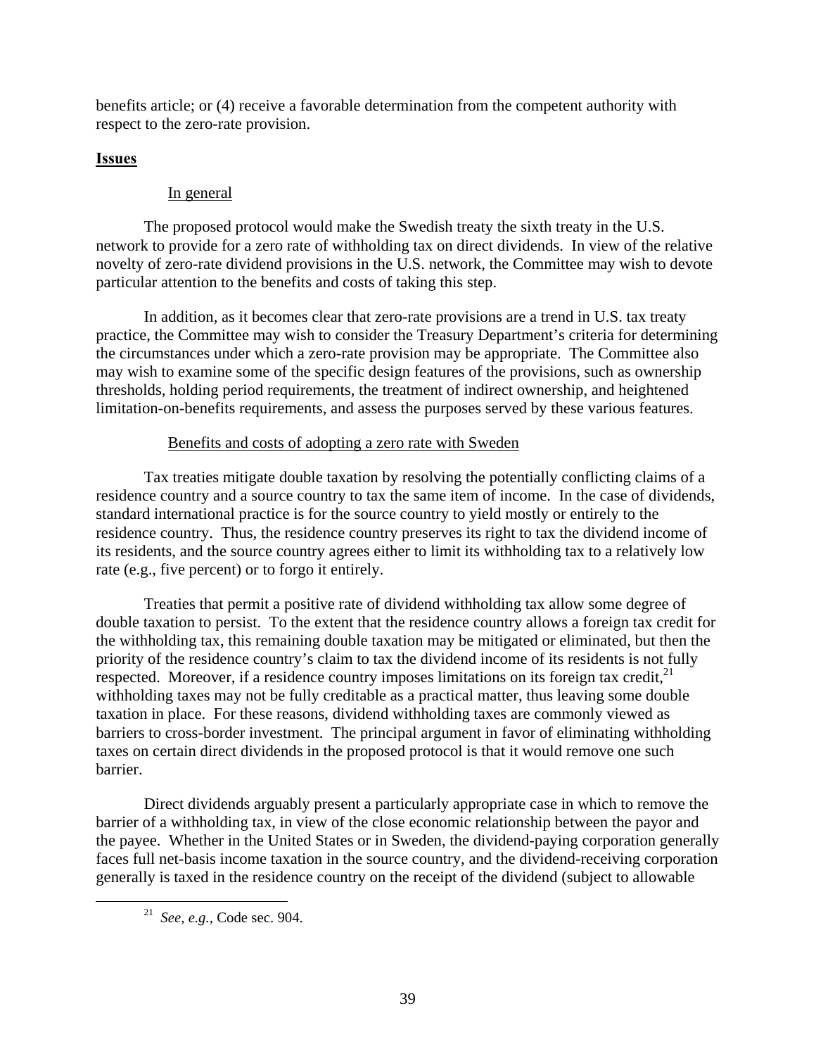benefits article; or (4) receive a favorable determination from the competent authority with respect to the zero-rate provision.

## Issues

### In general

The proposed protocol would make the Swedish treaty the sixth treaty in the U.S. network to provide for a zero rate of withholding tax on direct dividends. In view of the relative novelty of zero-rate dividend provisions in the U.S. network, the Committee may wish to devote particular attention to the benefits and costs of taking this step.

In addition, as it becomes clear that zero-rate provisions are a trend in U.S. tax treaty practice, the Committee may wish to consider the Treasury Department's criteria for determining the circumstances under which a zero-rate provision may be appropriate. The Committee also may wish to examine some of the specific design features of the provisions, such as ownership thresholds, holding period requirements, the treatment of indirect ownership, and heightened limitation-on-benefits requirements, and assess the purposes served by these various features.

### Benefits and costs of adopting a zero rate with Sweden

Tax treaties mitigate double taxation by resolving the potentially conflicting claims of a residence country and a source country to tax the same item of income. In the case of dividends, standard international practice is for the source country to yield mostly or entirely to the residence country. Thus, the residence country preserves its right to tax the dividend income of its residents, and the source country agrees either to limit its withholding tax to a relatively low rate (e.g., five percent) or to forgo it entirely.

Treaties that permit a positive rate of dividend withholding tax allow some degree of double taxation to persist. To the extent that the residence country allows a foreign tax credit for the withholding tax, this remaining double taxation may be mitigated or eliminated, but then the priority of the residence country's claim to tax the dividend income of its residents is not fully respected. Moreover, if a residence country imposes limitations on its foreign tax credit,[21] withholding taxes may not be fully creditable as a practical matter, thus leaving some double taxation in place. For these reasons, dividend withholding taxes are commonly viewed as barriers to cross-border investment. The principal argument in favor of eliminating withholding taxes on certain direct dividends in the proposed protocol is that it would remove one such barrier.

Direct dividends arguably present a particularly appropriate case in which to remove the barrier of a withholding tax, in view of the close economic relationship between the payor and the payee. Whether in the United States or in Sweden, the dividend-paying corporation generally faces full net-basis income taxation in the source country, and the dividend-receiving corporation generally is taxed in the residence country on the receipt of the dividend (subject to allowable

[21] *See, e.g.*, Code sec. 904.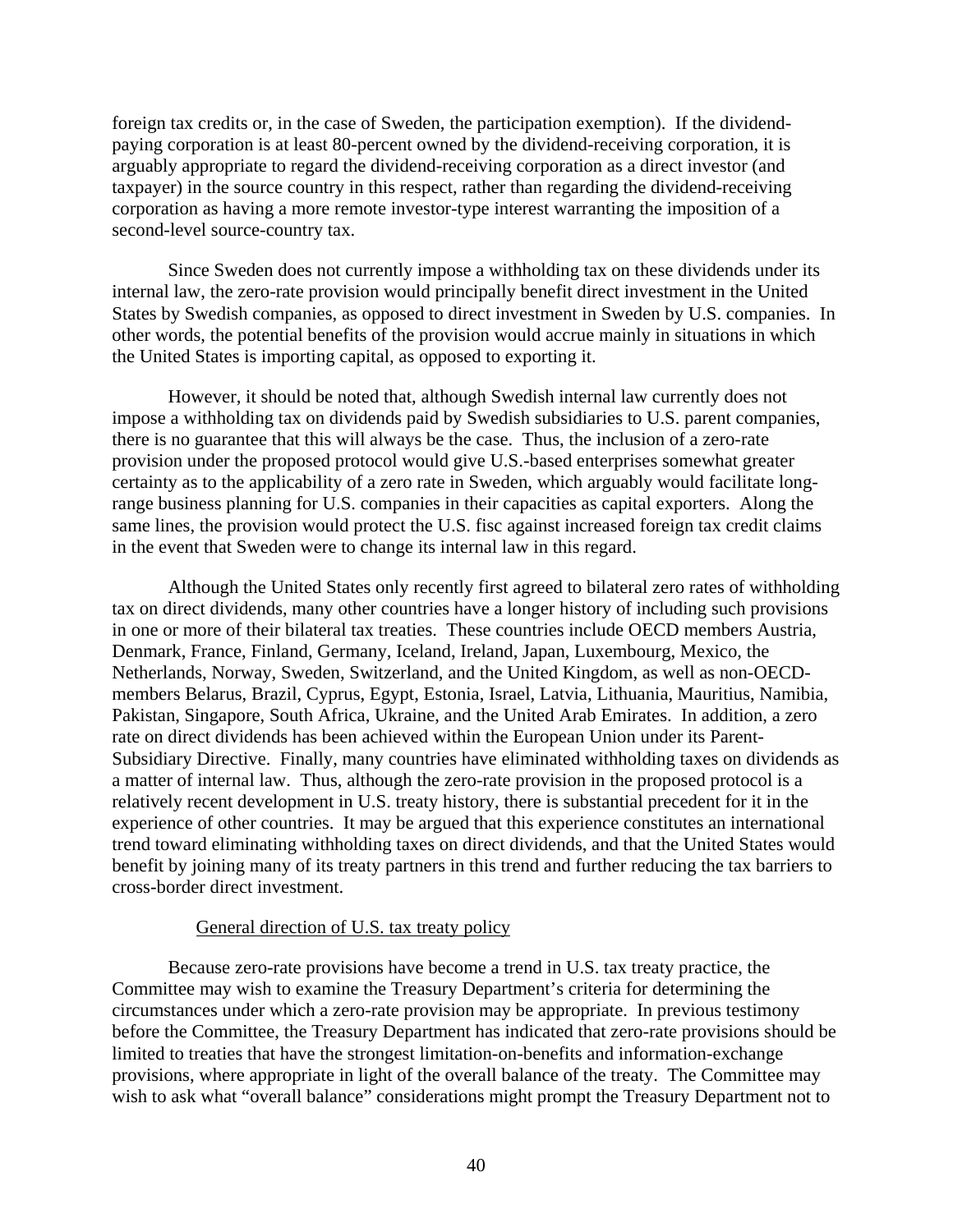foreign tax credits or, in the case of Sweden, the participation exemption). If the dividend-paying corporation is at least 80-percent owned by the dividend-receiving corporation, it is arguably appropriate to regard the dividend-receiving corporation as a direct investor (and taxpayer) in the source country in this respect, rather than regarding the dividend-receiving corporation as having a more remote investor-type interest warranting the imposition of a second-level source-country tax.

Since Sweden does not currently impose a withholding tax on these dividends under its internal law, the zero-rate provision would principally benefit direct investment in the United States by Swedish companies, as opposed to direct investment in Sweden by U.S. companies. In other words, the potential benefits of the provision would accrue mainly in situations in which the United States is importing capital, as opposed to exporting it.

However, it should be noted that, although Swedish internal law currently does not impose a withholding tax on dividends paid by Swedish subsidiaries to U.S. parent companies, there is no guarantee that this will always be the case. Thus, the inclusion of a zero-rate provision under the proposed protocol would give U.S.-based enterprises somewhat greater certainty as to the applicability of a zero rate in Sweden, which arguably would facilitate long-range business planning for U.S. companies in their capacities as capital exporters. Along the same lines, the provision would protect the U.S. fisc against increased foreign tax credit claims in the event that Sweden were to change its internal law in this regard.

Although the United States only recently first agreed to bilateral zero rates of withholding tax on direct dividends, many other countries have a longer history of including such provisions in one or more of their bilateral tax treaties. These countries include OECD members Austria, Denmark, France, Finland, Germany, Iceland, Ireland, Japan, Luxembourg, Mexico, the Netherlands, Norway, Sweden, Switzerland, and the United Kingdom, as well as non-OECD-members Belarus, Brazil, Cyprus, Egypt, Estonia, Israel, Latvia, Lithuania, Mauritius, Namibia, Pakistan, Singapore, South Africa, Ukraine, and the United Arab Emirates. In addition, a zero rate on direct dividends has been achieved within the European Union under its Parent-Subsidiary Directive. Finally, many countries have eliminated withholding taxes on dividends as a matter of internal law. Thus, although the zero-rate provision in the proposed protocol is a relatively recent development in U.S. treaty history, there is substantial precedent for it in the experience of other countries. It may be argued that this experience constitutes an international trend toward eliminating withholding taxes on direct dividends, and that the United States would benefit by joining many of its treaty partners in this trend and further reducing the tax barriers to cross-border direct investment.

General direction of U.S. tax treaty policy

Because zero-rate provisions have become a trend in U.S. tax treaty practice, the Committee may wish to examine the Treasury Department's criteria for determining the circumstances under which a zero-rate provision may be appropriate. In previous testimony before the Committee, the Treasury Department has indicated that zero-rate provisions should be limited to treaties that have the strongest limitation-on-benefits and information-exchange provisions, where appropriate in light of the overall balance of the treaty. The Committee may wish to ask what "overall balance" considerations might prompt the Treasury Department not to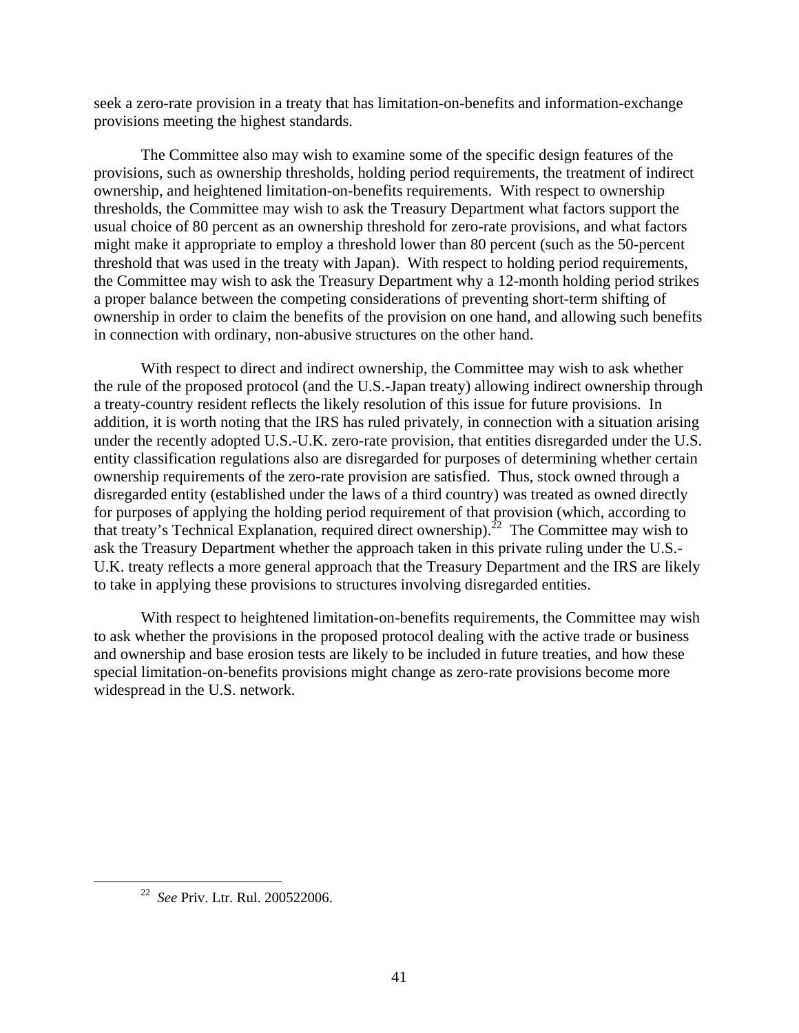seek a zero-rate provision in a treaty that has limitation-on-benefits and information-exchange provisions meeting the highest standards.

The Committee also may wish to examine some of the specific design features of the provisions, such as ownership thresholds, holding period requirements, the treatment of indirect ownership, and heightened limitation-on-benefits requirements. With respect to ownership thresholds, the Committee may wish to ask the Treasury Department what factors support the usual choice of 80 percent as an ownership threshold for zero-rate provisions, and what factors might make it appropriate to employ a threshold lower than 80 percent (such as the 50-percent threshold that was used in the treaty with Japan). With respect to holding period requirements, the Committee may wish to ask the Treasury Department why a 12-month holding period strikes a proper balance between the competing considerations of preventing short-term shifting of ownership in order to claim the benefits of the provision on one hand, and allowing such benefits in connection with ordinary, non-abusive structures on the other hand.

With respect to direct and indirect ownership, the Committee may wish to ask whether the rule of the proposed protocol (and the U.S.-Japan treaty) allowing indirect ownership through a treaty-country resident reflects the likely resolution of this issue for future provisions. In addition, it is worth noting that the IRS has ruled privately, in connection with a situation arising under the recently adopted U.S.-U.K. zero-rate provision, that entities disregarded under the U.S. entity classification regulations also are disregarded for purposes of determining whether certain ownership requirements of the zero-rate provision are satisfied. Thus, stock owned through a disregarded entity (established under the laws of a third country) was treated as owned directly for purposes of applying the holding period requirement of that provision (which, according to that treaty's Technical Explanation, required direct ownership).[22] The Committee may wish to ask the Treasury Department whether the approach taken in this private ruling under the U.S.-U.K. treaty reflects a more general approach that the Treasury Department and the IRS are likely to take in applying these provisions to structures involving disregarded entities.

With respect to heightened limitation-on-benefits requirements, the Committee may wish to ask whether the provisions in the proposed protocol dealing with the active trade or business and ownership and base erosion tests are likely to be included in future treaties, and how these special limitation-on-benefits provisions might change as zero-rate provisions become more widespread in the U.S. network.

---

[22] *See* Priv. Ltr. Rul. 200522006.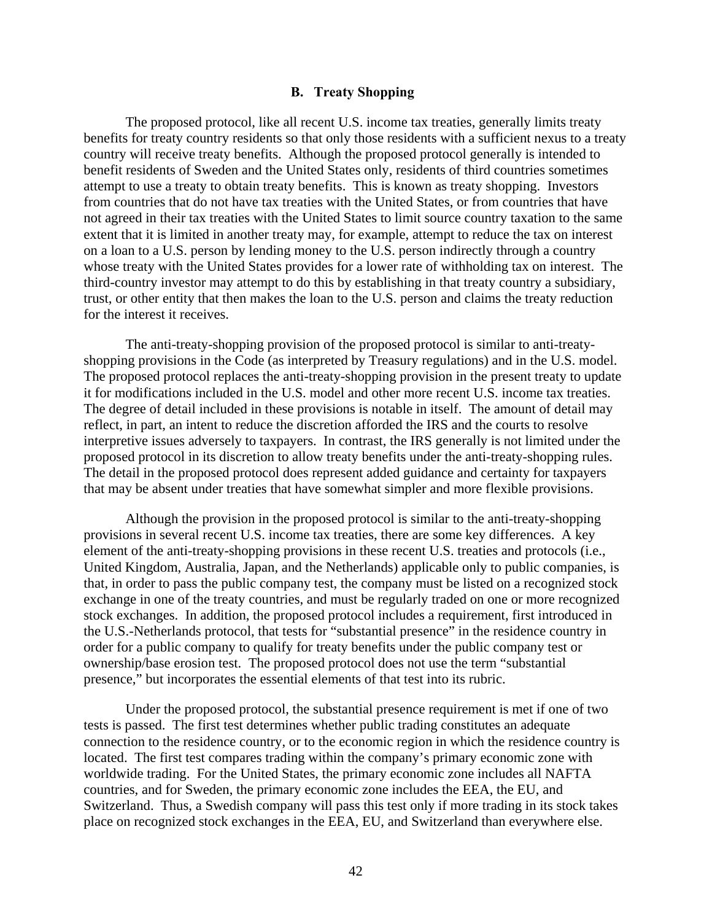### B. Treaty Shopping

The proposed protocol, like all recent U.S. income tax treaties, generally limits treaty benefits for treaty country residents so that only those residents with a sufficient nexus to a treaty country will receive treaty benefits. Although the proposed protocol generally is intended to benefit residents of Sweden and the United States only, residents of third countries sometimes attempt to use a treaty to obtain treaty benefits. This is known as treaty shopping. Investors from countries that do not have tax treaties with the United States, or from countries that have not agreed in their tax treaties with the United States to limit source country taxation to the same extent that it is limited in another treaty may, for example, attempt to reduce the tax on interest on a loan to a U.S. person by lending money to the U.S. person indirectly through a country whose treaty with the United States provides for a lower rate of withholding tax on interest. The third-country investor may attempt to do this by establishing in that treaty country a subsidiary, trust, or other entity that then makes the loan to the U.S. person and claims the treaty reduction for the interest it receives.

The anti-treaty-shopping provision of the proposed protocol is similar to anti-treaty-shopping provisions in the Code (as interpreted by Treasury regulations) and in the U.S. model. The proposed protocol replaces the anti-treaty-shopping provision in the present treaty to update it for modifications included in the U.S. model and other more recent U.S. income tax treaties. The degree of detail included in these provisions is notable in itself. The amount of detail may reflect, in part, an intent to reduce the discretion afforded the IRS and the courts to resolve interpretive issues adversely to taxpayers. In contrast, the IRS generally is not limited under the proposed protocol in its discretion to allow treaty benefits under the anti-treaty-shopping rules. The detail in the proposed protocol does represent added guidance and certainty for taxpayers that may be absent under treaties that have somewhat simpler and more flexible provisions.

Although the provision in the proposed protocol is similar to the anti-treaty-shopping provisions in several recent U.S. income tax treaties, there are some key differences. A key element of the anti-treaty-shopping provisions in these recent U.S. treaties and protocols (i.e., United Kingdom, Australia, Japan, and the Netherlands) applicable only to public companies, is that, in order to pass the public company test, the company must be listed on a recognized stock exchange in one of the treaty countries, and must be regularly traded on one or more recognized stock exchanges. In addition, the proposed protocol includes a requirement, first introduced in the U.S.-Netherlands protocol, that tests for "substantial presence" in the residence country in order for a public company to qualify for treaty benefits under the public company test or ownership/base erosion test. The proposed protocol does not use the term "substantial presence," but incorporates the essential elements of that test into its rubric.

Under the proposed protocol, the substantial presence requirement is met if one of two tests is passed. The first test determines whether public trading constitutes an adequate connection to the residence country, or to the economic region in which the residence country is located. The first test compares trading within the company's primary economic zone with worldwide trading. For the United States, the primary economic zone includes all NAFTA countries, and for Sweden, the primary economic zone includes the EEA, the EU, and Switzerland. Thus, a Swedish company will pass this test only if more trading in its stock takes place on recognized stock exchanges in the EEA, EU, and Switzerland than everywhere else.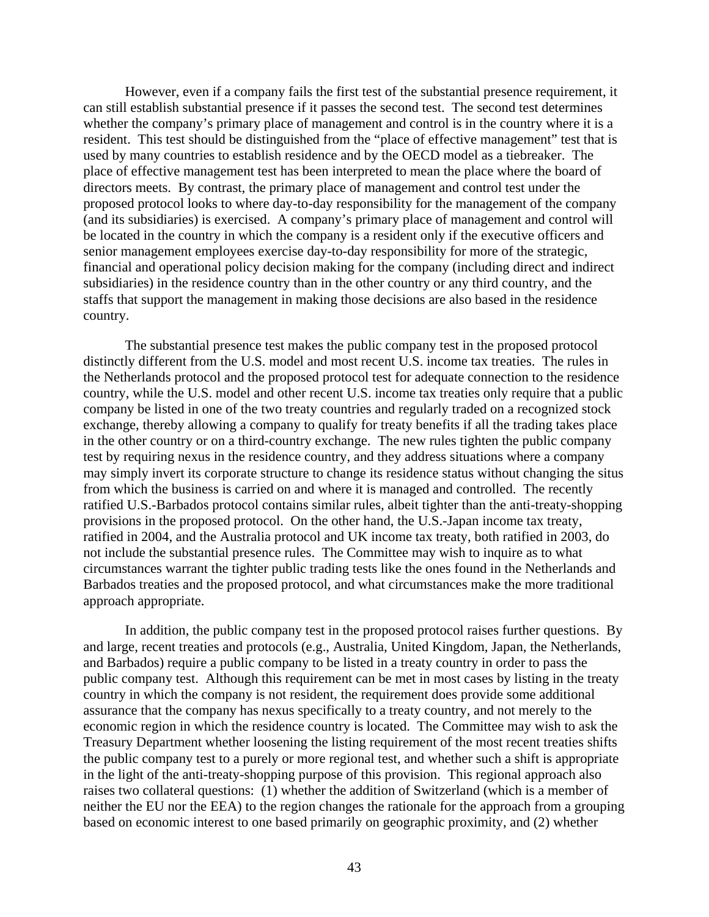However, even if a company fails the first test of the substantial presence requirement, it can still establish substantial presence if it passes the second test. The second test determines whether the company's primary place of management and control is in the country where it is a resident. This test should be distinguished from the "place of effective management" test that is used by many countries to establish residence and by the OECD model as a tiebreaker. The place of effective management test has been interpreted to mean the place where the board of directors meets. By contrast, the primary place of management and control test under the proposed protocol looks to where day-to-day responsibility for the management of the company (and its subsidiaries) is exercised. A company's primary place of management and control will be located in the country in which the company is a resident only if the executive officers and senior management employees exercise day-to-day responsibility for more of the strategic, financial and operational policy decision making for the company (including direct and indirect subsidiaries) in the residence country than in the other country or any third country, and the staffs that support the management in making those decisions are also based in the residence country.

The substantial presence test makes the public company test in the proposed protocol distinctly different from the U.S. model and most recent U.S. income tax treaties. The rules in the Netherlands protocol and the proposed protocol test for adequate connection to the residence country, while the U.S. model and other recent U.S. income tax treaties only require that a public company be listed in one of the two treaty countries and regularly traded on a recognized stock exchange, thereby allowing a company to qualify for treaty benefits if all the trading takes place in the other country or on a third-country exchange. The new rules tighten the public company test by requiring nexus in the residence country, and they address situations where a company may simply invert its corporate structure to change its residence status without changing the situs from which the business is carried on and where it is managed and controlled. The recently ratified U.S.-Barbados protocol contains similar rules, albeit tighter than the anti-treaty-shopping provisions in the proposed protocol. On the other hand, the U.S.-Japan income tax treaty, ratified in 2004, and the Australia protocol and UK income tax treaty, both ratified in 2003, do not include the substantial presence rules. The Committee may wish to inquire as to what circumstances warrant the tighter public trading tests like the ones found in the Netherlands and Barbados treaties and the proposed protocol, and what circumstances make the more traditional approach appropriate.

In addition, the public company test in the proposed protocol raises further questions. By and large, recent treaties and protocols (e.g., Australia, United Kingdom, Japan, the Netherlands, and Barbados) require a public company to be listed in a treaty country in order to pass the public company test. Although this requirement can be met in most cases by listing in the treaty country in which the company is not resident, the requirement does provide some additional assurance that the company has nexus specifically to a treaty country, and not merely to the economic region in which the residence country is located. The Committee may wish to ask the Treasury Department whether loosening the listing requirement of the most recent treaties shifts the public company test to a purely or more regional test, and whether such a shift is appropriate in the light of the anti-treaty-shopping purpose of this provision. This regional approach also raises two collateral questions: (1) whether the addition of Switzerland (which is a member of neither the EU nor the EEA) to the region changes the rationale for the approach from a grouping based on economic interest to one based primarily on geographic proximity, and (2) whether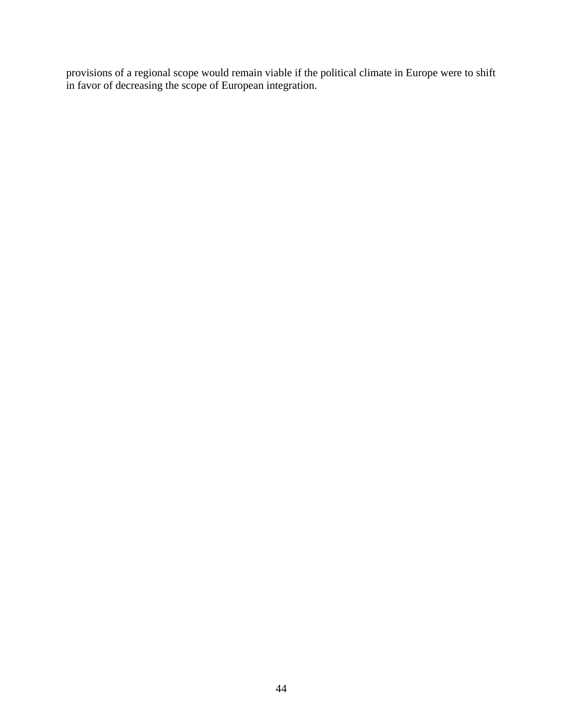provisions of a regional scope would remain viable if the political climate in Europe were to shift in favor of decreasing the scope of European integration.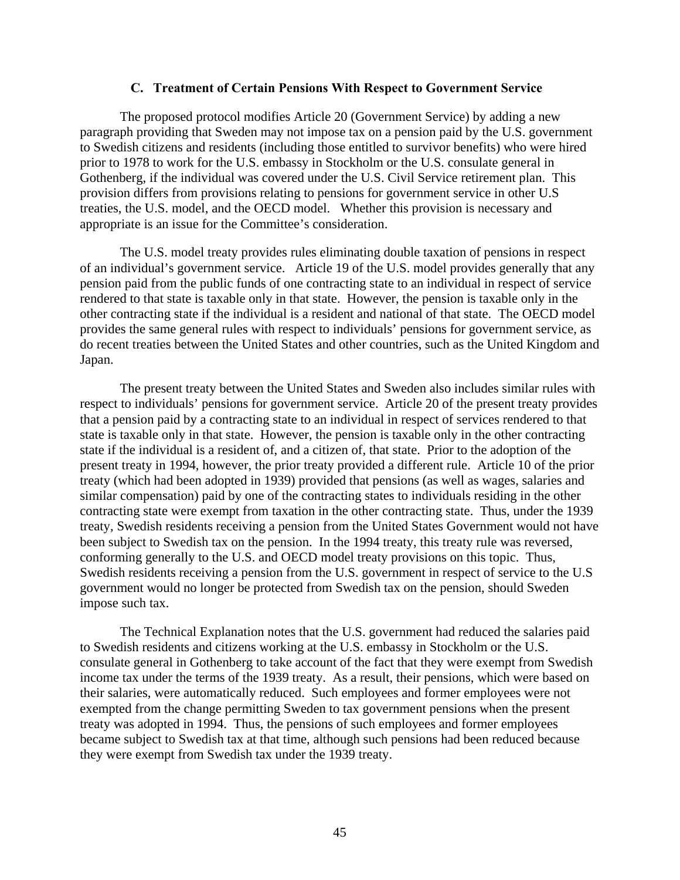### C. Treatment of Certain Pensions With Respect to Government Service

The proposed protocol modifies Article 20 (Government Service) by adding a new paragraph providing that Sweden may not impose tax on a pension paid by the U.S. government to Swedish citizens and residents (including those entitled to survivor benefits) who were hired prior to 1978 to work for the U.S. embassy in Stockholm or the U.S. consulate general in Gothenberg, if the individual was covered under the U.S. Civil Service retirement plan. This provision differs from provisions relating to pensions for government service in other U.S treaties, the U.S. model, and the OECD model. Whether this provision is necessary and appropriate is an issue for the Committee's consideration.

The U.S. model treaty provides rules eliminating double taxation of pensions in respect of an individual's government service. Article 19 of the U.S. model provides generally that any pension paid from the public funds of one contracting state to an individual in respect of service rendered to that state is taxable only in that state. However, the pension is taxable only in the other contracting state if the individual is a resident and national of that state. The OECD model provides the same general rules with respect to individuals' pensions for government service, as do recent treaties between the United States and other countries, such as the United Kingdom and Japan.

The present treaty between the United States and Sweden also includes similar rules with respect to individuals' pensions for government service. Article 20 of the present treaty provides that a pension paid by a contracting state to an individual in respect of services rendered to that state is taxable only in that state. However, the pension is taxable only in the other contracting state if the individual is a resident of, and a citizen of, that state. Prior to the adoption of the present treaty in 1994, however, the prior treaty provided a different rule. Article 10 of the prior treaty (which had been adopted in 1939) provided that pensions (as well as wages, salaries and similar compensation) paid by one of the contracting states to individuals residing in the other contracting state were exempt from taxation in the other contracting state. Thus, under the 1939 treaty, Swedish residents receiving a pension from the United States Government would not have been subject to Swedish tax on the pension. In the 1994 treaty, this treaty rule was reversed, conforming generally to the U.S. and OECD model treaty provisions on this topic. Thus, Swedish residents receiving a pension from the U.S. government in respect of service to the U.S government would no longer be protected from Swedish tax on the pension, should Sweden impose such tax.

The Technical Explanation notes that the U.S. government had reduced the salaries paid to Swedish residents and citizens working at the U.S. embassy in Stockholm or the U.S. consulate general in Gothenberg to take account of the fact that they were exempt from Swedish income tax under the terms of the 1939 treaty. As a result, their pensions, which were based on their salaries, were automatically reduced. Such employees and former employees were not exempted from the change permitting Sweden to tax government pensions when the present treaty was adopted in 1994. Thus, the pensions of such employees and former employees became subject to Swedish tax at that time, although such pensions had been reduced because they were exempt from Swedish tax under the 1939 treaty.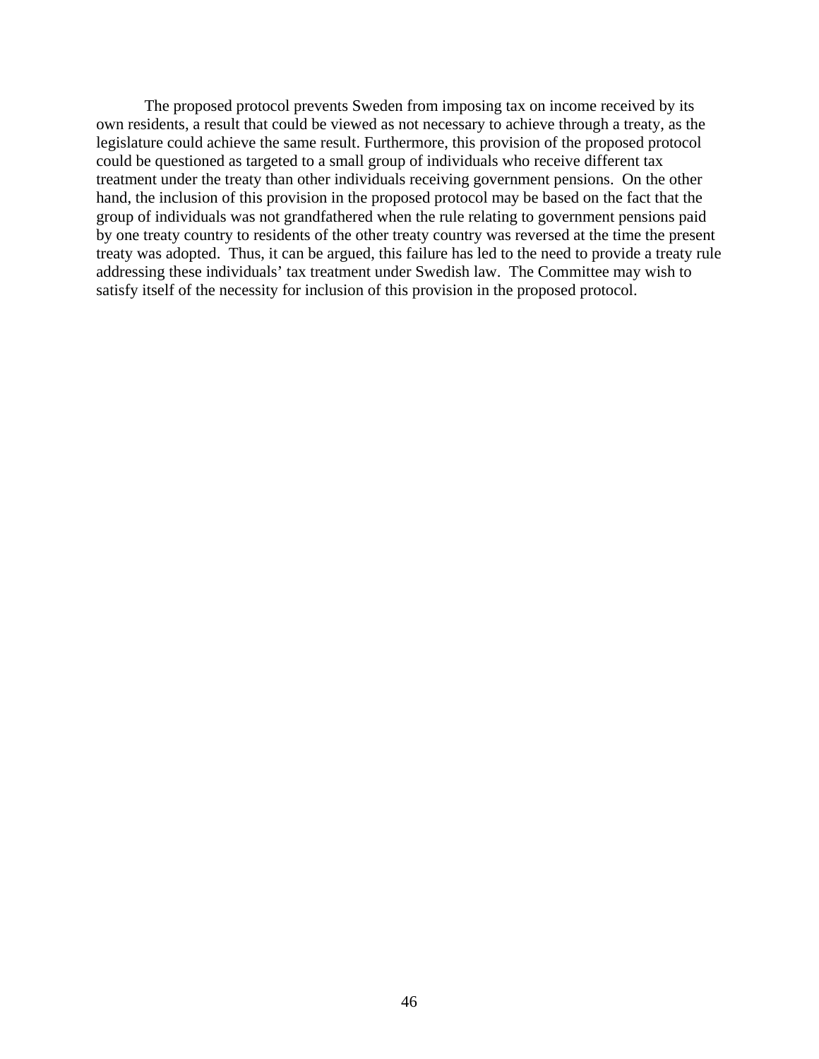The proposed protocol prevents Sweden from imposing tax on income received by its own residents, a result that could be viewed as not necessary to achieve through a treaty, as the legislature could achieve the same result. Furthermore, this provision of the proposed protocol could be questioned as targeted to a small group of individuals who receive different tax treatment under the treaty than other individuals receiving government pensions. On the other hand, the inclusion of this provision in the proposed protocol may be based on the fact that the group of individuals was not grandfathered when the rule relating to government pensions paid by one treaty country to residents of the other treaty country was reversed at the time the present treaty was adopted. Thus, it can be argued, this failure has led to the need to provide a treaty rule addressing these individuals' tax treatment under Swedish law. The Committee may wish to satisfy itself of the necessity for inclusion of this provision in the proposed protocol.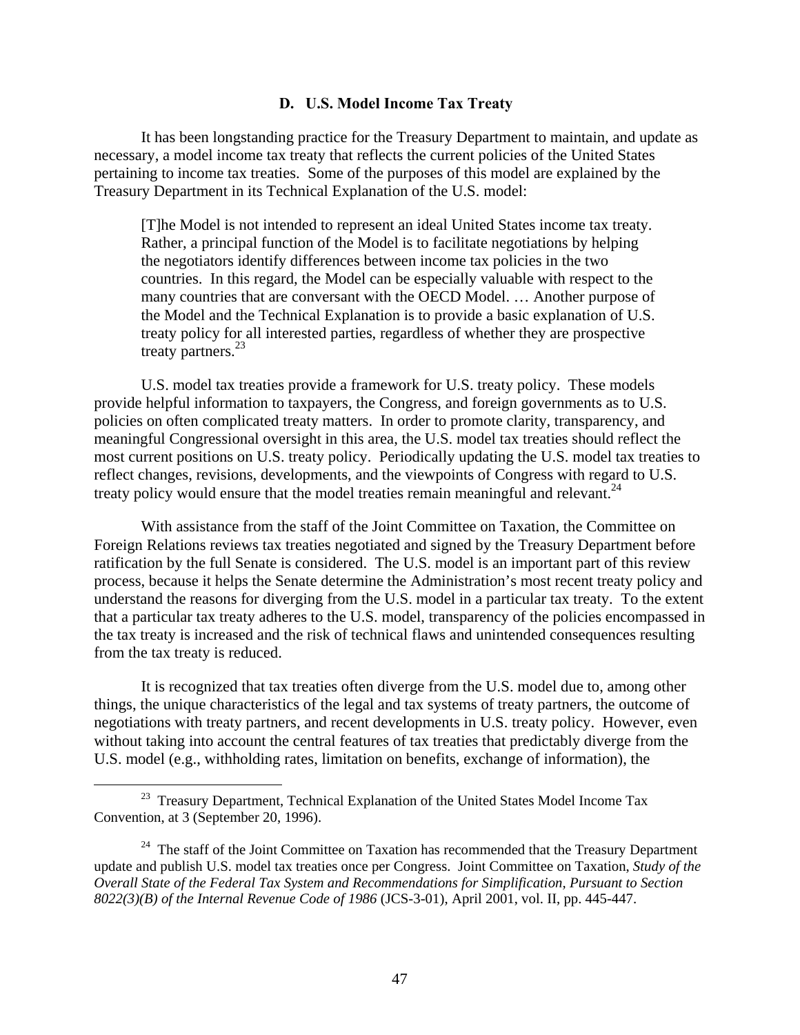### D. U.S. Model Income Tax Treaty

It has been longstanding practice for the Treasury Department to maintain, and update as necessary, a model income tax treaty that reflects the current policies of the United States pertaining to income tax treaties. Some of the purposes of this model are explained by the Treasury Department in its Technical Explanation of the U.S. model:

> [T]he Model is not intended to represent an ideal United States income tax treaty. Rather, a principal function of the Model is to facilitate negotiations by helping the negotiators identify differences between income tax policies in the two countries. In this regard, the Model can be especially valuable with respect to the many countries that are conversant with the OECD Model. … Another purpose of the Model and the Technical Explanation is to provide a basic explanation of U.S. treaty policy for all interested parties, regardless of whether they are prospective treaty partners.[23]

U.S. model tax treaties provide a framework for U.S. treaty policy. These models provide helpful information to taxpayers, the Congress, and foreign governments as to U.S. policies on often complicated treaty matters. In order to promote clarity, transparency, and meaningful Congressional oversight in this area, the U.S. model tax treaties should reflect the most current positions on U.S. treaty policy. Periodically updating the U.S. model tax treaties to reflect changes, revisions, developments, and the viewpoints of Congress with regard to U.S. treaty policy would ensure that the model treaties remain meaningful and relevant.[24]

With assistance from the staff of the Joint Committee on Taxation, the Committee on Foreign Relations reviews tax treaties negotiated and signed by the Treasury Department before ratification by the full Senate is considered. The U.S. model is an important part of this review process, because it helps the Senate determine the Administration's most recent treaty policy and understand the reasons for diverging from the U.S. model in a particular tax treaty. To the extent that a particular tax treaty adheres to the U.S. model, transparency of the policies encompassed in the tax treaty is increased and the risk of technical flaws and unintended consequences resulting from the tax treaty is reduced.

It is recognized that tax treaties often diverge from the U.S. model due to, among other things, the unique characteristics of the legal and tax systems of treaty partners, the outcome of negotiations with treaty partners, and recent developments in U.S. treaty policy. However, even without taking into account the central features of tax treaties that predictably diverge from the U.S. model (e.g., withholding rates, limitation on benefits, exchange of information), the

---

[23] Treasury Department, Technical Explanation of the United States Model Income Tax Convention, at 3 (September 20, 1996).

[24] The staff of the Joint Committee on Taxation has recommended that the Treasury Department update and publish U.S. model tax treaties once per Congress. Joint Committee on Taxation, *Study of the Overall State of the Federal Tax System and Recommendations for Simplification, Pursuant to Section 8022(3)(B) of the Internal Revenue Code of 1986* (JCS-3-01), April 2001, vol. II, pp. 445-447.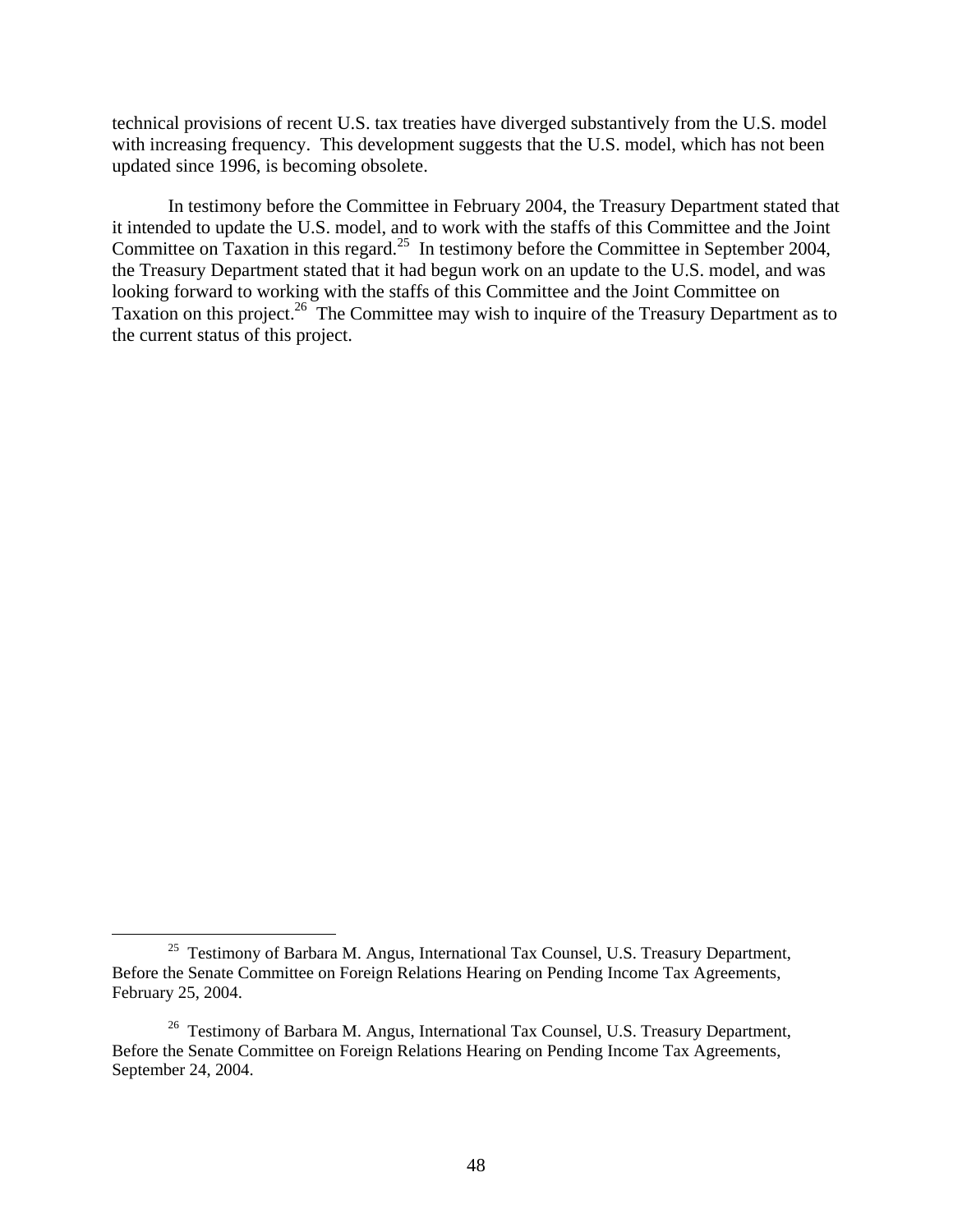technical provisions of recent U.S. tax treaties have diverged substantively from the U.S. model with increasing frequency. This development suggests that the U.S. model, which has not been updated since 1996, is becoming obsolete.

In testimony before the Committee in February 2004, the Treasury Department stated that it intended to update the U.S. model, and to work with the staffs of this Committee and the Joint Committee on Taxation in this regard.[25] In testimony before the Committee in September 2004, the Treasury Department stated that it had begun work on an update to the U.S. model, and was looking forward to working with the staffs of this Committee and the Joint Committee on Taxation on this project.[26] The Committee may wish to inquire of the Treasury Department as to the current status of this project.

---

[25] Testimony of Barbara M. Angus, International Tax Counsel, U.S. Treasury Department, Before the Senate Committee on Foreign Relations Hearing on Pending Income Tax Agreements, February 25, 2004.

[26] Testimony of Barbara M. Angus, International Tax Counsel, U.S. Treasury Department, Before the Senate Committee on Foreign Relations Hearing on Pending Income Tax Agreements, September 24, 2004.